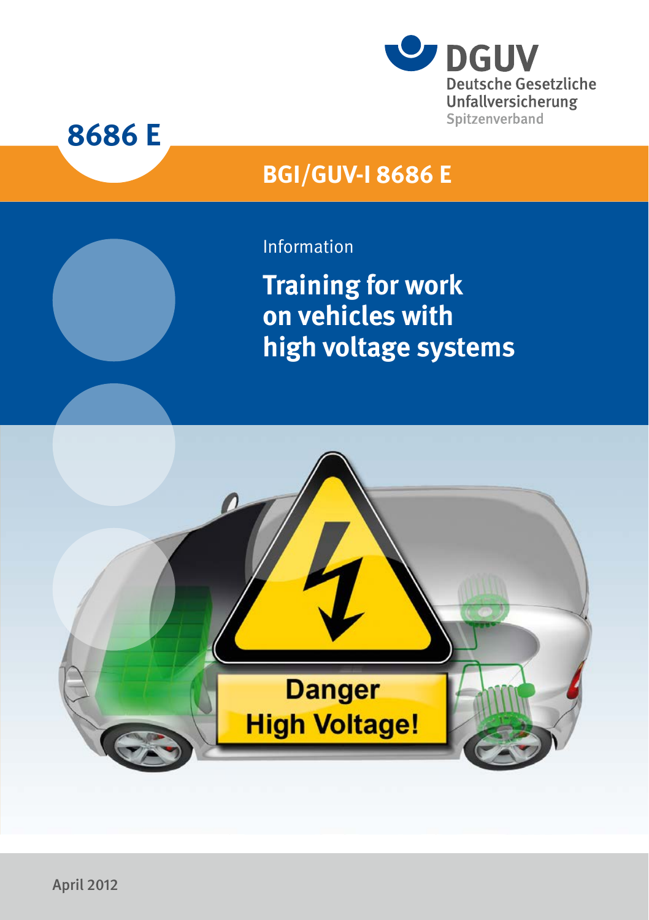DGUV

Deutsche Gesetzliche Unfallversicherung

Spitzenverband

**8686 E**

**BGI/GUV-I 8686 E**

Information

# Training for work on vehicles with high voltage systems

April 2012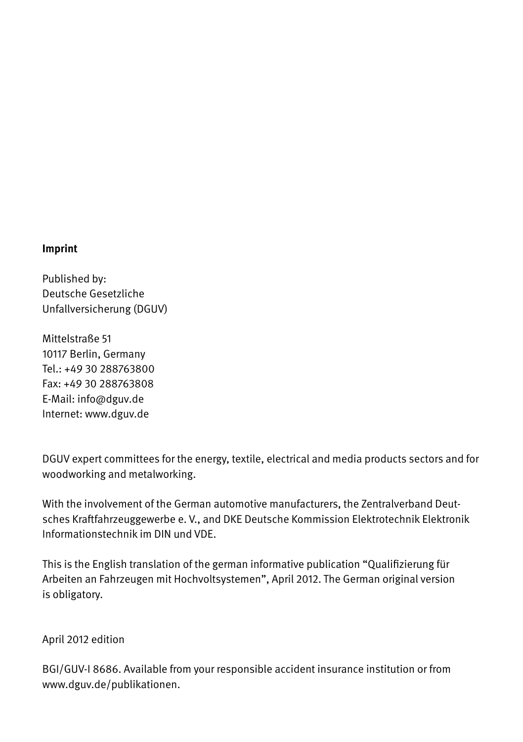**Imprint**

Published by:
Deutsche Gesetzliche
Unfallversicherung (DGUV)

Mittelstraße 51
10117 Berlin, Germany
Tel.: +49 30 288763800
Fax: +49 30 288763808
E-Mail: info@dguv.de
Internet: www.dguv.de

DGUV expert committees for the energy, textile, electrical and media products sectors and for woodworking and metalworking.

With the involvement of the German automotive manufacturers, the Zentralverband Deutsches Kraftfahrzeuggewerbe e. V., and DKE Deutsche Kommission Elektrotechnik Elektronik Informationstechnik im DIN und VDE.

This is the English translation of the german informative publication "Qualifizierung für Arbeiten an Fahrzeugen mit Hochvoltsystemen", April 2012. The German original version is obligatory.

April 2012 edition

BGI/GUV-I 8686. Available from your responsible accident insurance institution or from www.dguv.de/publikationen.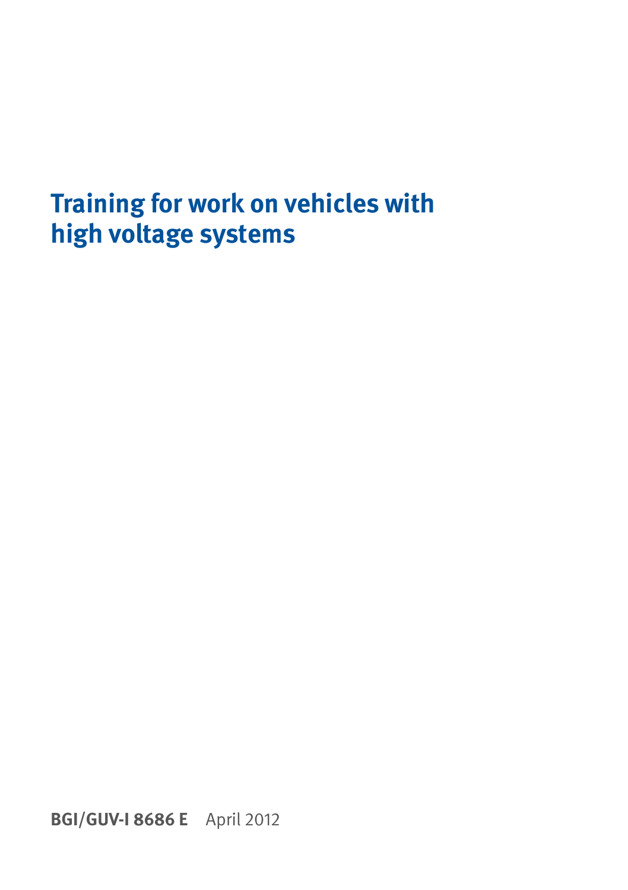# Training for work on vehicles with high voltage systems

**BGI/GUV-I 8686 E** April 2012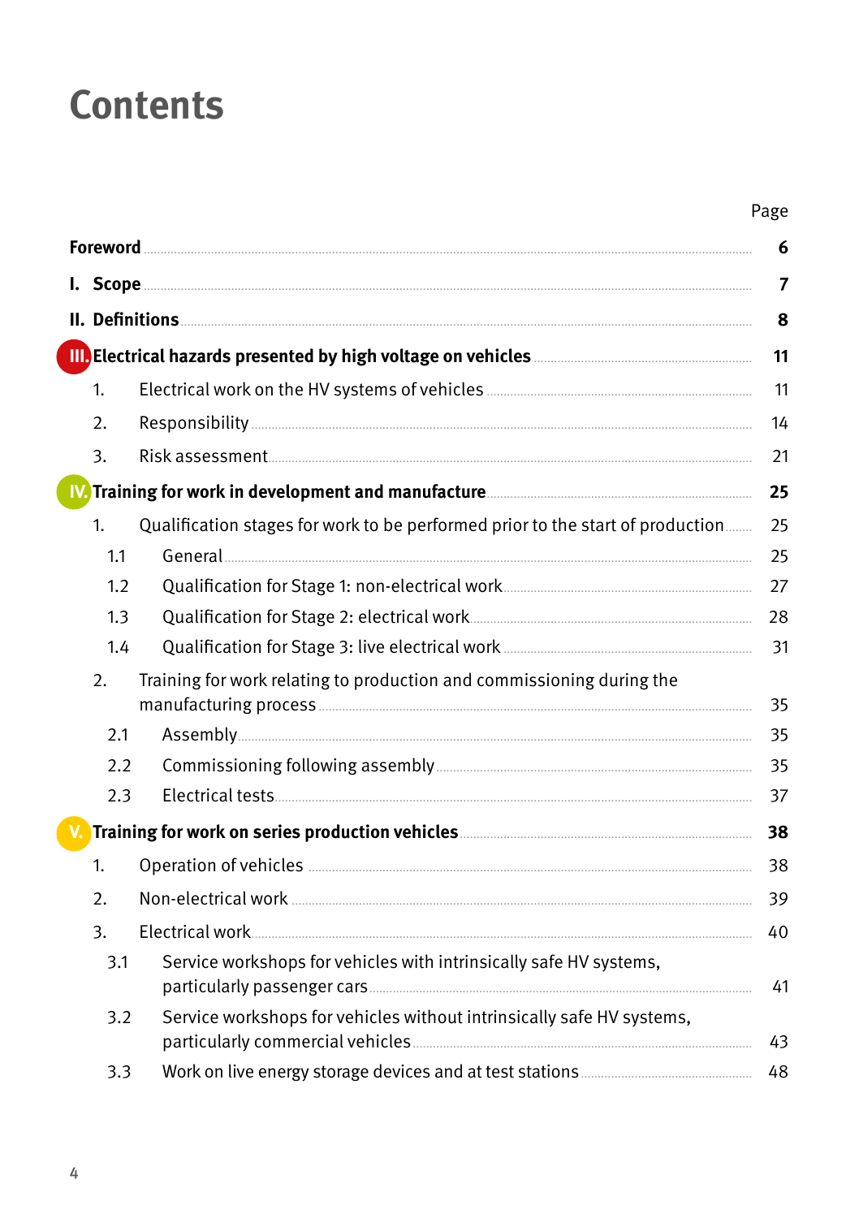# Contents

| | Page |
|---|---|
| **Foreword** | **6** |
| **I. Scope** | **7** |
| **II. Definitions** | **8** |
| **III. Electrical hazards presented by high voltage on vehicles** | **11** |
| 1. Electrical work on the HV systems of vehicles | 11 |
| 2. Responsibility | 14 |
| 3. Risk assessment | 21 |
| **IV. Training for work in development and manufacture** | **25** |
| 1. Qualification stages for work to be performed prior to the start of production | 25 |
| 1.1 General | 25 |
| 1.2 Qualification for Stage 1: non-electrical work | 27 |
| 1.3 Qualification for Stage 2: electrical work | 28 |
| 1.4 Qualification for Stage 3: live electrical work | 31 |
| 2. Training for work relating to production and commissioning during the manufacturing process | 35 |
| 2.1 Assembly | 35 |
| 2.2 Commissioning following assembly | 35 |
| 2.3 Electrical tests | 37 |
| **V. Training for work on series production vehicles** | **38** |
| 1. Operation of vehicles | 38 |
| 2. Non-electrical work | 39 |
| 3. Electrical work | 40 |
| 3.1 Service workshops for vehicles with intrinsically safe HV systems, particularly passenger cars | 41 |
| 3.2 Service workshops for vehicles without intrinsically safe HV systems, particularly commercial vehicles | 43 |
| 3.3 Work on live energy storage devices and at test stations | 48 |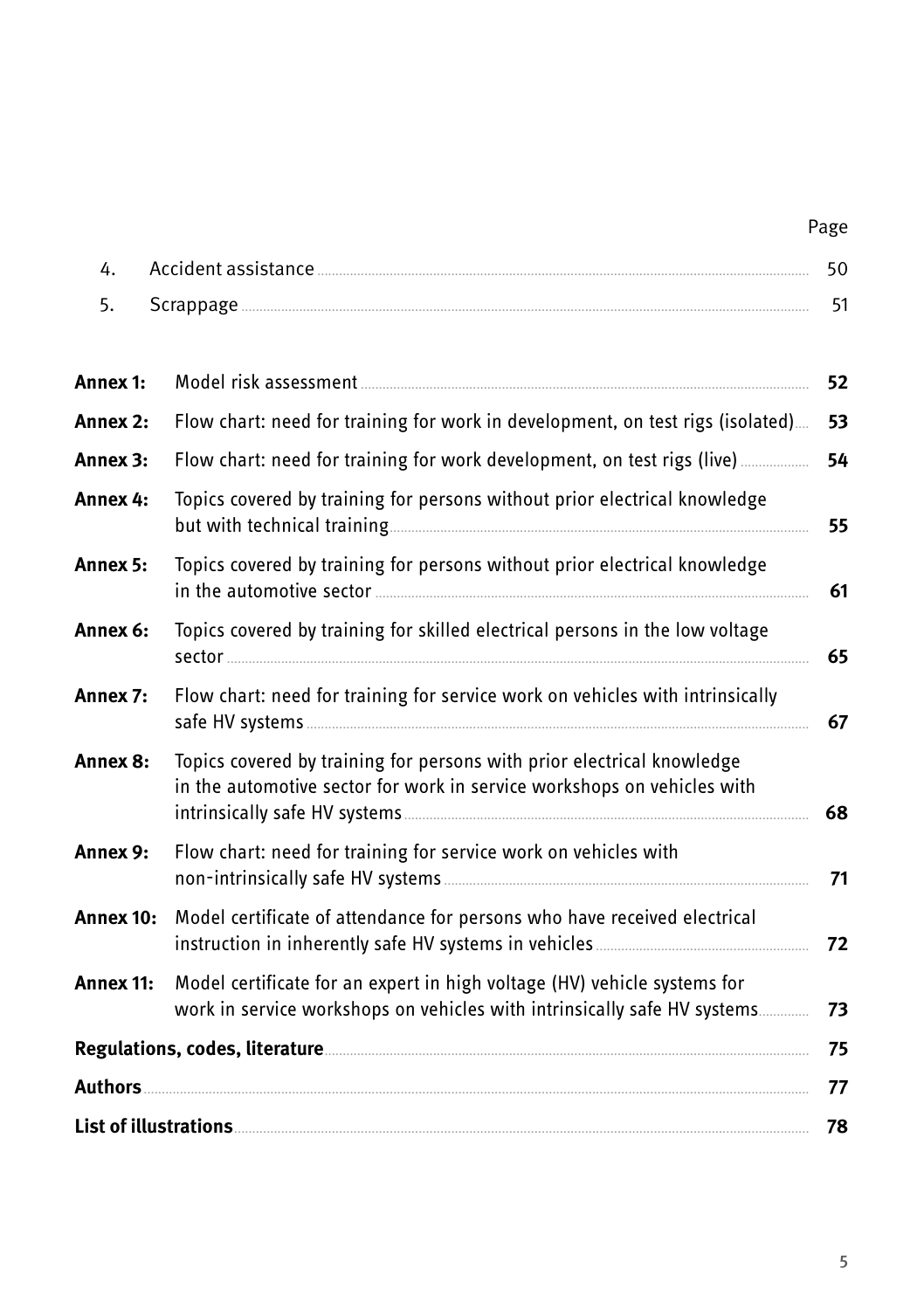| | | Page |
|---|---|---|
| 4. | Accident assistance | 50 |
| 5. | Scrappage | 51 |
| **Annex 1:** | Model risk assessment | **52** |
| **Annex 2:** | Flow chart: need for training for work in development, on test rigs (isolated) | **53** |
| **Annex 3:** | Flow chart: need for training for work development, on test rigs (live) | **54** |
| **Annex 4:** | Topics covered by training for persons without prior electrical knowledge but with technical training | **55** |
| **Annex 5:** | Topics covered by training for persons without prior electrical knowledge in the automotive sector | **61** |
| **Annex 6:** | Topics covered by training for skilled electrical persons in the low voltage sector | **65** |
| **Annex 7:** | Flow chart: need for training for service work on vehicles with intrinsically safe HV systems | **67** |
| **Annex 8:** | Topics covered by training for persons with prior electrical knowledge in the automotive sector for work in service workshops on vehicles with intrinsically safe HV systems | **68** |
| **Annex 9:** | Flow chart: need for training for service work on vehicles with non-intrinsically safe HV systems | **71** |
| **Annex 10:** | Model certificate of attendance for persons who have received electrical instruction in inherently safe HV systems in vehicles | **72** |
| **Annex 11:** | Model certificate for an expert in high voltage (HV) vehicle systems for work in service workshops on vehicles with intrinsically safe HV systems | **73** |
| **Regulations, codes, literature** | | **75** |
| **Authors** | | **77** |
| **List of illustrations** | | **78** |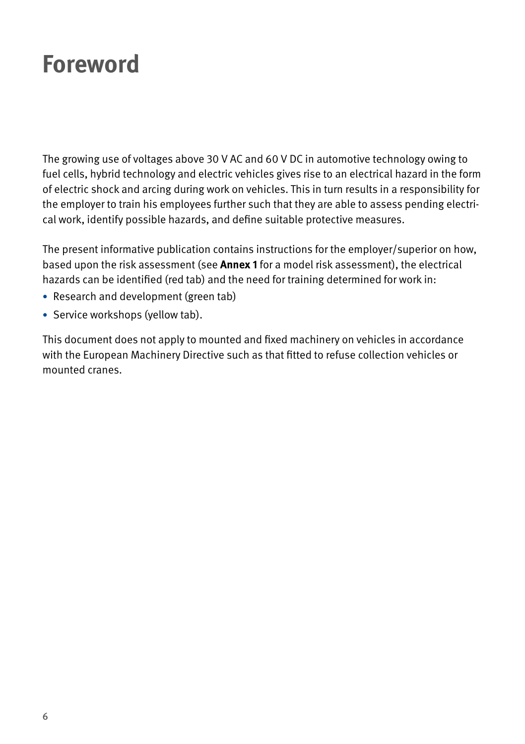# Foreword

The growing use of voltages above 30 V AC and 60 V DC in automotive technology owing to fuel cells, hybrid technology and electric vehicles gives rise to an electrical hazard in the form of electric shock and arcing during work on vehicles. This in turn results in a responsibility for the employer to train his employees further such that they are able to assess pending electrical work, identify possible hazards, and define suitable protective measures.

The present informative publication contains instructions for the employer/superior on how, based upon the risk assessment (see **Annex 1** for a model risk assessment), the electrical hazards can be identified (red tab) and the need for training determined for work in:

- Research and development (green tab)
- Service workshops (yellow tab).

This document does not apply to mounted and fixed machinery on vehicles in accordance with the European Machinery Directive such as that fitted to refuse collection vehicles or mounted cranes.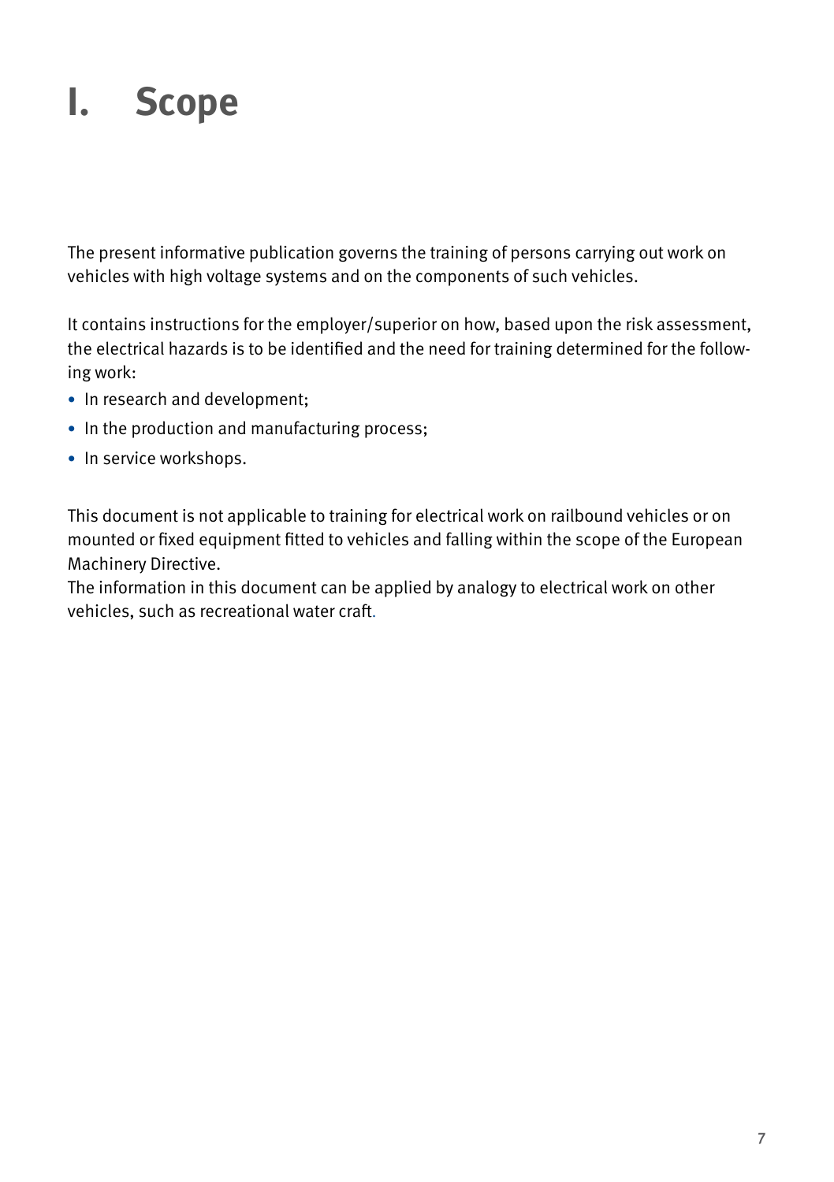# I. Scope

The present informative publication governs the training of persons carrying out work on vehicles with high voltage systems and on the components of such vehicles.

It contains instructions for the employer/superior on how, based upon the risk assessment, the electrical hazards is to be identified and the need for training determined for the following work:

- In research and development;
- In the production and manufacturing process;
- In service workshops.

This document is not applicable to training for electrical work on railbound vehicles or on mounted or fixed equipment fitted to vehicles and falling within the scope of the European Machinery Directive.
The information in this document can be applied by analogy to electrical work on other vehicles, such as recreational water craft.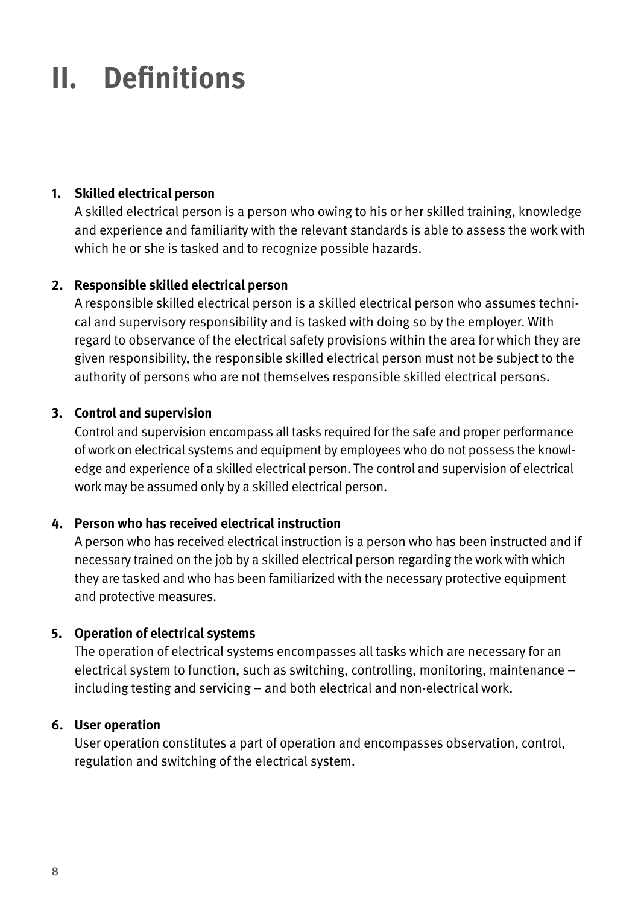# II. Definitions

1. **Skilled electrical person**
   A skilled electrical person is a person who owing to his or her skilled training, knowledge and experience and familiarity with the relevant standards is able to assess the work with which he or she is tasked and to recognize possible hazards.

2. **Responsible skilled electrical person**
   A responsible skilled electrical person is a skilled electrical person who assumes technical and supervisory responsibility and is tasked with doing so by the employer. With regard to observance of the electrical safety provisions within the area for which they are given responsibility, the responsible skilled electrical person must not be subject to the authority of persons who are not themselves responsible skilled electrical persons.

3. **Control and supervision**
   Control and supervision encompass all tasks required for the safe and proper performance of work on electrical systems and equipment by employees who do not possess the knowledge and experience of a skilled electrical person. The control and supervision of electrical work may be assumed only by a skilled electrical person.

4. **Person who has received electrical instruction**
   A person who has received electrical instruction is a person who has been instructed and if necessary trained on the job by a skilled electrical person regarding the work with which they are tasked and who has been familiarized with the necessary protective equipment and protective measures.

5. **Operation of electrical systems**
   The operation of electrical systems encompasses all tasks which are necessary for an electrical system to function, such as switching, controlling, monitoring, maintenance – including testing and servicing – and both electrical and non-electrical work.

6. **User operation**
   User operation constitutes a part of operation and encompasses observation, control, regulation and switching of the electrical system.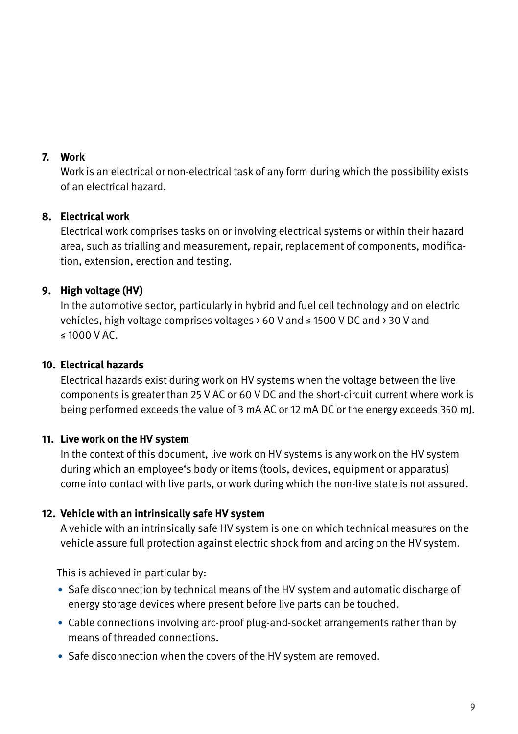**7. Work**

Work is an electrical or non-electrical task of any form during which the possibility exists of an electrical hazard.

**8. Electrical work**

Electrical work comprises tasks on or involving electrical systems or within their hazard area, such as trialling and measurement, repair, replacement of components, modification, extension, erection and testing.

**9. High voltage (HV)**

In the automotive sector, particularly in hybrid and fuel cell technology and on electric vehicles, high voltage comprises voltages > 60 V and ≤ 1500 V DC and > 30 V and ≤ 1000 V AC.

**10. Electrical hazards**

Electrical hazards exist during work on HV systems when the voltage between the live components is greater than 25 V AC or 60 V DC and the short-circuit current where work is being performed exceeds the value of 3 mA AC or 12 mA DC or the energy exceeds 350 mJ.

**11. Live work on the HV system**

In the context of this document, live work on HV systems is any work on the HV system during which an employee's body or items (tools, devices, equipment or apparatus) come into contact with live parts, or work during which the non-live state is not assured.

**12. Vehicle with an intrinsically safe HV system**

A vehicle with an intrinsically safe HV system is one on which technical measures on the vehicle assure full protection against electric shock from and arcing on the HV system.

This is achieved in particular by:

- Safe disconnection by technical means of the HV system and automatic discharge of energy storage devices where present before live parts can be touched.
- Cable connections involving arc-proof plug-and-socket arrangements rather than by means of threaded connections.
- Safe disconnection when the covers of the HV system are removed.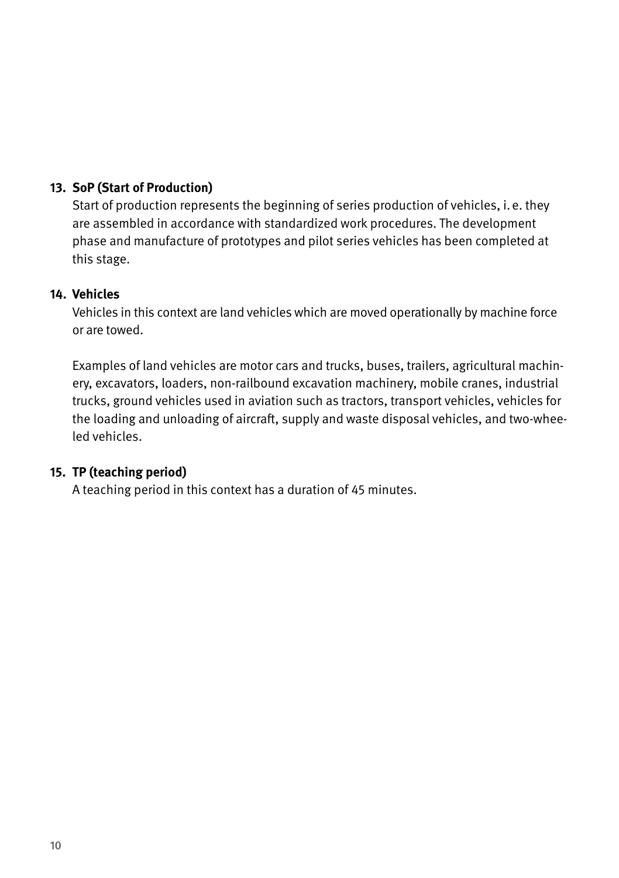**13. SoP (Start of Production)**

Start of production represents the beginning of series production of vehicles, i. e. they are assembled in accordance with standardized work procedures. The development phase and manufacture of prototypes and pilot series vehicles has been completed at this stage.

**14. Vehicles**

Vehicles in this context are land vehicles which are moved operationally by machine force or are towed.

Examples of land vehicles are motor cars and trucks, buses, trailers, agricultural machinery, excavators, loaders, non-railbound excavation machinery, mobile cranes, industrial trucks, ground vehicles used in aviation such as tractors, transport vehicles, vehicles for the loading and unloading of aircraft, supply and waste disposal vehicles, and two-wheeled vehicles.

**15. TP (teaching period)**

A teaching period in this context has a duration of 45 minutes.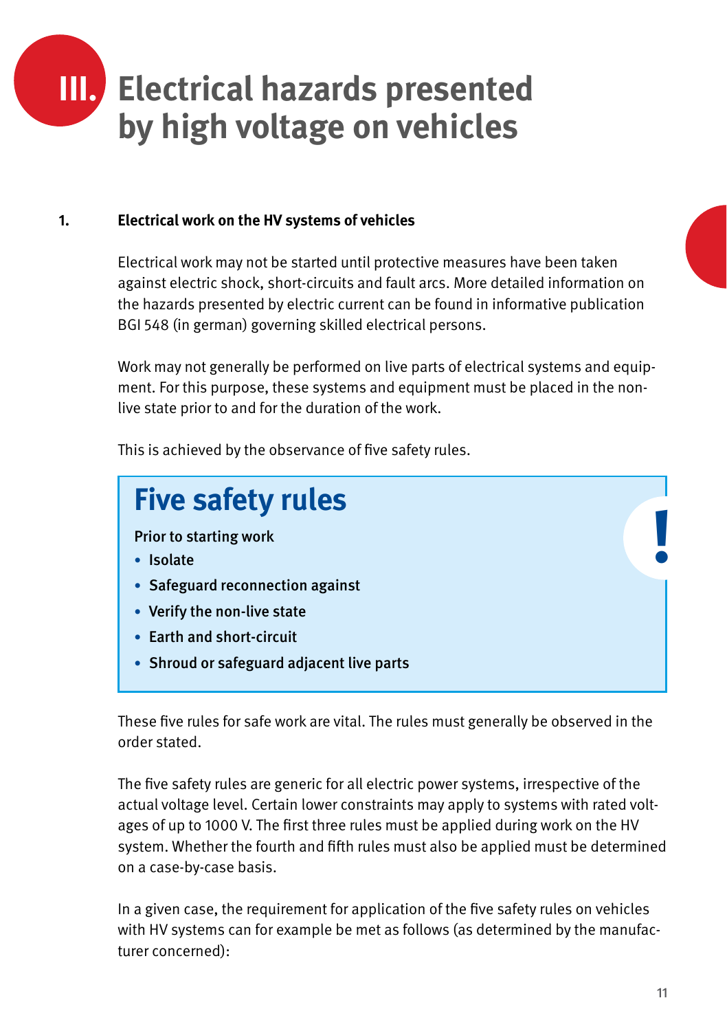# III. Electrical hazards presented by high voltage on vehicles

## 1. Electrical work on the HV systems of vehicles

Electrical work may not be started until protective measures have been taken against electric shock, short-circuits and fault arcs. More detailed information on the hazards presented by electric current can be found in informative publication BGI 548 (in german) governing skilled electrical persons.

Work may not generally be performed on live parts of electrical systems and equipment. For this purpose, these systems and equipment must be placed in the non-live state prior to and for the duration of the work.

This is achieved by the observance of five safety rules.

> ### Five safety rules
>
> **Prior to starting work**
>
> - **Isolate**
> - **Safeguard reconnection against**
> - **Verify the non-live state**
> - **Earth and short-circuit**
> - **Shroud or safeguard adjacent live parts**

These five rules for safe work are vital. The rules must generally be observed in the order stated.

The five safety rules are generic for all electric power systems, irrespective of the actual voltage level. Certain lower constraints may apply to systems with rated voltages of up to 1000 V. The first three rules must be applied during work on the HV system. Whether the fourth and fifth rules must also be applied must be determined on a case-by-case basis.

In a given case, the requirement for application of the five safety rules on vehicles with HV systems can for example be met as follows (as determined by the manufacturer concerned):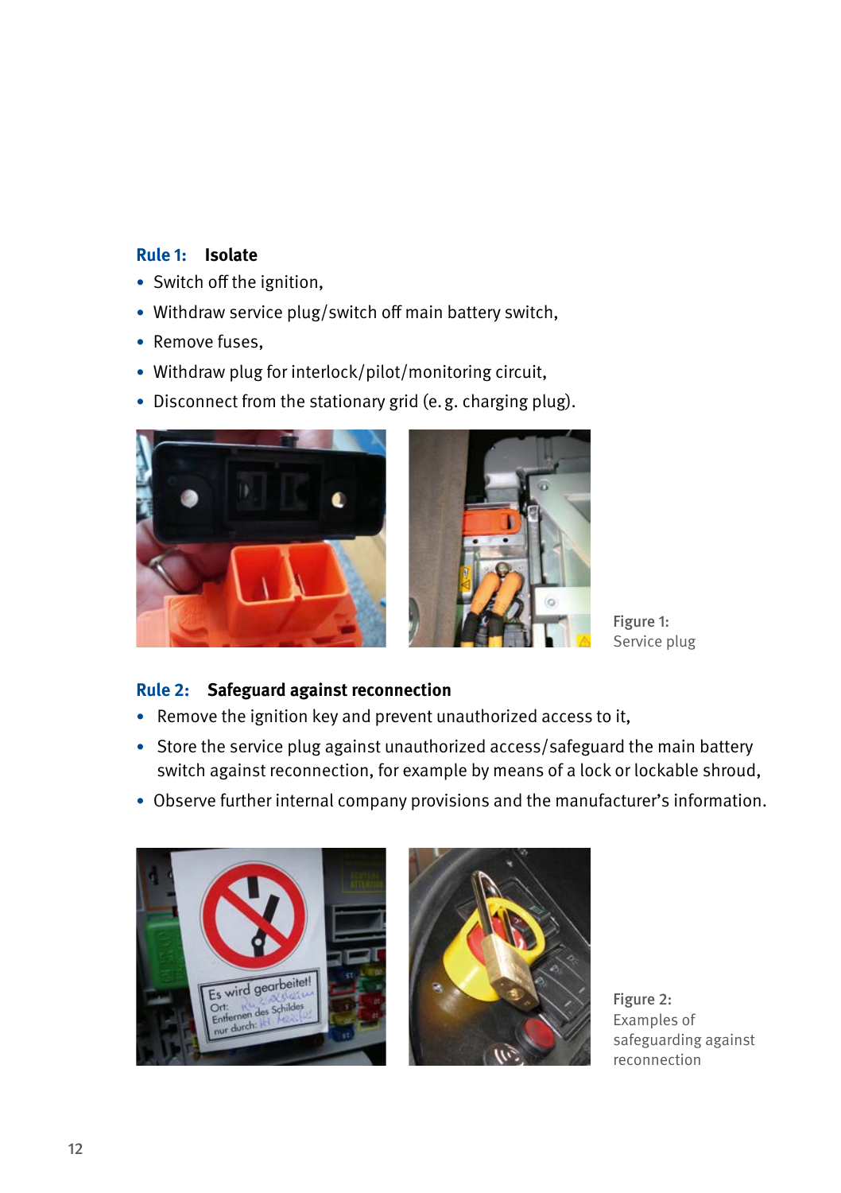## Rule 1: Isolate

- Switch off the ignition,
- Withdraw service plug/switch off main battery switch,
- Remove fuses,
- Withdraw plug for interlock/pilot/monitoring circuit,
- Disconnect from the stationary grid (e.g. charging plug).

Figure 1:
Service plug

## Rule 2: Safeguard against reconnection

- Remove the ignition key and prevent unauthorized access to it,
- Store the service plug against unauthorized access/safeguard the main battery switch against reconnection, for example by means of a lock or lockable shroud,
- Observe further internal company provisions and the manufacturer's information.

Figure 2:
Examples of safeguarding against reconnection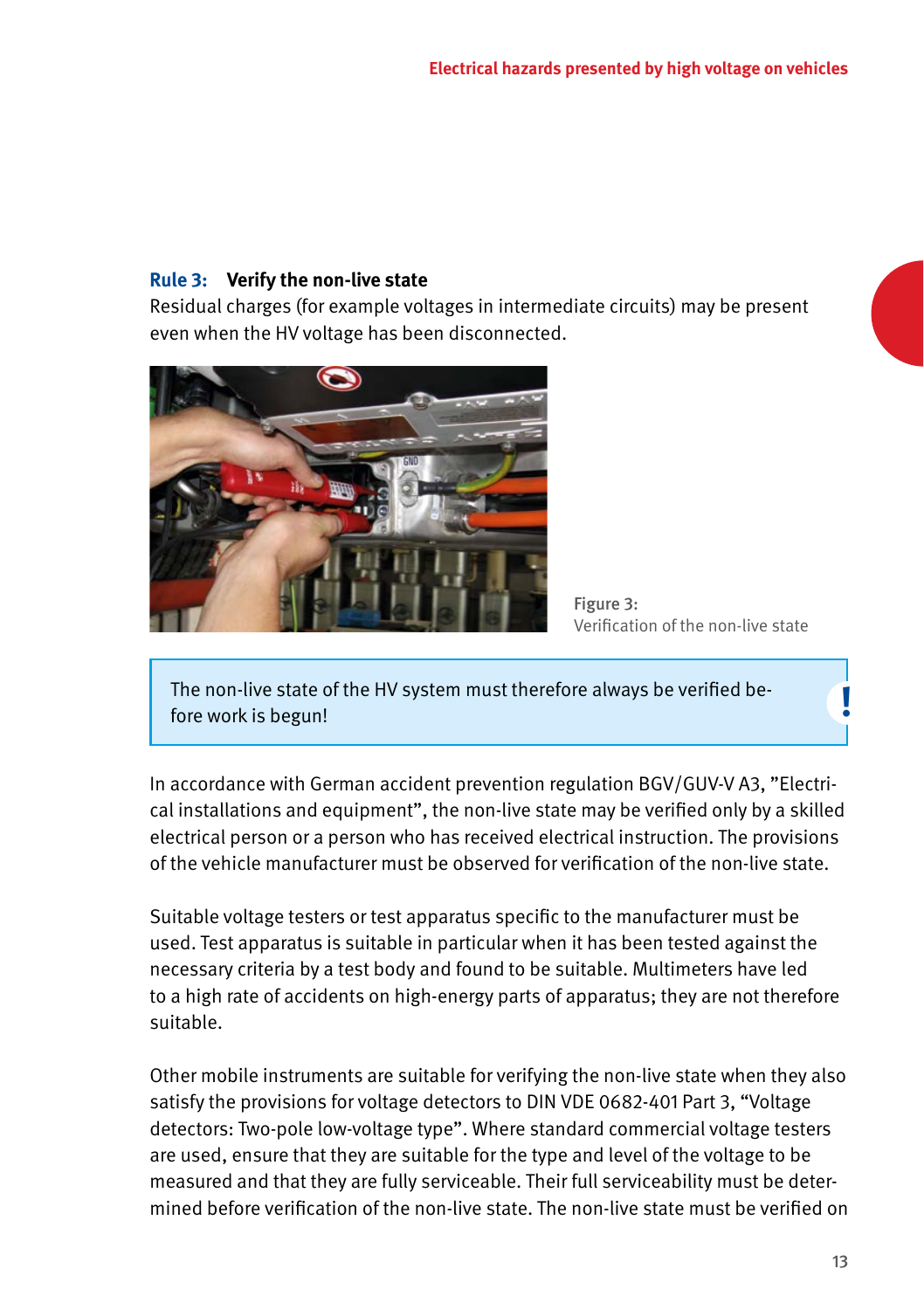### Rule 3: Verify the non-live state

Residual charges (for example voltages in intermediate circuits) may be present even when the HV voltage has been disconnected.

Figure 3:
Verification of the non-live state

> The non-live state of the HV system must therefore always be verified before work is begun! **!**

In accordance with German accident prevention regulation BGV/GUV-V A3, "Electrical installations and equipment", the non-live state may be verified only by a skilled electrical person or a person who has received electrical instruction. The provisions of the vehicle manufacturer must be observed for verification of the non-live state.

Suitable voltage testers or test apparatus specific to the manufacturer must be used. Test apparatus is suitable in particular when it has been tested against the necessary criteria by a test body and found to be suitable. Multimeters have led to a high rate of accidents on high-energy parts of apparatus; they are not therefore suitable.

Other mobile instruments are suitable for verifying the non-live state when they also satisfy the provisions for voltage detectors to DIN VDE 0682-401 Part 3, "Voltage detectors: Two-pole low-voltage type". Where standard commercial voltage testers are used, ensure that they are suitable for the type and level of the voltage to be measured and that they are fully serviceable. Their full serviceability must be determined before verification of the non-live state. The non-live state must be verified on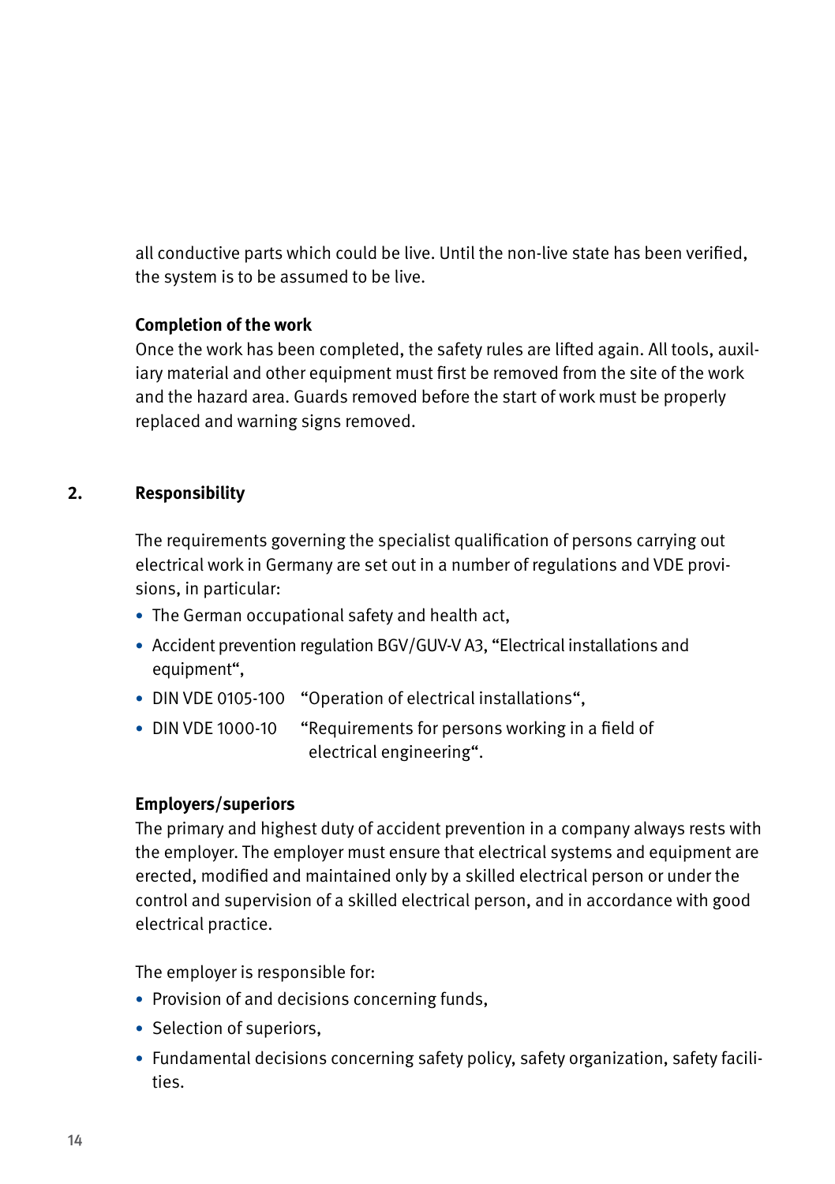all conductive parts which could be live. Until the non-live state has been verified, the system is to be assumed to be live.

**Completion of the work**

Once the work has been completed, the safety rules are lifted again. All tools, auxiliary material and other equipment must first be removed from the site of the work and the hazard area. Guards removed before the start of work must be properly replaced and warning signs removed.

## 2. Responsibility

The requirements governing the specialist qualification of persons carrying out electrical work in Germany are set out in a number of regulations and VDE provisions, in particular:

- The German occupational safety and health act,
- Accident prevention regulation BGV/GUV-V A3, "Electrical installations and equipment",
- DIN VDE 0105-100 "Operation of electrical installations",
- DIN VDE 1000-10 "Requirements for persons working in a field of electrical engineering".

**Employers/superiors**

The primary and highest duty of accident prevention in a company always rests with the employer. The employer must ensure that electrical systems and equipment are erected, modified and maintained only by a skilled electrical person or under the control and supervision of a skilled electrical person, and in accordance with good electrical practice.

The employer is responsible for:

- Provision of and decisions concerning funds,
- Selection of superiors,
- Fundamental decisions concerning safety policy, safety organization, safety facilities.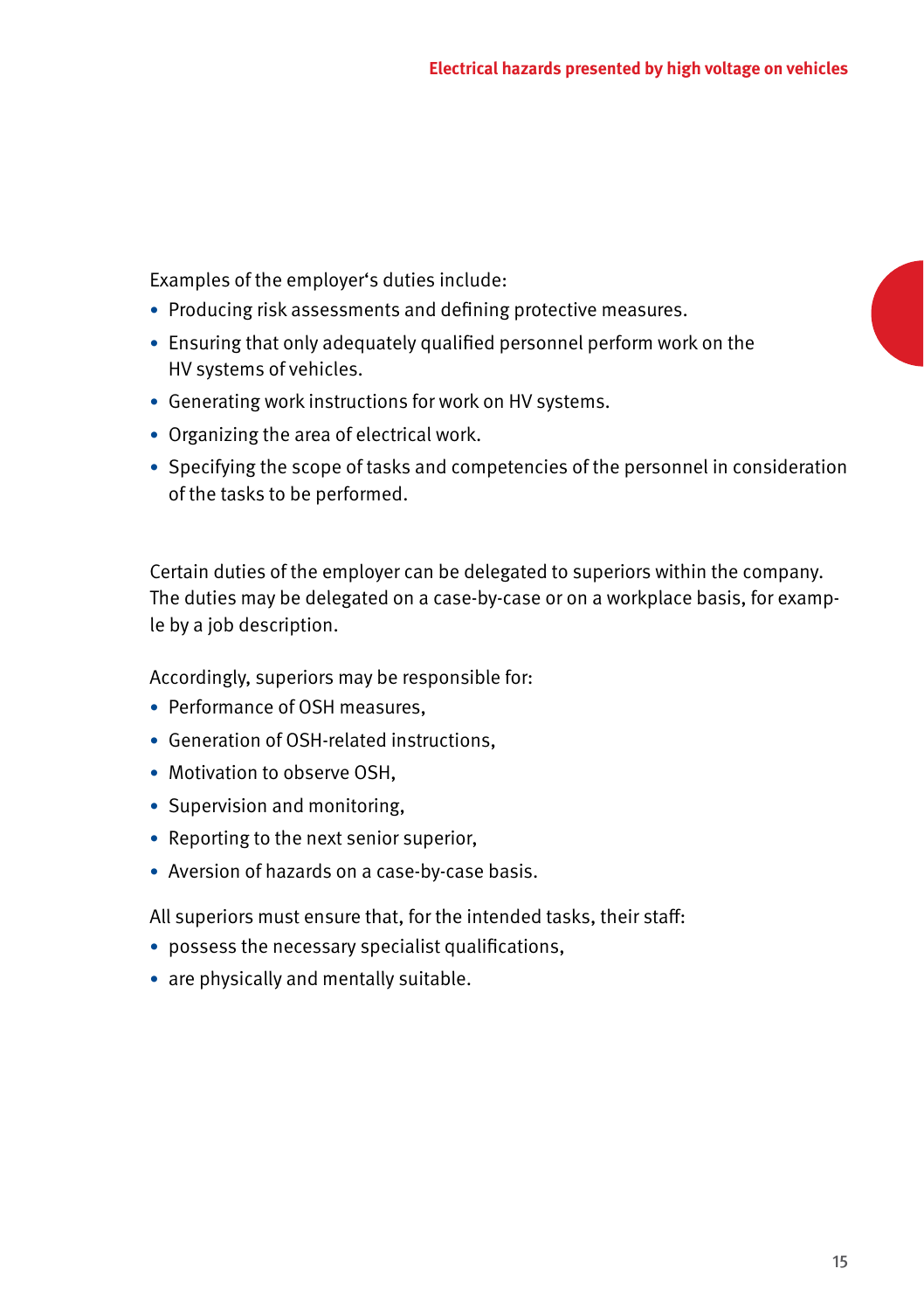Examples of the employer's duties include:

- Producing risk assessments and defining protective measures.
- Ensuring that only adequately qualified personnel perform work on the HV systems of vehicles.
- Generating work instructions for work on HV systems.
- Organizing the area of electrical work.
- Specifying the scope of tasks and competencies of the personnel in consideration of the tasks to be performed.

Certain duties of the employer can be delegated to superiors within the company. The duties may be delegated on a case-by-case or on a workplace basis, for example by a job description.

Accordingly, superiors may be responsible for:

- Performance of OSH measures,
- Generation of OSH-related instructions,
- Motivation to observe OSH,
- Supervision and monitoring,
- Reporting to the next senior superior,
- Aversion of hazards on a case-by-case basis.

All superiors must ensure that, for the intended tasks, their staff:

- possess the necessary specialist qualifications,
- are physically and mentally suitable.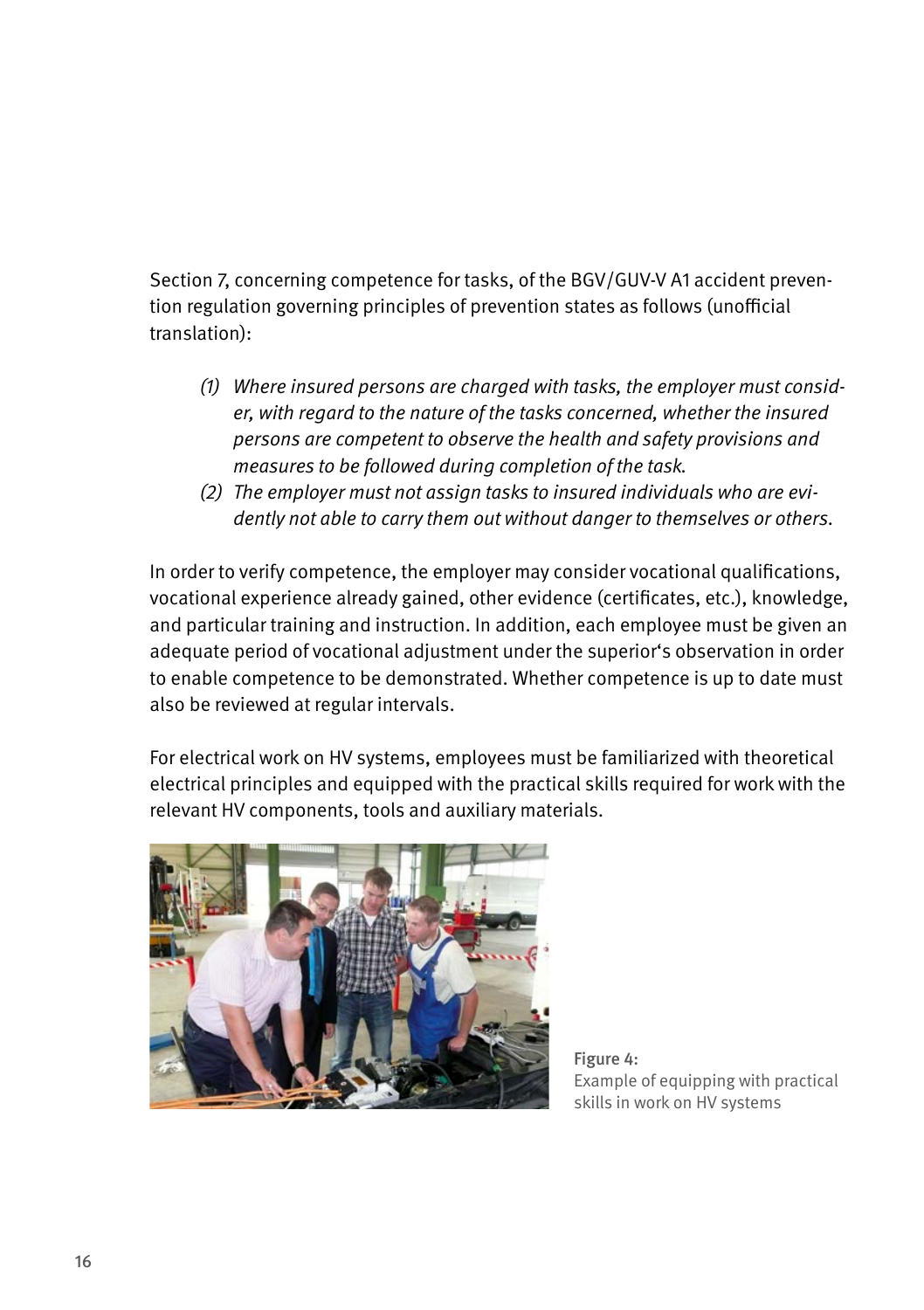Section 7, concerning competence for tasks, of the BGV/GUV-V A1 accident prevention regulation governing principles of prevention states as follows (unofficial translation):

> *(1) Where insured persons are charged with tasks, the employer must consider, with regard to the nature of the tasks concerned, whether the insured persons are competent to observe the health and safety provisions and measures to be followed during completion of the task.*
>
> *(2) The employer must not assign tasks to insured individuals who are evidently not able to carry them out without danger to themselves or others.*

In order to verify competence, the employer may consider vocational qualifications, vocational experience already gained, other evidence (certificates, etc.), knowledge, and particular training and instruction. In addition, each employee must be given an adequate period of vocational adjustment under the superior's observation in order to enable competence to be demonstrated. Whether competence is up to date must also be reviewed at regular intervals.

For electrical work on HV systems, employees must be familiarized with theoretical electrical principles and equipped with the practical skills required for work with the relevant HV components, tools and auxiliary materials.

**Figure 4:**
Example of equipping with practical skills in work on HV systems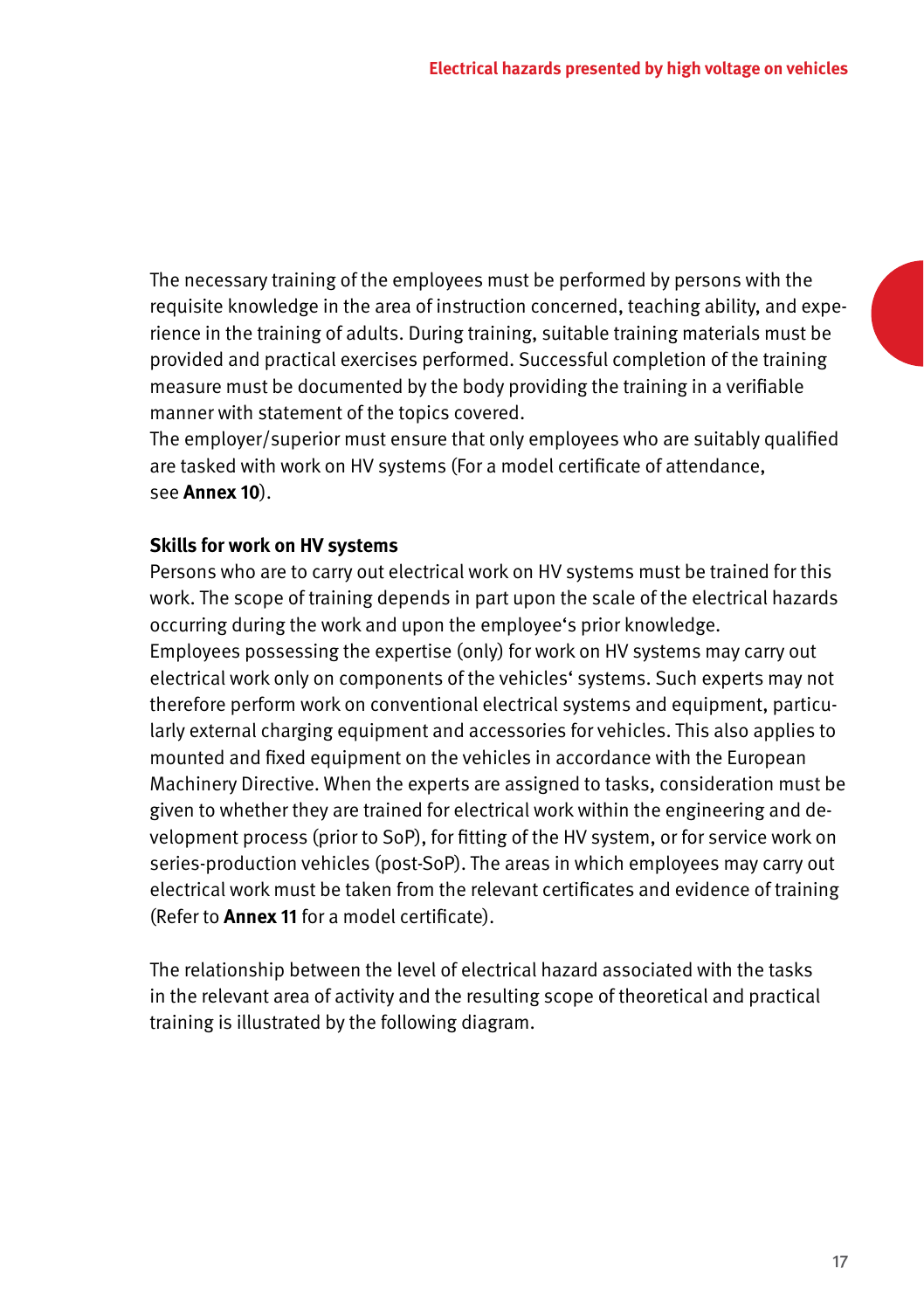The necessary training of the employees must be performed by persons with the requisite knowledge in the area of instruction concerned, teaching ability, and experience in the training of adults. During training, suitable training materials must be provided and practical exercises performed. Successful completion of the training measure must be documented by the body providing the training in a verifiable manner with statement of the topics covered.
The employer/superior must ensure that only employees who are suitably qualified are tasked with work on HV systems (For a model certificate of attendance, see **Annex 10**).

**Skills for work on HV systems**
Persons who are to carry out electrical work on HV systems must be trained for this work. The scope of training depends in part upon the scale of the electrical hazards occurring during the work and upon the employee's prior knowledge.
Employees possessing the expertise (only) for work on HV systems may carry out electrical work only on components of the vehicles' systems. Such experts may not therefore perform work on conventional electrical systems and equipment, particularly external charging equipment and accessories for vehicles. This also applies to mounted and fixed equipment on the vehicles in accordance with the European Machinery Directive. When the experts are assigned to tasks, consideration must be given to whether they are trained for electrical work within the engineering and development process (prior to SoP), for fitting of the HV system, or for service work on series-production vehicles (post-SoP). The areas in which employees may carry out electrical work must be taken from the relevant certificates and evidence of training (Refer to **Annex 11** for a model certificate).

The relationship between the level of electrical hazard associated with the tasks in the relevant area of activity and the resulting scope of theoretical and practical training is illustrated by the following diagram.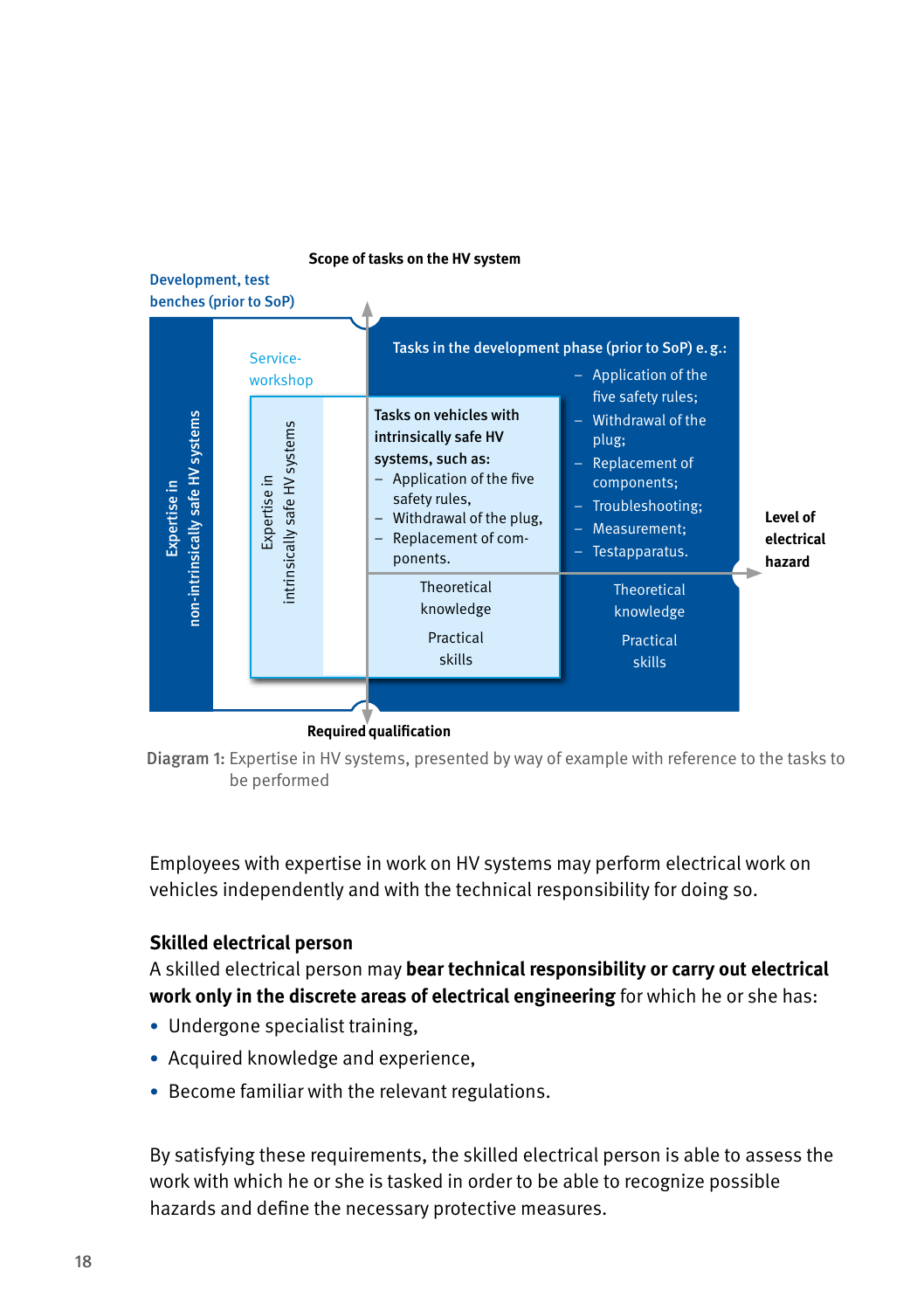Scope of tasks on the HV system

Development, test benches (prior to SoP)

Service-workshop

Tasks in the development phase (prior to SoP) e. g.:

- Application of the five safety rules;
- Withdrawal of the plug;
- Replacement of components;
- Troubleshooting;
- Measurement;
- Testapparatus.

Tasks on vehicles with intrinsically safe HV systems, such as:

- Application of the five safety rules,
- Withdrawal of the plug,
- Replacement of components.

Expertise in non-intrinsically safe HV systems

Expertise in intrinsically safe HV systems

Theoretical knowledge

Practical skills

Theoretical knowledge

Practical skills

Level of electrical hazard

Required qualification

**Diagram 1:** Expertise in HV systems, presented by way of example with reference to the tasks to be performed

Employees with expertise in work on HV systems may perform electrical work on vehicles independently and with the technical responsibility for doing so.

### Skilled electrical person

A skilled electrical person may **bear technical responsibility or carry out electrical work only in the discrete areas of electrical engineering** for which he or she has:

- Undergone specialist training,
- Acquired knowledge and experience,
- Become familiar with the relevant regulations.

By satisfying these requirements, the skilled electrical person is able to assess the work with which he or she is tasked in order to be able to recognize possible hazards and define the necessary protective measures.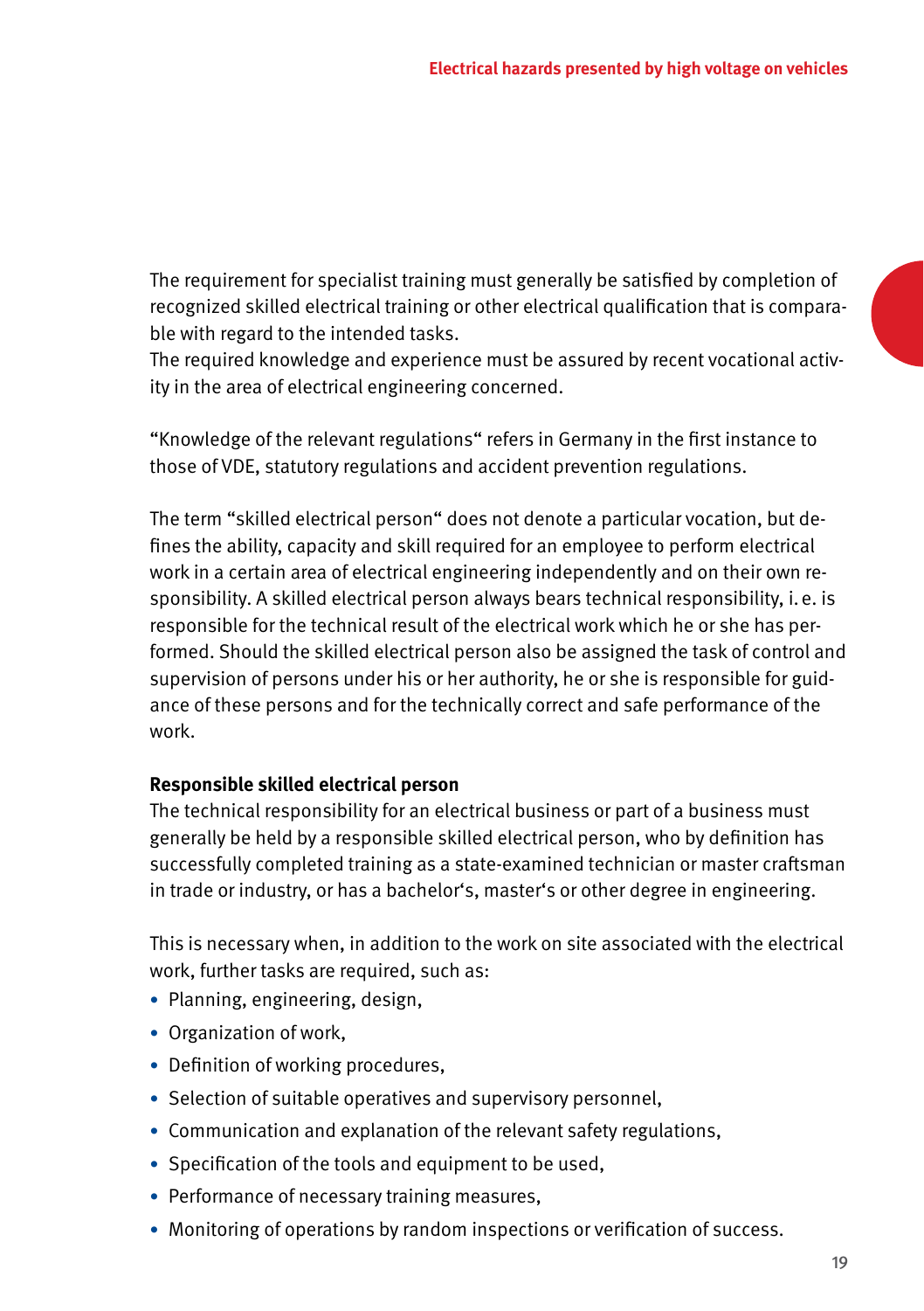The requirement for specialist training must generally be satisfied by completion of recognized skilled electrical training or other electrical qualification that is comparable with regard to the intended tasks.
The required knowledge and experience must be assured by recent vocational activity in the area of electrical engineering concerned.

"Knowledge of the relevant regulations" refers in Germany in the first instance to those of VDE, statutory regulations and accident prevention regulations.

The term "skilled electrical person" does not denote a particular vocation, but defines the ability, capacity and skill required for an employee to perform electrical work in a certain area of electrical engineering independently and on their own responsibility. A skilled electrical person always bears technical responsibility, i. e. is responsible for the technical result of the electrical work which he or she has performed. Should the skilled electrical person also be assigned the task of control and supervision of persons under his or her authority, he or she is responsible for guidance of these persons and for the technically correct and safe performance of the work.

**Responsible skilled electrical person**

The technical responsibility for an electrical business or part of a business must generally be held by a responsible skilled electrical person, who by definition has successfully completed training as a state-examined technician or master craftsman in trade or industry, or has a bachelor's, master's or other degree in engineering.

This is necessary when, in addition to the work on site associated with the electrical work, further tasks are required, such as:

- Planning, engineering, design,
- Organization of work,
- Definition of working procedures,
- Selection of suitable operatives and supervisory personnel,
- Communication and explanation of the relevant safety regulations,
- Specification of the tools and equipment to be used,
- Performance of necessary training measures,
- Monitoring of operations by random inspections or verification of success.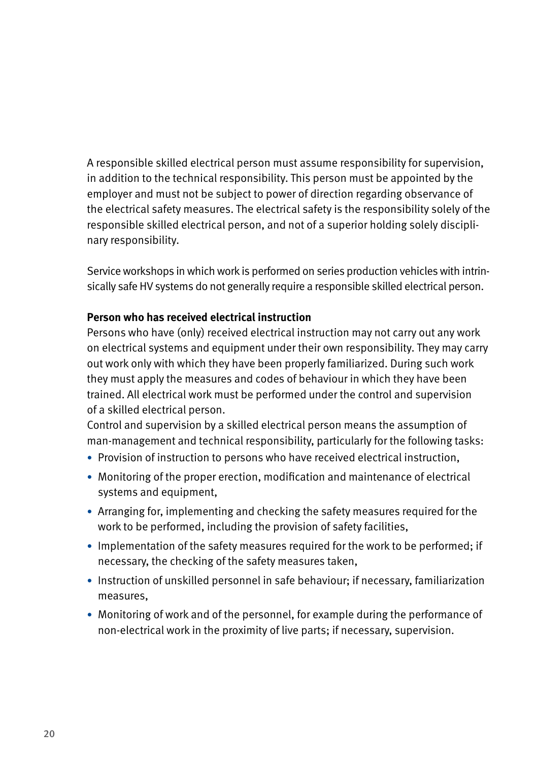A responsible skilled electrical person must assume responsibility for supervision, in addition to the technical responsibility. This person must be appointed by the employer and must not be subject to power of direction regarding observance of the electrical safety measures. The electrical safety is the responsibility solely of the responsible skilled electrical person, and not of a superior holding solely disciplinary responsibility.

Service workshops in which work is performed on series production vehicles with intrinsically safe HV systems do not generally require a responsible skilled electrical person.

**Person who has received electrical instruction**

Persons who have (only) received electrical instruction may not carry out any work on electrical systems and equipment under their own responsibility. They may carry out work only with which they have been properly familiarized. During such work they must apply the measures and codes of behaviour in which they have been trained. All electrical work must be performed under the control and supervision of a skilled electrical person.

Control and supervision by a skilled electrical person means the assumption of man-management and technical responsibility, particularly for the following tasks:

- Provision of instruction to persons who have received electrical instruction,
- Monitoring of the proper erection, modification and maintenance of electrical systems and equipment,
- Arranging for, implementing and checking the safety measures required for the work to be performed, including the provision of safety facilities,
- Implementation of the safety measures required for the work to be performed; if necessary, the checking of the safety measures taken,
- Instruction of unskilled personnel in safe behaviour; if necessary, familiarization measures,
- Monitoring of work and of the personnel, for example during the performance of non-electrical work in the proximity of live parts; if necessary, supervision.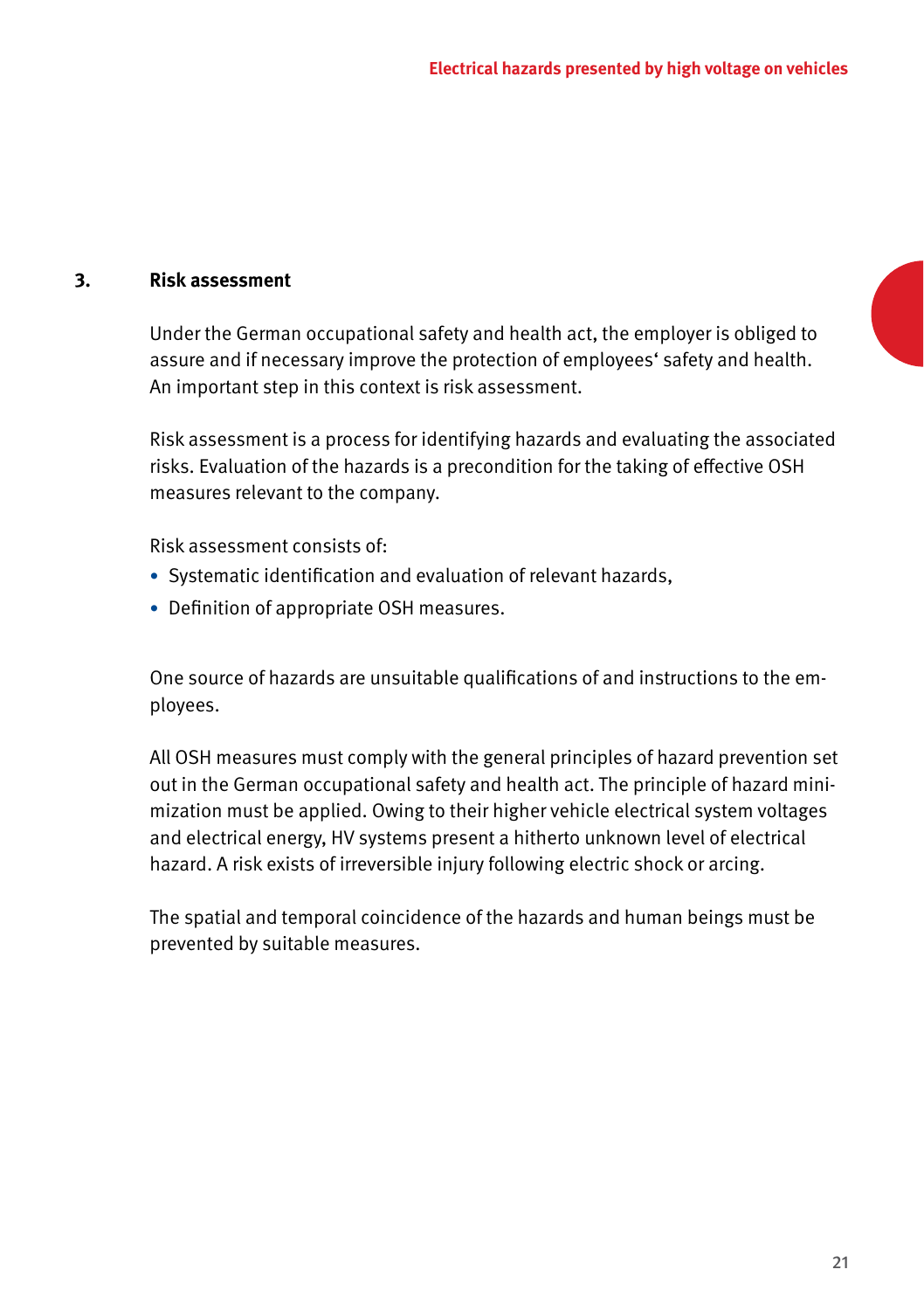## 3. Risk assessment

Under the German occupational safety and health act, the employer is obliged to assure and if necessary improve the protection of employees‘ safety and health. An important step in this context is risk assessment.

Risk assessment is a process for identifying hazards and evaluating the associated risks. Evaluation of the hazards is a precondition for the taking of effective OSH measures relevant to the company.

Risk assessment consists of:

- Systematic identification and evaluation of relevant hazards,
- Definition of appropriate OSH measures.

One source of hazards are unsuitable qualifications of and instructions to the employees.

All OSH measures must comply with the general principles of hazard prevention set out in the German occupational safety and health act. The principle of hazard minimization must be applied. Owing to their higher vehicle electrical system voltages and electrical energy, HV systems present a hitherto unknown level of electrical hazard. A risk exists of irreversible injury following electric shock or arcing.

The spatial and temporal coincidence of the hazards and human beings must be prevented by suitable measures.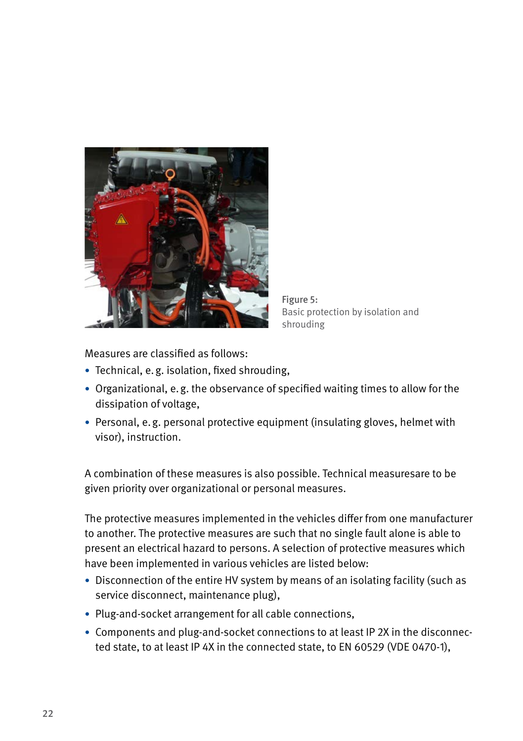Figure 5:
Basic protection by isolation and shrouding

Measures are classified as follows:

- Technical, e. g. isolation, fixed shrouding,
- Organizational, e. g. the observance of specified waiting times to allow for the dissipation of voltage,
- Personal, e. g. personal protective equipment (insulating gloves, helmet with visor), instruction.

A combination of these measures is also possible. Technical measuresare to be given priority over organizational or personal measures.

The protective measures implemented in the vehicles differ from one manufacturer to another. The protective measures are such that no single fault alone is able to present an electrical hazard to persons. A selection of protective measures which have been implemented in various vehicles are listed below:

- Disconnection of the entire HV system by means of an isolating facility (such as service disconnect, maintenance plug),
- Plug-and-socket arrangement for all cable connections,
- Components and plug-and-socket connections to at least IP 2X in the disconnected state, to at least IP 4X in the connected state, to EN 60529 (VDE 0470-1),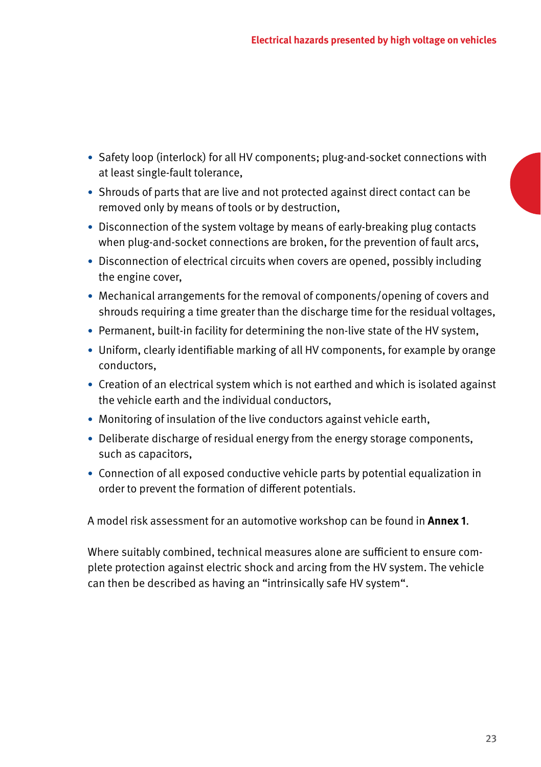- Safety loop (interlock) for all HV components; plug-and-socket connections with at least single-fault tolerance,
- Shrouds of parts that are live and not protected against direct contact can be removed only by means of tools or by destruction,
- Disconnection of the system voltage by means of early-breaking plug contacts when plug-and-socket connections are broken, for the prevention of fault arcs,
- Disconnection of electrical circuits when covers are opened, possibly including the engine cover,
- Mechanical arrangements for the removal of components/opening of covers and shrouds requiring a time greater than the discharge time for the residual voltages,
- Permanent, built-in facility for determining the non-live state of the HV system,
- Uniform, clearly identifiable marking of all HV components, for example by orange conductors,
- Creation of an electrical system which is not earthed and which is isolated against the vehicle earth and the individual conductors,
- Monitoring of insulation of the live conductors against vehicle earth,
- Deliberate discharge of residual energy from the energy storage components, such as capacitors,
- Connection of all exposed conductive vehicle parts by potential equalization in order to prevent the formation of different potentials.

A model risk assessment for an automotive workshop can be found in **Annex 1**.

Where suitably combined, technical measures alone are sufficient to ensure complete protection against electric shock and arcing from the HV system. The vehicle can then be described as having an "intrinsically safe HV system".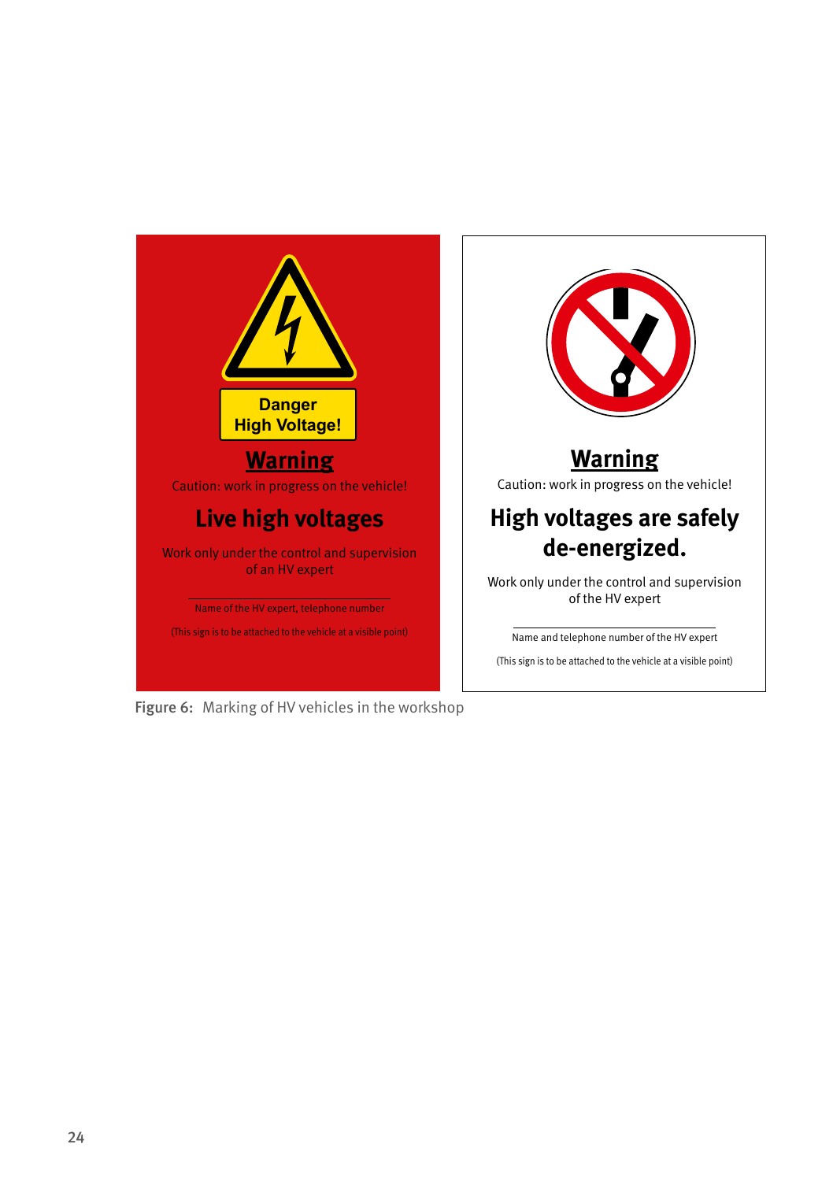Danger
High Voltage!

**Warning**

Caution: work in progress on the vehicle!

**Live high voltages**

Work only under the control and supervision of an HV expert

Name of the HV expert, telephone number

(This sign is to be attached to the vehicle at a visible point)

**Warning**

Caution: work in progress on the vehicle!

**High voltages are safely de-energized.**

Work only under the control and supervision of the HV expert

Name and telephone number of the HV expert

(This sign is to be attached to the vehicle at a visible point)

Figure 6: Marking of HV vehicles in the workshop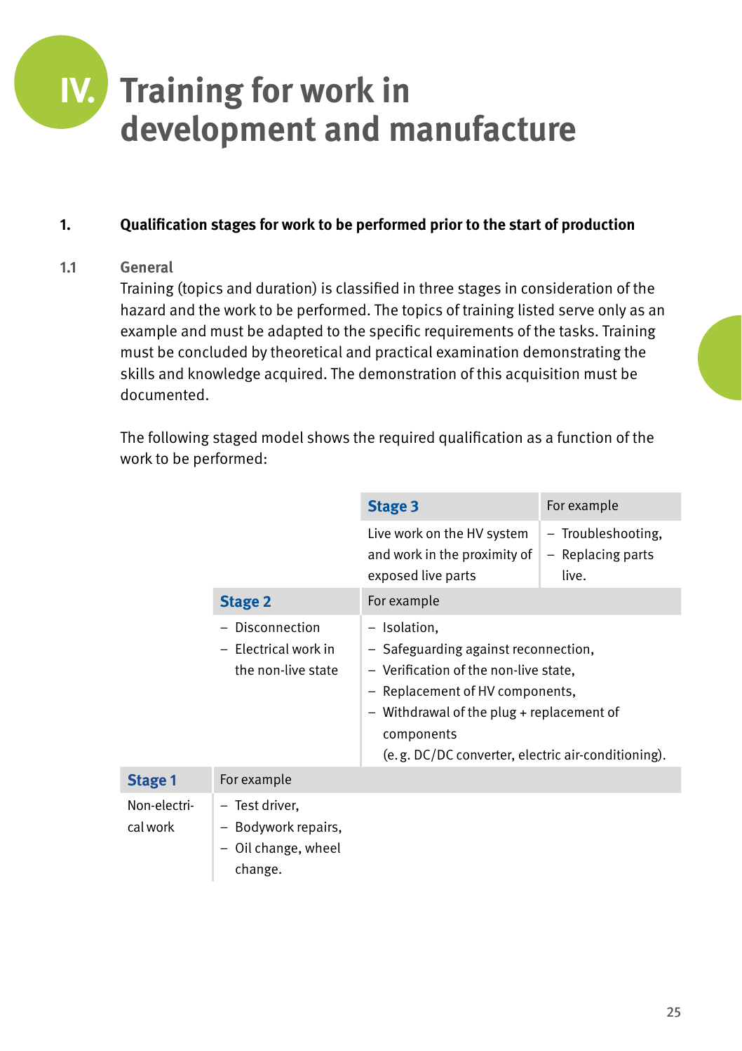# IV. Training for work in development and manufacture

## 1. Qualification stages for work to be performed prior to the start of production

### 1.1 General

Training (topics and duration) is classified in three stages in consideration of the hazard and the work to be performed. The topics of training listed serve only as an example and must be adapted to the specific requirements of the tasks. Training must be concluded by theoretical and practical examination demonstrating the skills and knowledge acquired. The demonstration of this acquisition must be documented.

The following staged model shows the required qualification as a function of the work to be performed:

| Stage | Work | For example |
|---|---|---|
| **Stage 3** | Live work on the HV system and work in the proximity of exposed live parts | – Troubleshooting,<br>– Replacing parts live. |
| **Stage 2** | – Disconnection<br>– Electrical work in the non-live state | – Isolation,<br>– Safeguarding against reconnection,<br>– Verification of the non-live state,<br>– Replacement of HV components,<br>– Withdrawal of the plug + replacement of components (e. g. DC/DC converter, electric air-conditioning). |
| **Stage 1** | Non-electrical work | – Test driver,<br>– Bodywork repairs,<br>– Oil change, wheel change. |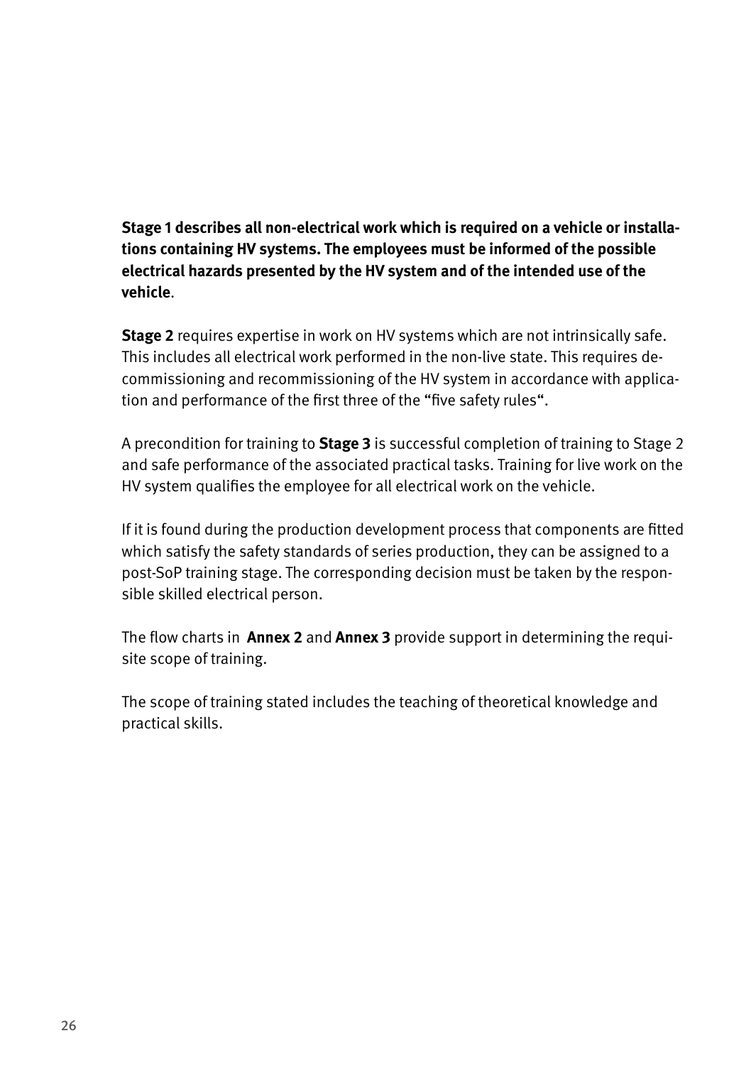**Stage 1 describes all non-electrical work which is required on a vehicle or installations containing HV systems. The employees must be informed of the possible electrical hazards presented by the HV system and of the intended use of the vehicle**.

**Stage 2** requires expertise in work on HV systems which are not intrinsically safe. This includes all electrical work performed in the non-live state. This requires decommissioning and recommissioning of the HV system in accordance with application and performance of the first three of the "five safety rules".

A precondition for training to **Stage 3** is successful completion of training to Stage 2 and safe performance of the associated practical tasks. Training for live work on the HV system qualifies the employee for all electrical work on the vehicle.

If it is found during the production development process that components are fitted which satisfy the safety standards of series production, they can be assigned to a post-SoP training stage. The corresponding decision must be taken by the responsible skilled electrical person.

The flow charts in **Annex 2** and **Annex 3** provide support in determining the requisite scope of training.

The scope of training stated includes the teaching of theoretical knowledge and practical skills.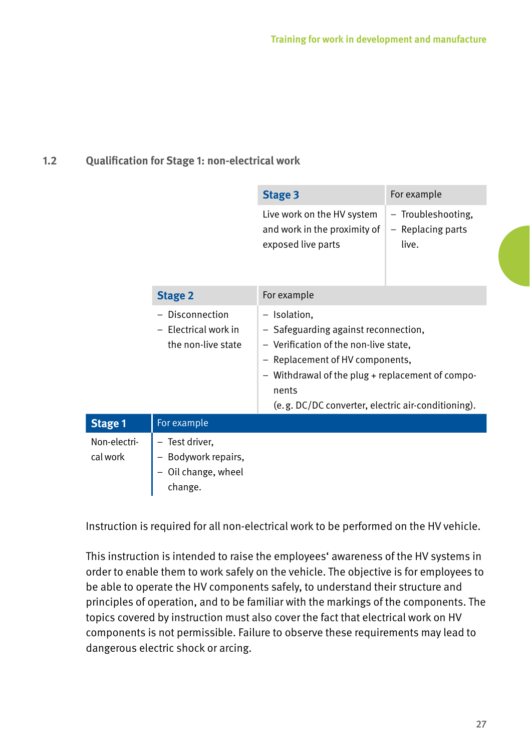## 1.2 Qualification for Stage 1: non-electrical work

| Stage | Description | For example |
|---|---|---|
| **Stage 3** | Live work on the HV system and work in the proximity of exposed live parts | – Troubleshooting,<br>– Replacing parts live. |
| **Stage 2** | – Disconnection<br>– Electrical work in the non-live state | – Isolation,<br>– Safeguarding against reconnection,<br>– Verification of the non-live state,<br>– Replacement of HV components,<br>– Withdrawal of the plug + replacement of components (e. g. DC/DC converter, electric air-conditioning). |
| **Stage 1** | Non-electrical work | – Test driver,<br>– Bodywork repairs,<br>– Oil change, wheel change. |

Instruction is required for all non-electrical work to be performed on the HV vehicle.

This instruction is intended to raise the employees' awareness of the HV systems in order to enable them to work safely on the vehicle. The objective is for employees to be able to operate the HV components safely, to understand their structure and principles of operation, and to be familiar with the markings of the components. The topics covered by instruction must also cover the fact that electrical work on HV components is not permissible. Failure to observe these requirements may lead to dangerous electric shock or arcing.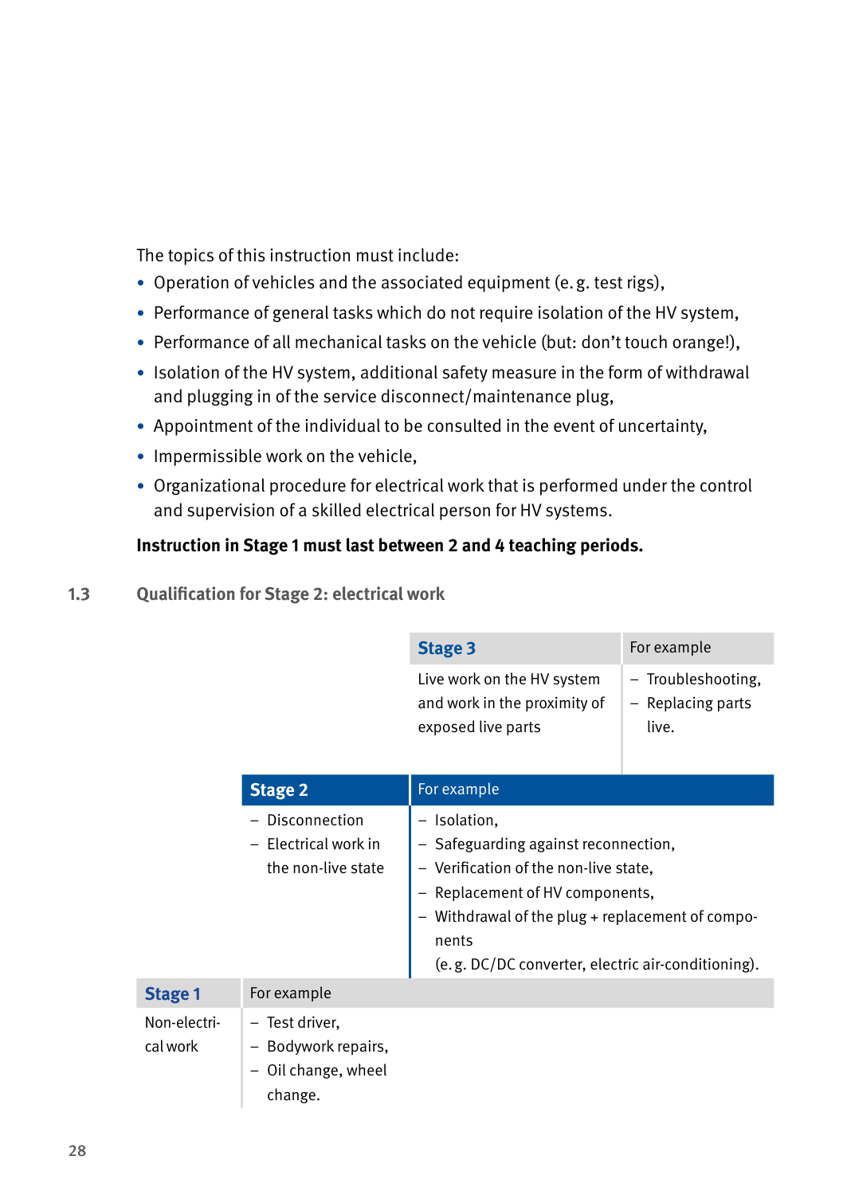The topics of this instruction must include:

- Operation of vehicles and the associated equipment (e. g. test rigs),
- Performance of general tasks which do not require isolation of the HV system,
- Performance of all mechanical tasks on the vehicle (but: don't touch orange!),
- Isolation of the HV system, additional safety measure in the form of withdrawal and plugging in of the service disconnect/maintenance plug,
- Appointment of the individual to be consulted in the event of uncertainty,
- Impermissible work on the vehicle,
- Organizational procedure for electrical work that is performed under the control and supervision of a skilled electrical person for HV systems.

**Instruction in Stage 1 must last between 2 and 4 teaching periods.**

## 1.3 Qualification for Stage 2: electrical work

| Stage | Description | For example |
|---|---|---|
| **Stage 3** | Live work on the HV system and work in the proximity of exposed live parts | – Troubleshooting,<br>– Replacing parts live. |
| **Stage 2** | – Disconnection<br>– Electrical work in the non-live state | – Isolation,<br>– Safeguarding against reconnection,<br>– Verification of the non-live state,<br>– Replacement of HV components,<br>– Withdrawal of the plug + replacement of components (e. g. DC/DC converter, electric air-conditioning). |
| **Stage 1** | Non-electrical work | – Test driver,<br>– Bodywork repairs,<br>– Oil change, wheel change. |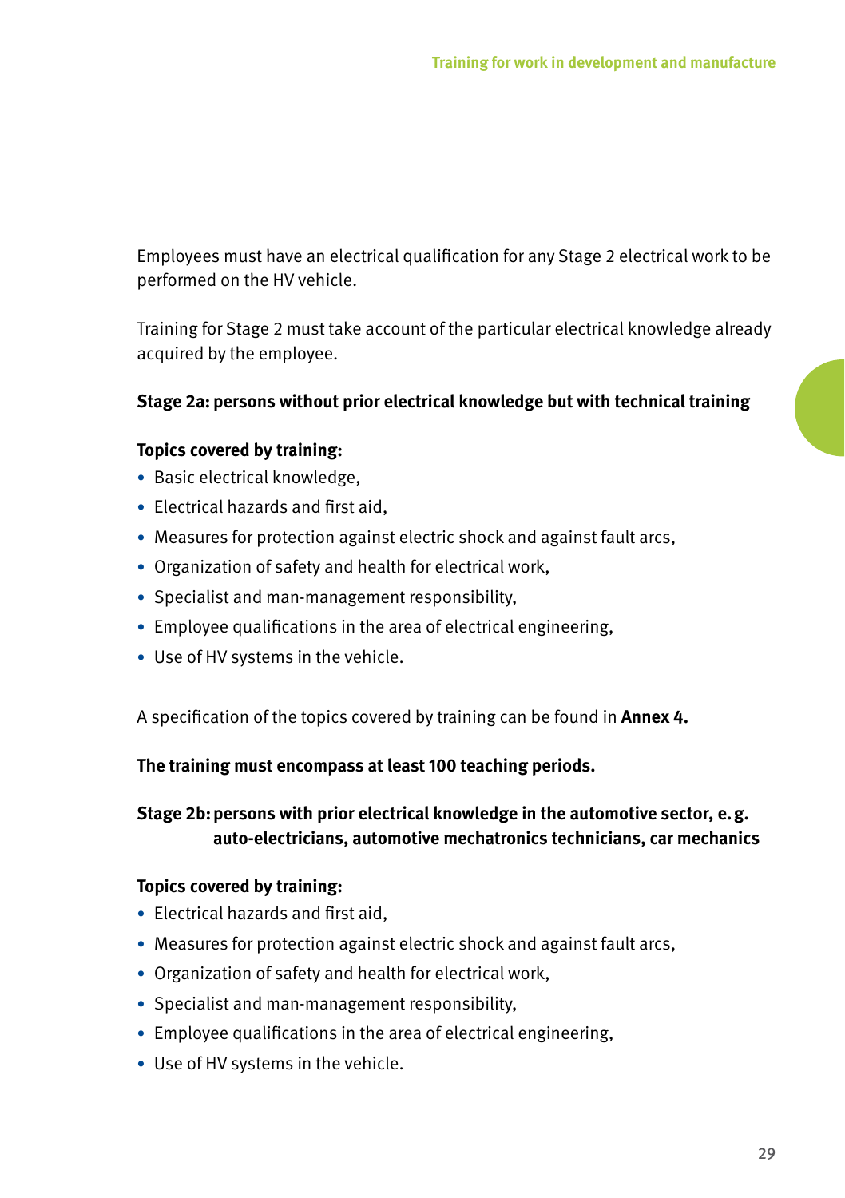Employees must have an electrical qualification for any Stage 2 electrical work to be performed on the HV vehicle.

Training for Stage 2 must take account of the particular electrical knowledge already acquired by the employee.

**Stage 2a: persons without prior electrical knowledge but with technical training**

**Topics covered by training:**

- Basic electrical knowledge,
- Electrical hazards and first aid,
- Measures for protection against electric shock and against fault arcs,
- Organization of safety and health for electrical work,
- Specialist and man-management responsibility,
- Employee qualifications in the area of electrical engineering,
- Use of HV systems in the vehicle.

A specification of the topics covered by training can be found in **Annex 4.**

**The training must encompass at least 100 teaching periods.**

**Stage 2b: persons with prior electrical knowledge in the automotive sector, e.g. auto-electricians, automotive mechatronics technicians, car mechanics**

**Topics covered by training:**

- Electrical hazards and first aid,
- Measures for protection against electric shock and against fault arcs,
- Organization of safety and health for electrical work,
- Specialist and man-management responsibility,
- Employee qualifications in the area of electrical engineering,
- Use of HV systems in the vehicle.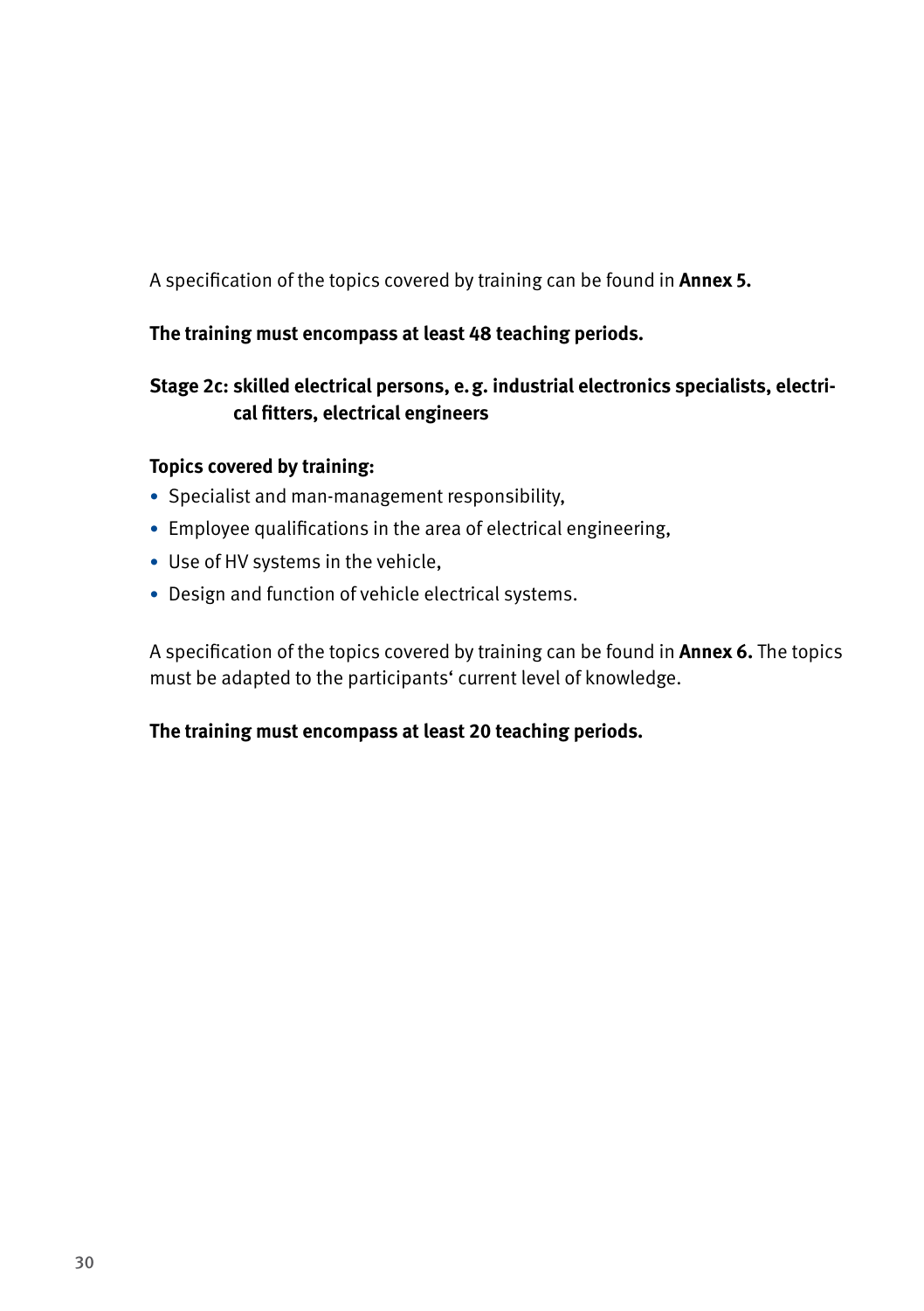A specification of the topics covered by training can be found in **Annex 5.**

**The training must encompass at least 48 teaching periods.**

### Stage 2c: skilled electrical persons, e.g. industrial electronics specialists, electrical fitters, electrical engineers

**Topics covered by training:**

- Specialist and man-management responsibility,
- Employee qualifications in the area of electrical engineering,
- Use of HV systems in the vehicle,
- Design and function of vehicle electrical systems.

A specification of the topics covered by training can be found in **Annex 6.** The topics must be adapted to the participants' current level of knowledge.

**The training must encompass at least 20 teaching periods.**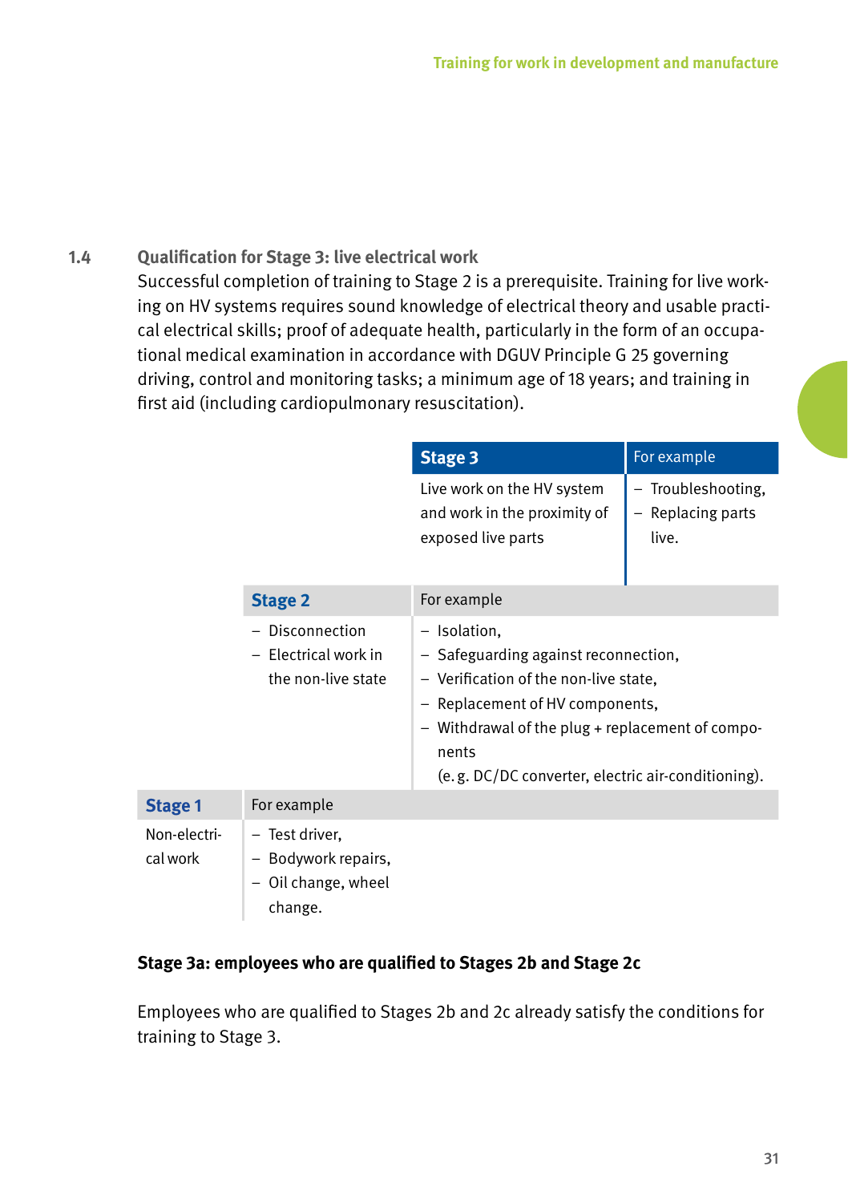## 1.4 Qualification for Stage 3: live electrical work

Successful completion of training to Stage 2 is a prerequisite. Training for live working on HV systems requires sound knowledge of electrical theory and usable practical electrical skills; proof of adequate health, particularly in the form of an occupational medical examination in accordance with DGUV Principle G 25 governing driving, control and monitoring tasks; a minimum age of 18 years; and training in first aid (including cardiopulmonary resuscitation).

| Stage | Description | For example |
|---|---|---|
| **Stage 3** | Live work on the HV system and work in the proximity of exposed live parts | – Troubleshooting,<br>– Replacing parts live. |
| **Stage 2** | – Disconnection<br>– Electrical work in the non-live state | – Isolation,<br>– Safeguarding against reconnection,<br>– Verification of the non-live state,<br>– Replacement of HV components,<br>– Withdrawal of the plug + replacement of components (e. g. DC/DC converter, electric air-conditioning). |
| **Stage 1** | Non-electrical work | – Test driver,<br>– Bodywork repairs,<br>– Oil change, wheel change. |

**Stage 3a: employees who are qualified to Stages 2b and Stage 2c**

Employees who are qualified to Stages 2b and 2c already satisfy the conditions for training to Stage 3.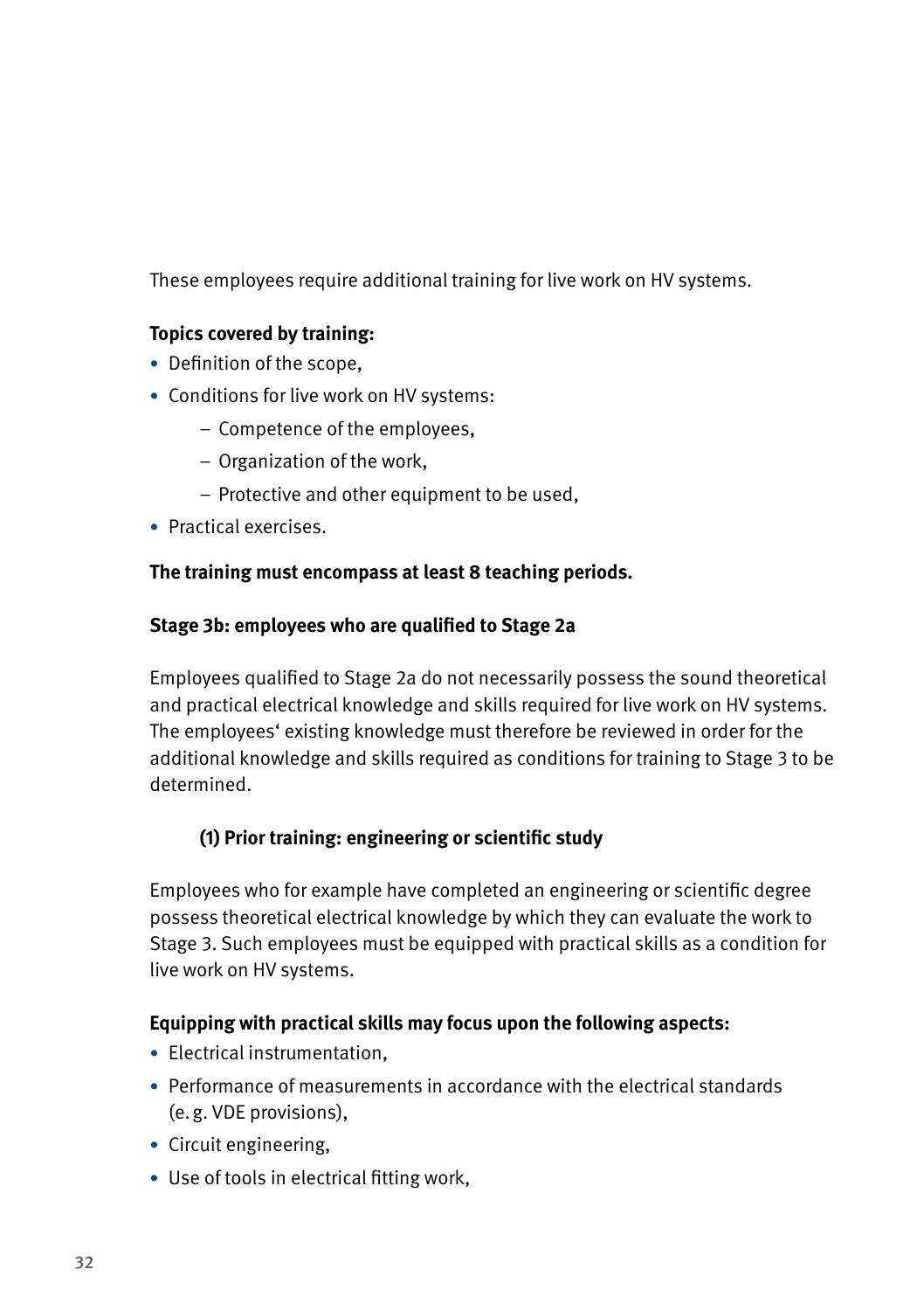These employees require additional training for live work on HV systems.

**Topics covered by training:**

- Definition of the scope,
- Conditions for live work on HV systems:
  - Competence of the employees,
  - Organization of the work,
  - Protective and other equipment to be used,
- Practical exercises.

**The training must encompass at least 8 teaching periods.**

**Stage 3b: employees who are qualified to Stage 2a**

Employees qualified to Stage 2a do not necessarily possess the sound theoretical and practical electrical knowledge and skills required for live work on HV systems. The employees' existing knowledge must therefore be reviewed in order for the additional knowledge and skills required as conditions for training to Stage 3 to be determined.

**(1) Prior training: engineering or scientific study**

Employees who for example have completed an engineering or scientific degree possess theoretical electrical knowledge by which they can evaluate the work to Stage 3. Such employees must be equipped with practical skills as a condition for live work on HV systems.

**Equipping with practical skills may focus upon the following aspects:**

- Electrical instrumentation,
- Performance of measurements in accordance with the electrical standards (e. g. VDE provisions),
- Circuit engineering,
- Use of tools in electrical fitting work,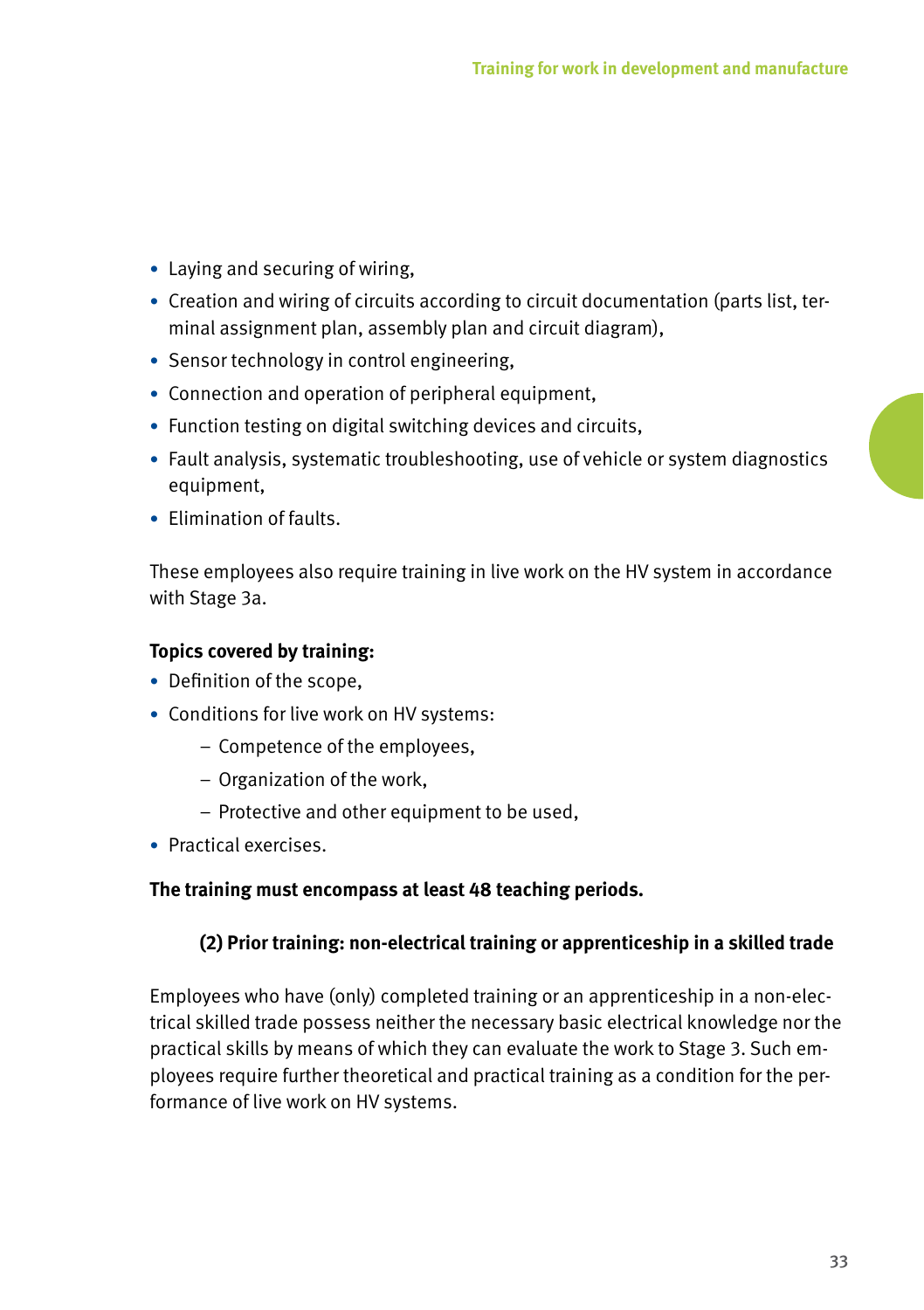- Laying and securing of wiring,
- Creation and wiring of circuits according to circuit documentation (parts list, terminal assignment plan, assembly plan and circuit diagram),
- Sensor technology in control engineering,
- Connection and operation of peripheral equipment,
- Function testing on digital switching devices and circuits,
- Fault analysis, systematic troubleshooting, use of vehicle or system diagnostics equipment,
- Elimination of faults.

These employees also require training in live work on the HV system in accordance with Stage 3a.

**Topics covered by training:**

- Definition of the scope,
- Conditions for live work on HV systems:
  - Competence of the employees,
  - Organization of the work,
  - Protective and other equipment to be used,
- Practical exercises.

**The training must encompass at least 48 teaching periods.**

#### (2) Prior training: non-electrical training or apprenticeship in a skilled trade

Employees who have (only) completed training or an apprenticeship in a non-electrical skilled trade possess neither the necessary basic electrical knowledge nor the practical skills by means of which they can evaluate the work to Stage 3. Such employees require further theoretical and practical training as a condition for the performance of live work on HV systems.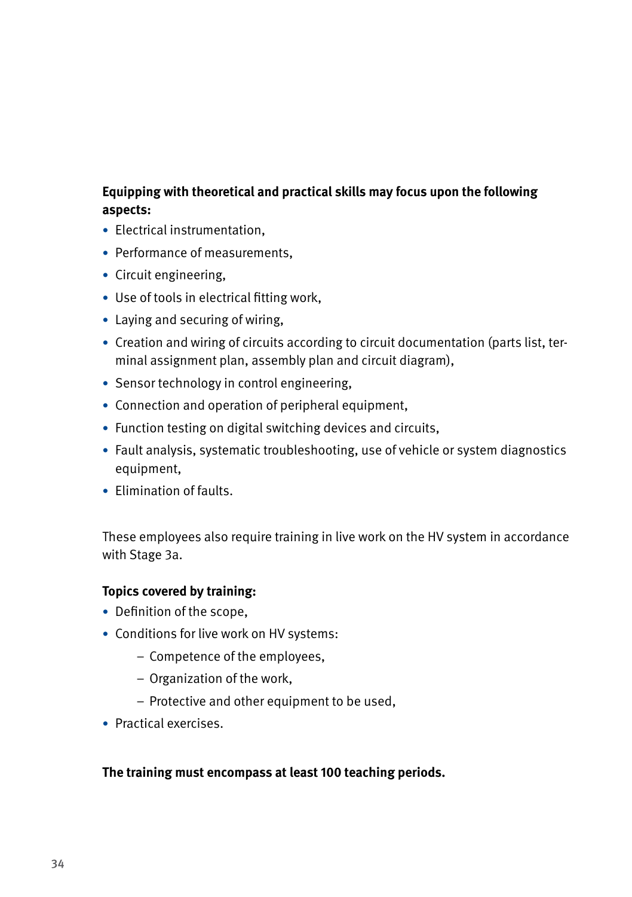**Equipping with theoretical and practical skills may focus upon the following aspects:**

- Electrical instrumentation,
- Performance of measurements,
- Circuit engineering,
- Use of tools in electrical fitting work,
- Laying and securing of wiring,
- Creation and wiring of circuits according to circuit documentation (parts list, terminal assignment plan, assembly plan and circuit diagram),
- Sensor technology in control engineering,
- Connection and operation of peripheral equipment,
- Function testing on digital switching devices and circuits,
- Fault analysis, systematic troubleshooting, use of vehicle or system diagnostics equipment,
- Elimination of faults.

These employees also require training in live work on the HV system in accordance with Stage 3a.

**Topics covered by training:**

- Definition of the scope,
- Conditions for live work on HV systems:
  - Competence of the employees,
  - Organization of the work,
  - Protective and other equipment to be used,
- Practical exercises.

**The training must encompass at least 100 teaching periods.**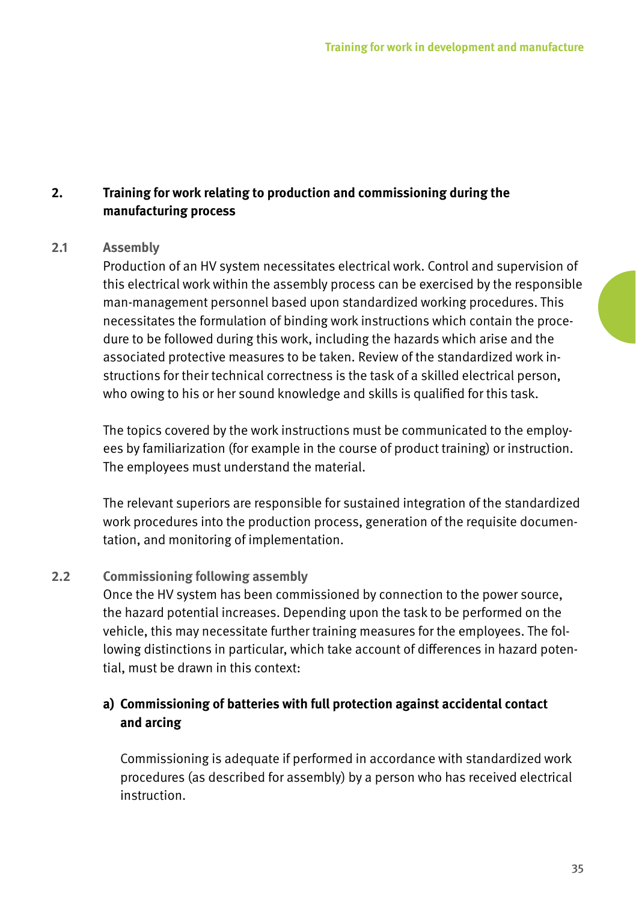## 2. Training for work relating to production and commissioning during the manufacturing process

### 2.1 Assembly

Production of an HV system necessitates electrical work. Control and supervision of this electrical work within the assembly process can be exercised by the responsible man-management personnel based upon standardized working procedures. This necessitates the formulation of binding work instructions which contain the procedure to be followed during this work, including the hazards which arise and the associated protective measures to be taken. Review of the standardized work instructions for their technical correctness is the task of a skilled electrical person, who owing to his or her sound knowledge and skills is qualified for this task.

The topics covered by the work instructions must be communicated to the employees by familiarization (for example in the course of product training) or instruction. The employees must understand the material.

The relevant superiors are responsible for sustained integration of the standardized work procedures into the production process, generation of the requisite documentation, and monitoring of implementation.

### 2.2 Commissioning following assembly

Once the HV system has been commissioned by connection to the power source, the hazard potential increases. Depending upon the task to be performed on the vehicle, this may necessitate further training measures for the employees. The following distinctions in particular, which take account of differences in hazard potential, must be drawn in this context:

**a) Commissioning of batteries with full protection against accidental contact and arcing**

Commissioning is adequate if performed in accordance with standardized work procedures (as described for assembly) by a person who has received electrical instruction.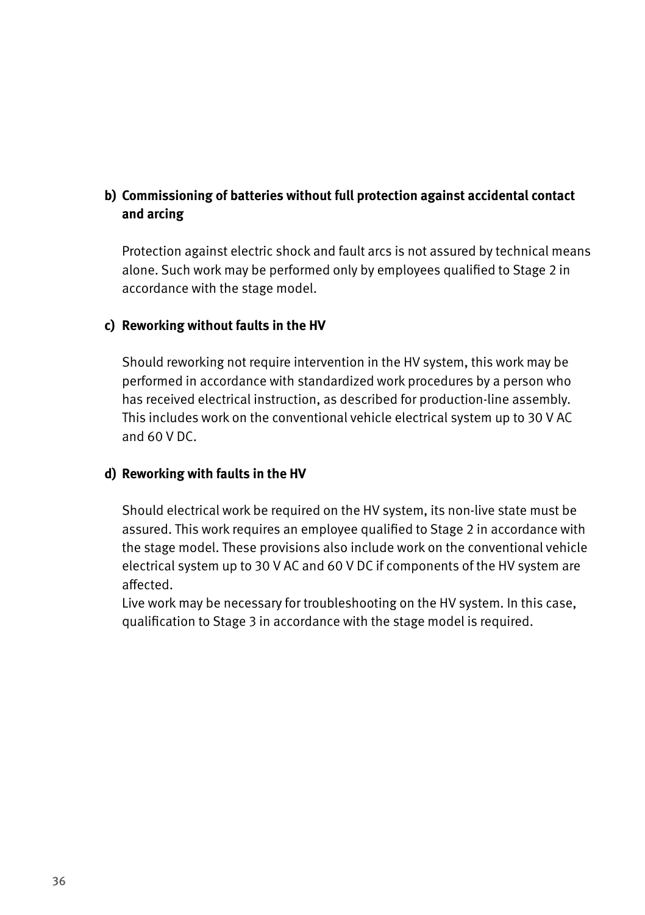**b) Commissioning of batteries without full protection against accidental contact and arcing**

Protection against electric shock and fault arcs is not assured by technical means alone. Such work may be performed only by employees qualified to Stage 2 in accordance with the stage model.

**c) Reworking without faults in the HV**

Should reworking not require intervention in the HV system, this work may be performed in accordance with standardized work procedures by a person who has received electrical instruction, as described for production-line assembly. This includes work on the conventional vehicle electrical system up to 30 V AC and 60 V DC.

**d) Reworking with faults in the HV**

Should electrical work be required on the HV system, its non-live state must be assured. This work requires an employee qualified to Stage 2 in accordance with the stage model. These provisions also include work on the conventional vehicle electrical system up to 30 V AC and 60 V DC if components of the HV system are affected.
Live work may be necessary for troubleshooting on the HV system. In this case, qualification to Stage 3 in accordance with the stage model is required.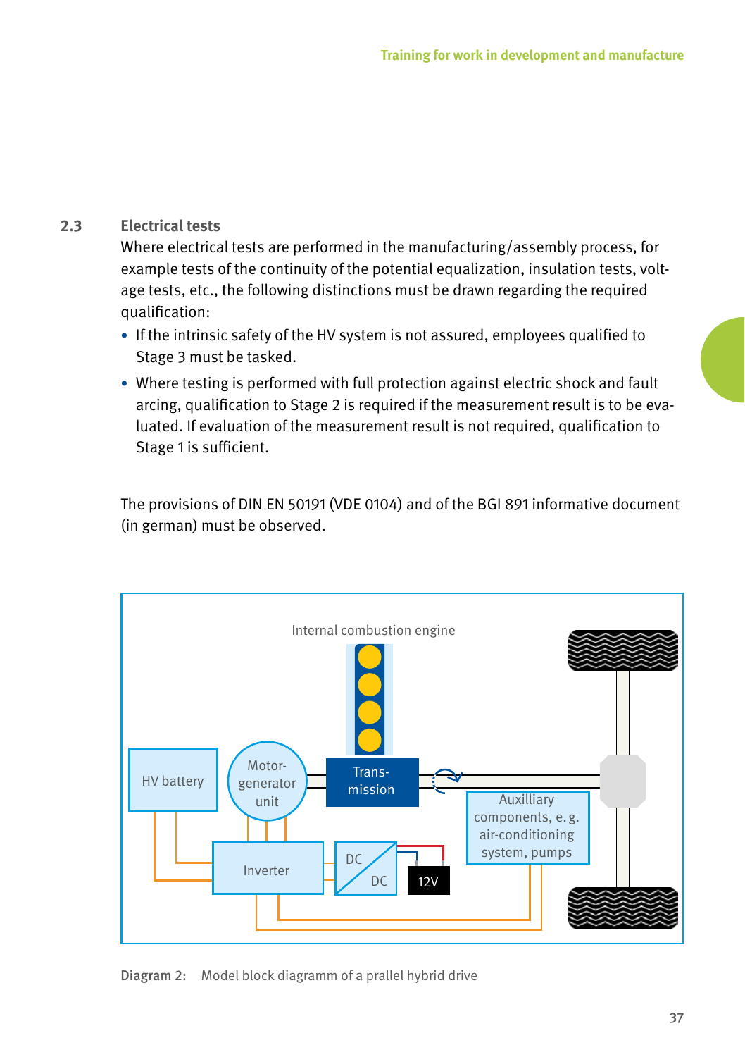## 2.3 Electrical tests

Where electrical tests are performed in the manufacturing/assembly process, for example tests of the continuity of the potential equalization, insulation tests, voltage tests, etc., the following distinctions must be drawn regarding the required qualification:

- If the intrinsic safety of the HV system is not assured, employees qualified to Stage 3 must be tasked.
- Where testing is performed with full protection against electric shock and fault arcing, qualification to Stage 2 is required if the measurement result is to be evaluated. If evaluation of the measurement result is not required, qualification to Stage 1 is sufficient.

The provisions of DIN EN 50191 (VDE 0104) and of the BGI 891 informative document (in german) must be observed.

Internal combustion engine

HV battery

Motor-generator unit

Trans-mission

Auxilliary components, e. g. air-conditioning system, pumps

Inverter

DC DC

12V

**Diagram 2:** Model block diagramm of a prallel hybrid drive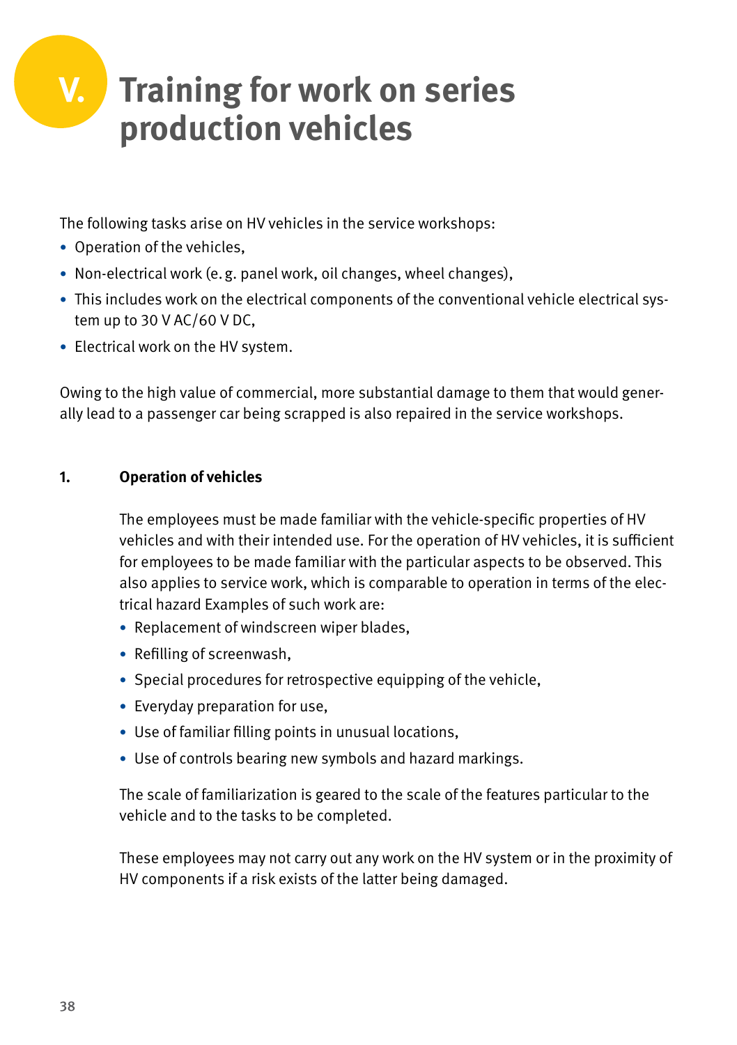# V. Training for work on series production vehicles

The following tasks arise on HV vehicles in the service workshops:

- Operation of the vehicles,
- Non-electrical work (e. g. panel work, oil changes, wheel changes),
- This includes work on the electrical components of the conventional vehicle electrical system up to 30 V AC/60 V DC,
- Electrical work on the HV system.

Owing to the high value of commercial, more substantial damage to them that would generally lead to a passenger car being scrapped is also repaired in the service workshops.

## 1. Operation of vehicles

The employees must be made familiar with the vehicle-specific properties of HV vehicles and with their intended use. For the operation of HV vehicles, it is sufficient for employees to be made familiar with the particular aspects to be observed. This also applies to service work, which is comparable to operation in terms of the electrical hazard Examples of such work are:

- Replacement of windscreen wiper blades,
- Refilling of screenwash,
- Special procedures for retrospective equipping of the vehicle,
- Everyday preparation for use,
- Use of familiar filling points in unusual locations,
- Use of controls bearing new symbols and hazard markings.

The scale of familiarization is geared to the scale of the features particular to the vehicle and to the tasks to be completed.

These employees may not carry out any work on the HV system or in the proximity of HV components if a risk exists of the latter being damaged.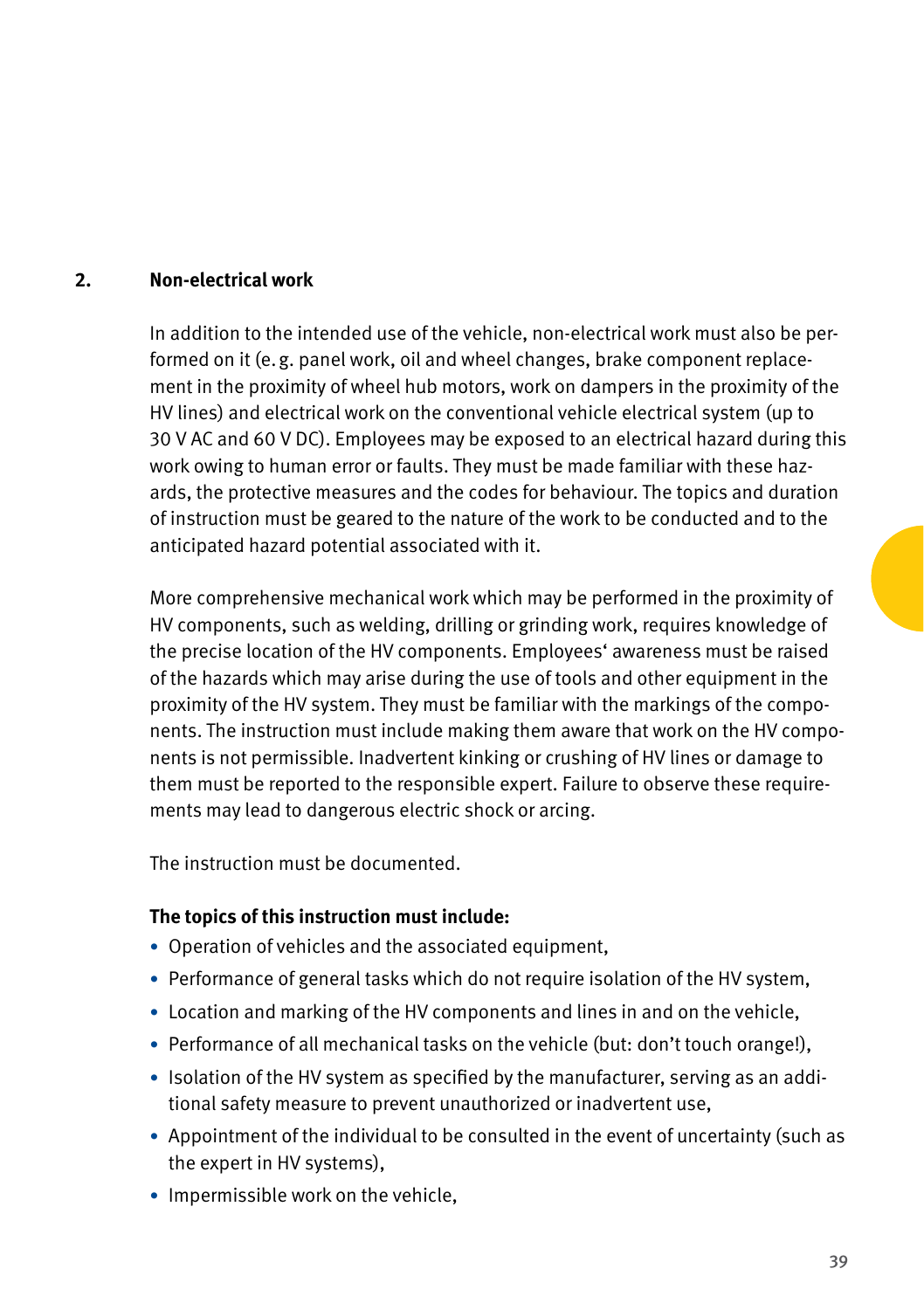## 2. Non-electrical work

In addition to the intended use of the vehicle, non-electrical work must also be performed on it (e. g. panel work, oil and wheel changes, brake component replacement in the proximity of wheel hub motors, work on dampers in the proximity of the HV lines) and electrical work on the conventional vehicle electrical system (up to 30 V AC and 60 V DC). Employees may be exposed to an electrical hazard during this work owing to human error or faults. They must be made familiar with these hazards, the protective measures and the codes for behaviour. The topics and duration of instruction must be geared to the nature of the work to be conducted and to the anticipated hazard potential associated with it.

More comprehensive mechanical work which may be performed in the proximity of HV components, such as welding, drilling or grinding work, requires knowledge of the precise location of the HV components. Employees‘ awareness must be raised of the hazards which may arise during the use of tools and other equipment in the proximity of the HV system. They must be familiar with the markings of the components. The instruction must include making them aware that work on the HV components is not permissible. Inadvertent kinking or crushing of HV lines or damage to them must be reported to the responsible expert. Failure to observe these requirements may lead to dangerous electric shock or arcing.

The instruction must be documented.

**The topics of this instruction must include:**

- Operation of vehicles and the associated equipment,
- Performance of general tasks which do not require isolation of the HV system,
- Location and marking of the HV components and lines in and on the vehicle,
- Performance of all mechanical tasks on the vehicle (but: don’t touch orange!),
- Isolation of the HV system as specified by the manufacturer, serving as an additional safety measure to prevent unauthorized or inadvertent use,
- Appointment of the individual to be consulted in the event of uncertainty (such as the expert in HV systems),
- Impermissible work on the vehicle,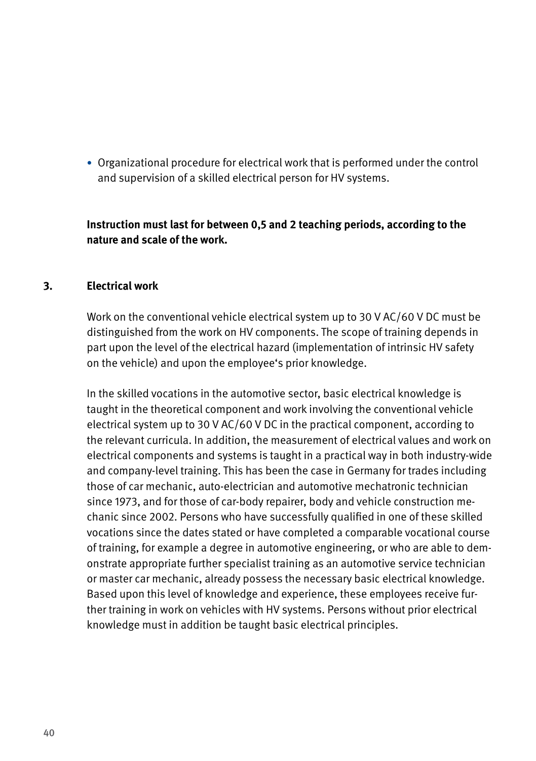- Organizational procedure for electrical work that is performed under the control and supervision of a skilled electrical person for HV systems.

**Instruction must last for between 0,5 and 2 teaching periods, according to the nature and scale of the work.**

## 3. Electrical work

Work on the conventional vehicle electrical system up to 30 V AC/60 V DC must be distinguished from the work on HV components. The scope of training depends in part upon the level of the electrical hazard (implementation of intrinsic HV safety on the vehicle) and upon the employee's prior knowledge.

In the skilled vocations in the automotive sector, basic electrical knowledge is taught in the theoretical component and work involving the conventional vehicle electrical system up to 30 V AC/60 V DC in the practical component, according to the relevant curricula. In addition, the measurement of electrical values and work on electrical components and systems is taught in a practical way in both industry-wide and company-level training. This has been the case in Germany for trades including those of car mechanic, auto-electrician and automotive mechatronic technician since 1973, and for those of car-body repairer, body and vehicle construction mechanic since 2002. Persons who have successfully qualified in one of these skilled vocations since the dates stated or have completed a comparable vocational course of training, for example a degree in automotive engineering, or who are able to demonstrate appropriate further specialist training as an automotive service technician or master car mechanic, already possess the necessary basic electrical knowledge. Based upon this level of knowledge and experience, these employees receive further training in work on vehicles with HV systems. Persons without prior electrical knowledge must in addition be taught basic electrical principles.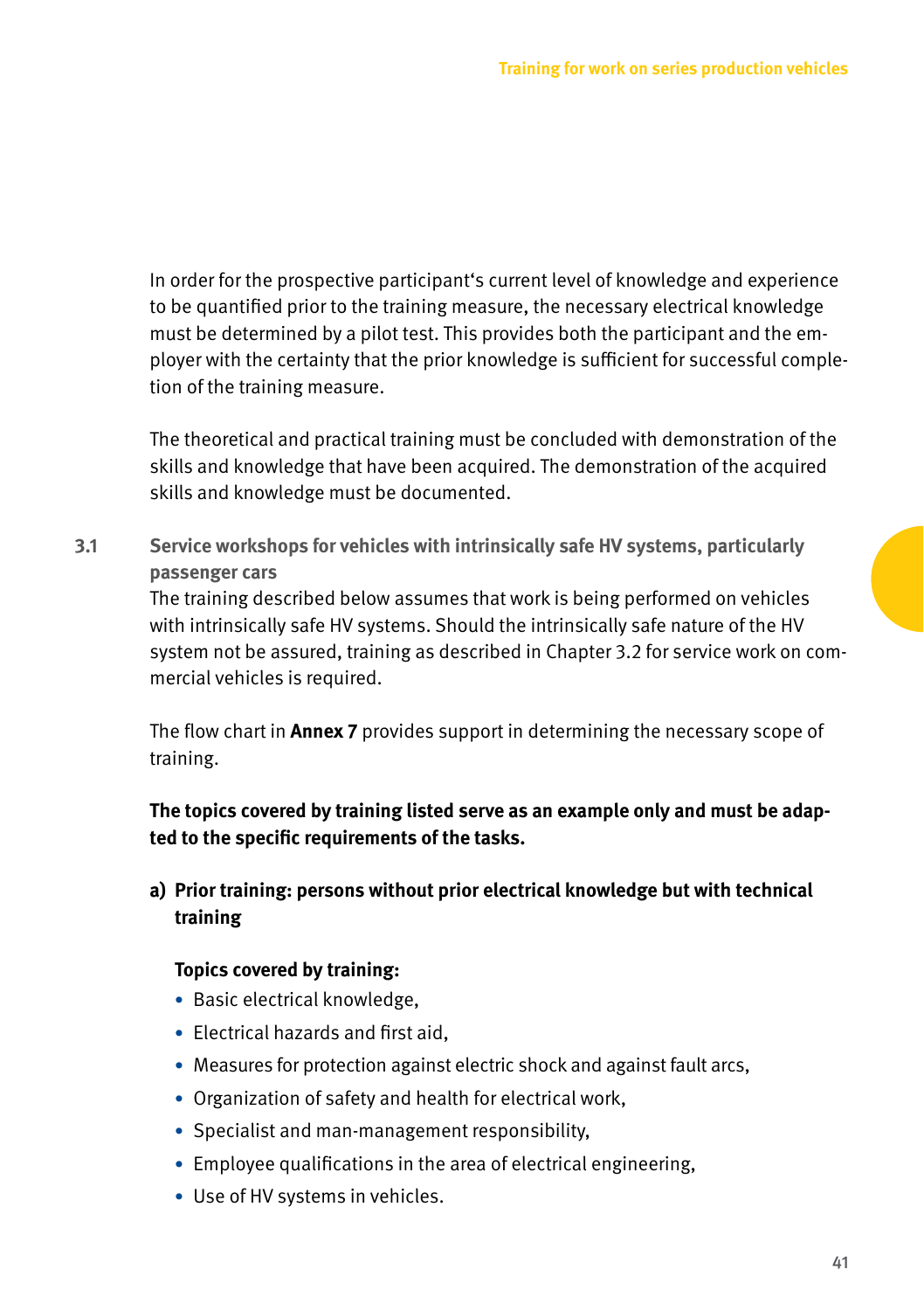In order for the prospective participant's current level of knowledge and experience to be quantified prior to the training measure, the necessary electrical knowledge must be determined by a pilot test. This provides both the participant and the employer with the certainty that the prior knowledge is sufficient for successful completion of the training measure.

The theoretical and practical training must be concluded with demonstration of the skills and knowledge that have been acquired. The demonstration of the acquired skills and knowledge must be documented.

## 3.1 Service workshops for vehicles with intrinsically safe HV systems, particularly passenger cars

The training described below assumes that work is being performed on vehicles with intrinsically safe HV systems. Should the intrinsically safe nature of the HV system not be assured, training as described in Chapter 3.2 for service work on commercial vehicles is required.

The flow chart in **Annex 7** provides support in determining the necessary scope of training.

**The topics covered by training listed serve as an example only and must be adapted to the specific requirements of the tasks.**

### a) Prior training: persons without prior electrical knowledge but with technical training

**Topics covered by training:**

- Basic electrical knowledge,
- Electrical hazards and first aid,
- Measures for protection against electric shock and against fault arcs,
- Organization of safety and health for electrical work,
- Specialist and man-management responsibility,
- Employee qualifications in the area of electrical engineering,
- Use of HV systems in vehicles.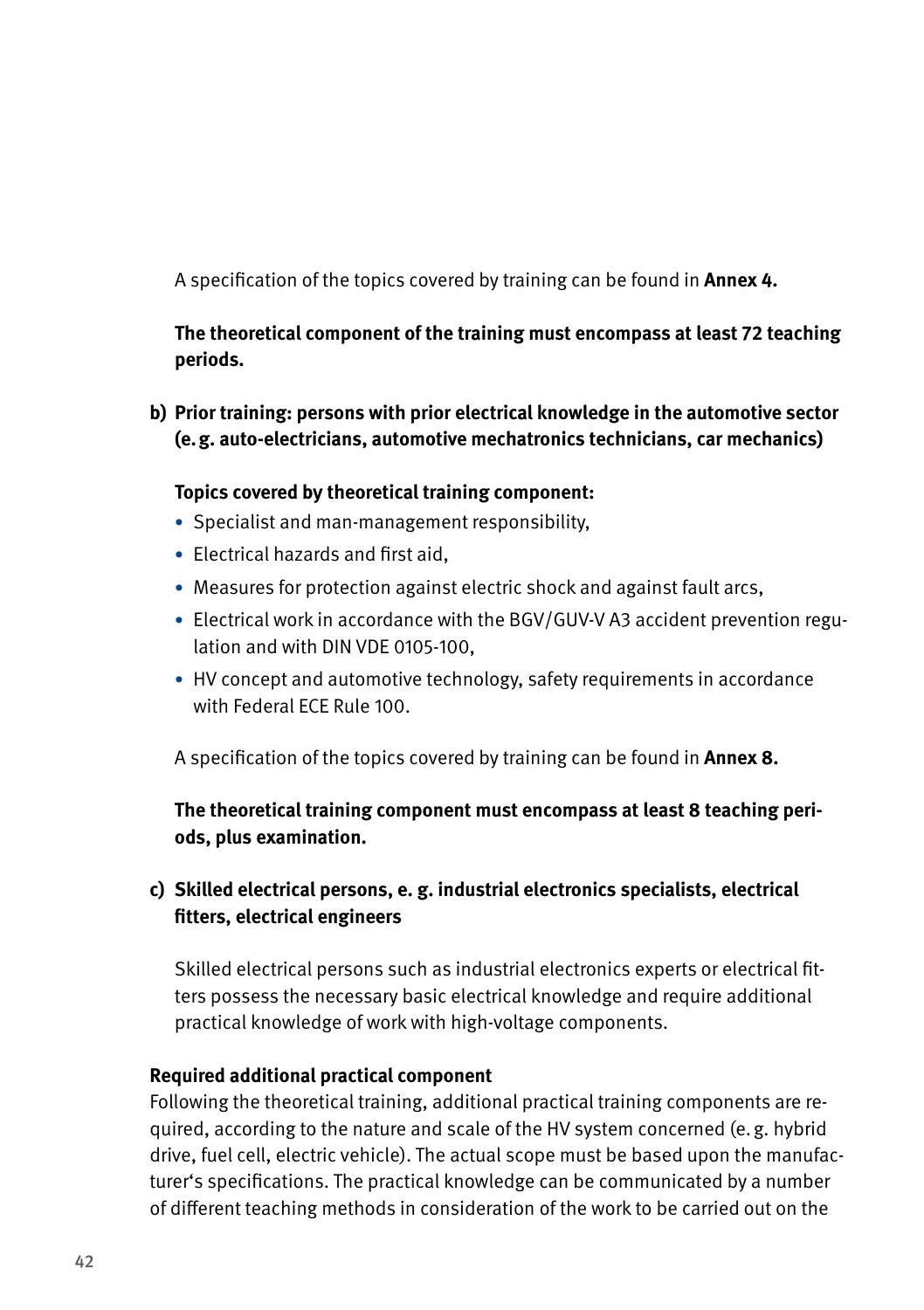A specification of the topics covered by training can be found in **Annex 4.**

**The theoretical component of the training must encompass at least 72 teaching periods.**

**b) Prior training: persons with prior electrical knowledge in the automotive sector (e. g. auto-electricians, automotive mechatronics technicians, car mechanics)**

**Topics covered by theoretical training component:**

- Specialist and man-management responsibility,
- Electrical hazards and first aid,
- Measures for protection against electric shock and against fault arcs,
- Electrical work in accordance with the BGV/GUV-V A3 accident prevention regulation and with DIN VDE 0105-100,
- HV concept and automotive technology, safety requirements in accordance with Federal ECE Rule 100.

A specification of the topics covered by training can be found in **Annex 8.**

**The theoretical training component must encompass at least 8 teaching periods, plus examination.**

**c) Skilled electrical persons, e. g. industrial electronics specialists, electrical fitters, electrical engineers**

Skilled electrical persons such as industrial electronics experts or electrical fitters possess the necessary basic electrical knowledge and require additional practical knowledge of work with high-voltage components.

**Required additional practical component**

Following the theoretical training, additional practical training components are required, according to the nature and scale of the HV system concerned (e. g. hybrid drive, fuel cell, electric vehicle). The actual scope must be based upon the manufacturer's specifications. The practical knowledge can be communicated by a number of different teaching methods in consideration of the work to be carried out on the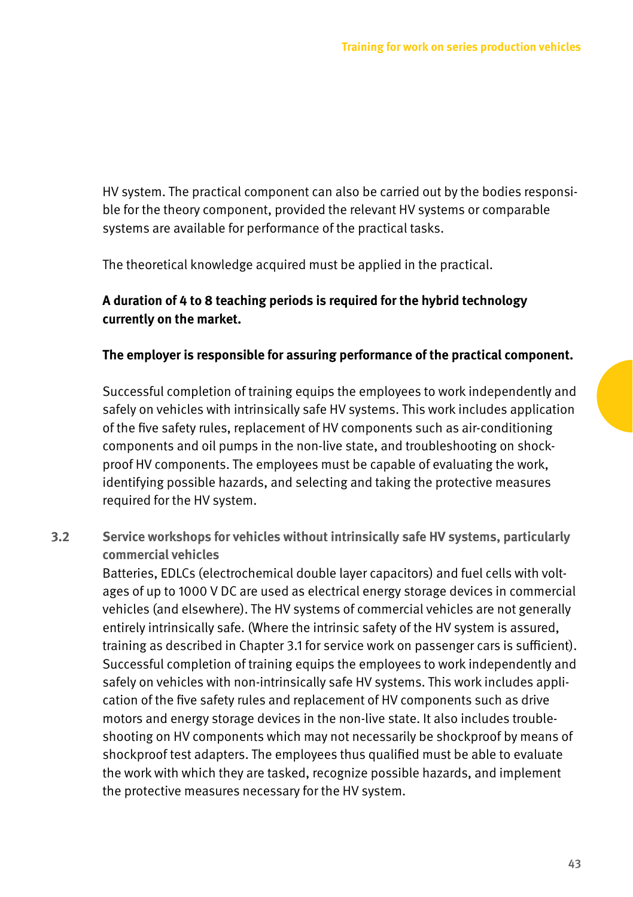HV system. The practical component can also be carried out by the bodies responsible for the theory component, provided the relevant HV systems or comparable systems are available for performance of the practical tasks.

The theoretical knowledge acquired must be applied in the practical.

**A duration of 4 to 8 teaching periods is required for the hybrid technology currently on the market.**

**The employer is responsible for assuring performance of the practical component.**

Successful completion of training equips the employees to work independently and safely on vehicles with intrinsically safe HV systems. This work includes application of the five safety rules, replacement of HV components such as air-conditioning components and oil pumps in the non-live state, and troubleshooting on shockproof HV components. The employees must be capable of evaluating the work, identifying possible hazards, and selecting and taking the protective measures required for the HV system.

### 3.2 Service workshops for vehicles without intrinsically safe HV systems, particularly commercial vehicles

Batteries, EDLCs (electrochemical double layer capacitors) and fuel cells with voltages of up to 1000 V DC are used as electrical energy storage devices in commercial vehicles (and elsewhere). The HV systems of commercial vehicles are not generally entirely intrinsically safe. (Where the intrinsic safety of the HV system is assured, training as described in Chapter 3.1 for service work on passenger cars is sufficient). Successful completion of training equips the employees to work independently and safely on vehicles with non-intrinsically safe HV systems. This work includes application of the five safety rules and replacement of HV components such as drive motors and energy storage devices in the non-live state. It also includes troubleshooting on HV components which may not necessarily be shockproof by means of shockproof test adapters. The employees thus qualified must be able to evaluate the work with which they are tasked, recognize possible hazards, and implement the protective measures necessary for the HV system.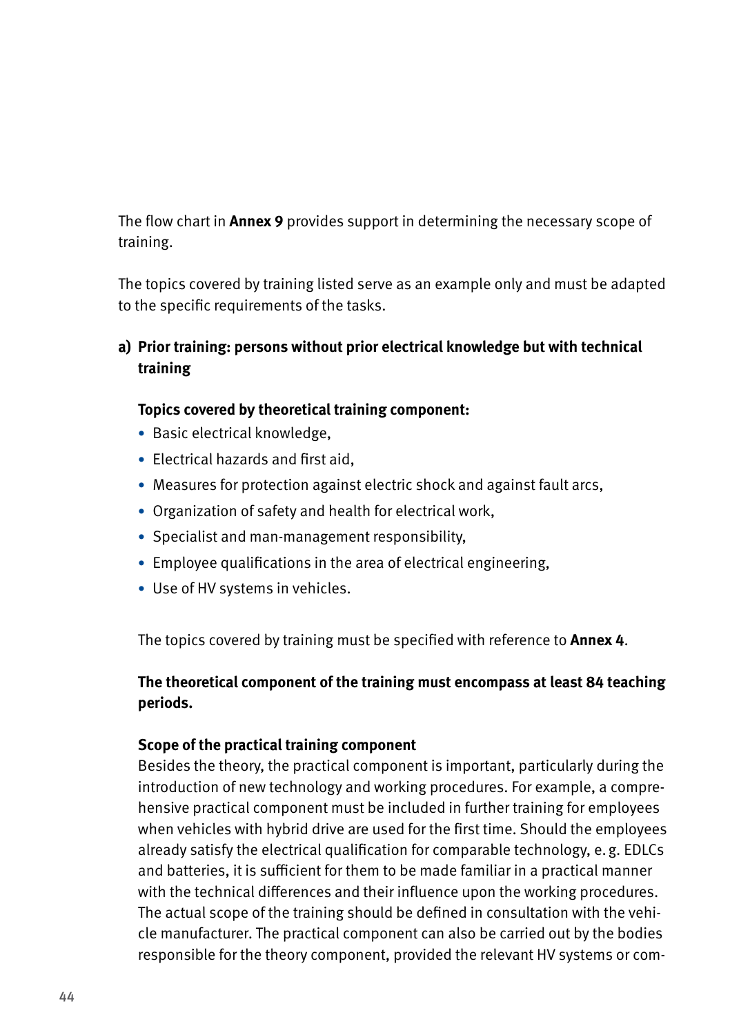The flow chart in **Annex 9** provides support in determining the necessary scope of training.

The topics covered by training listed serve as an example only and must be adapted to the specific requirements of the tasks.

**a) Prior training: persons without prior electrical knowledge but with technical training**

**Topics covered by theoretical training component:**

- Basic electrical knowledge,
- Electrical hazards and first aid,
- Measures for protection against electric shock and against fault arcs,
- Organization of safety and health for electrical work,
- Specialist and man-management responsibility,
- Employee qualifications in the area of electrical engineering,
- Use of HV systems in vehicles.

The topics covered by training must be specified with reference to **Annex 4**.

**The theoretical component of the training must encompass at least 84 teaching periods.**

**Scope of the practical training component**

Besides the theory, the practical component is important, particularly during the introduction of new technology and working procedures. For example, a comprehensive practical component must be included in further training for employees when vehicles with hybrid drive are used for the first time. Should the employees already satisfy the electrical qualification for comparable technology, e. g. EDLCs and batteries, it is sufficient for them to be made familiar in a practical manner with the technical differences and their influence upon the working procedures. The actual scope of the training should be defined in consultation with the vehicle manufacturer. The practical component can also be carried out by the bodies responsible for the theory component, provided the relevant HV systems or com-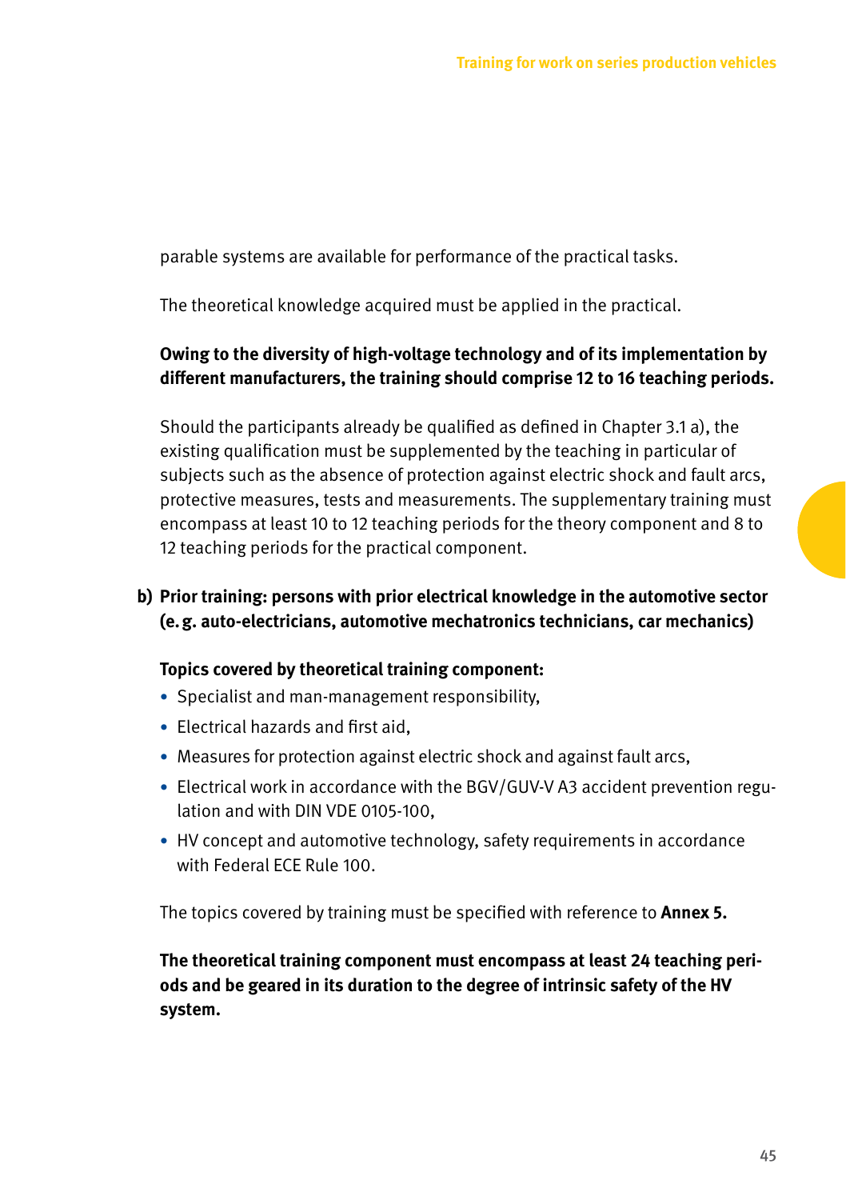parable systems are available for performance of the practical tasks.

The theoretical knowledge acquired must be applied in the practical.

**Owing to the diversity of high-voltage technology and of its implementation by different manufacturers, the training should comprise 12 to 16 teaching periods.**

Should the participants already be qualified as defined in Chapter 3.1 a), the existing qualification must be supplemented by the teaching in particular of subjects such as the absence of protection against electric shock and fault arcs, protective measures, tests and measurements. The supplementary training must encompass at least 10 to 12 teaching periods for the theory component and 8 to 12 teaching periods for the practical component.

**b) Prior training: persons with prior electrical knowledge in the automotive sector (e. g. auto-electricians, automotive mechatronics technicians, car mechanics)**

**Topics covered by theoretical training component:**

- Specialist and man-management responsibility,
- Electrical hazards and first aid,
- Measures for protection against electric shock and against fault arcs,
- Electrical work in accordance with the BGV/GUV-V A3 accident prevention regulation and with DIN VDE 0105-100,
- HV concept and automotive technology, safety requirements in accordance with Federal ECE Rule 100.

The topics covered by training must be specified with reference to **Annex 5.**

**The theoretical training component must encompass at least 24 teaching periods and be geared in its duration to the degree of intrinsic safety of the HV system.**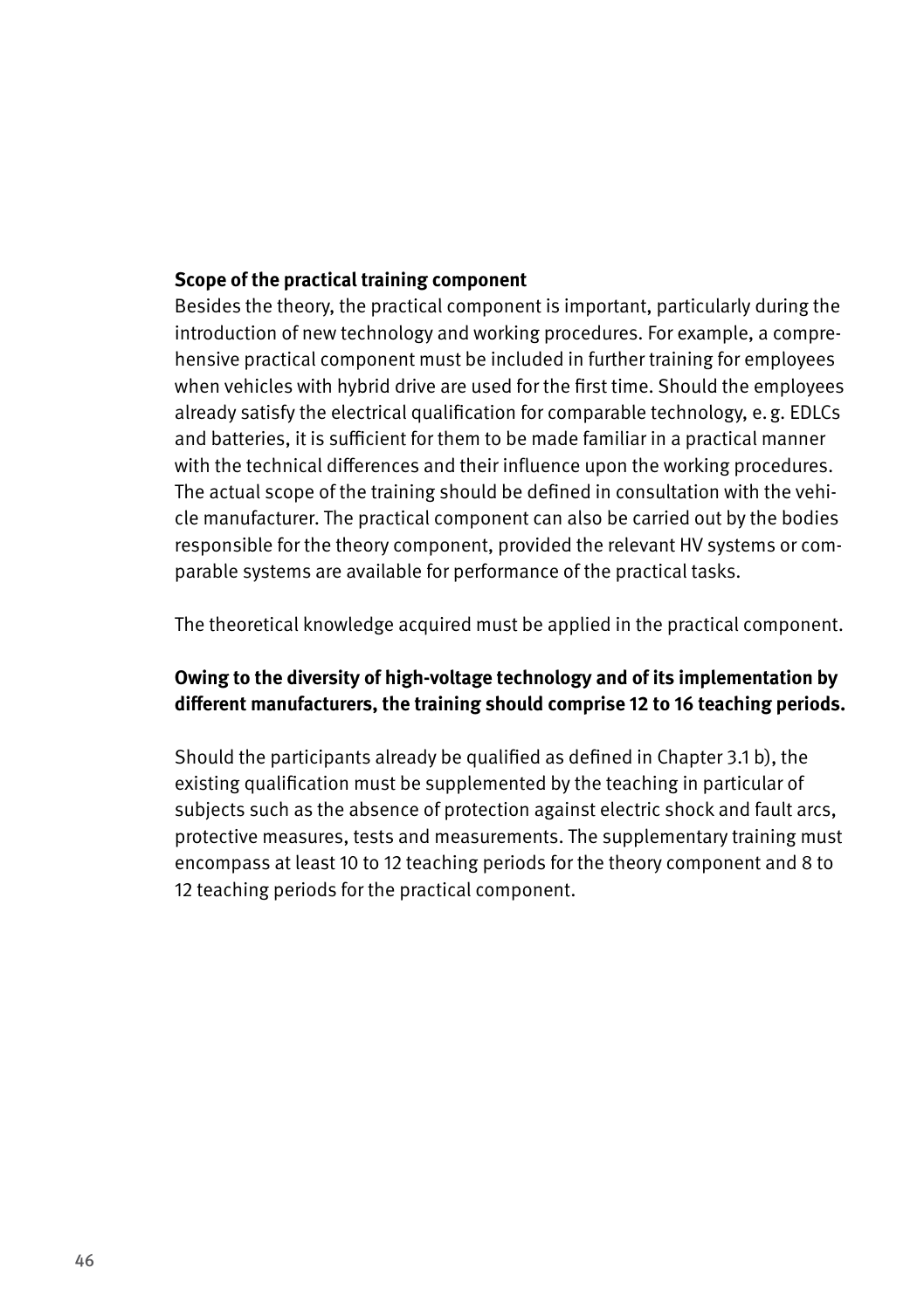**Scope of the practical training component**

Besides the theory, the practical component is important, particularly during the introduction of new technology and working procedures. For example, a comprehensive practical component must be included in further training for employees when vehicles with hybrid drive are used for the first time. Should the employees already satisfy the electrical qualification for comparable technology, e. g. EDLCs and batteries, it is sufficient for them to be made familiar in a practical manner with the technical differences and their influence upon the working procedures. The actual scope of the training should be defined in consultation with the vehicle manufacturer. The practical component can also be carried out by the bodies responsible for the theory component, provided the relevant HV systems or comparable systems are available for performance of the practical tasks.

The theoretical knowledge acquired must be applied in the practical component.

**Owing to the diversity of high-voltage technology and of its implementation by different manufacturers, the training should comprise 12 to 16 teaching periods.**

Should the participants already be qualified as defined in Chapter 3.1 b), the existing qualification must be supplemented by the teaching in particular of subjects such as the absence of protection against electric shock and fault arcs, protective measures, tests and measurements. The supplementary training must encompass at least 10 to 12 teaching periods for the theory component and 8 to 12 teaching periods for the practical component.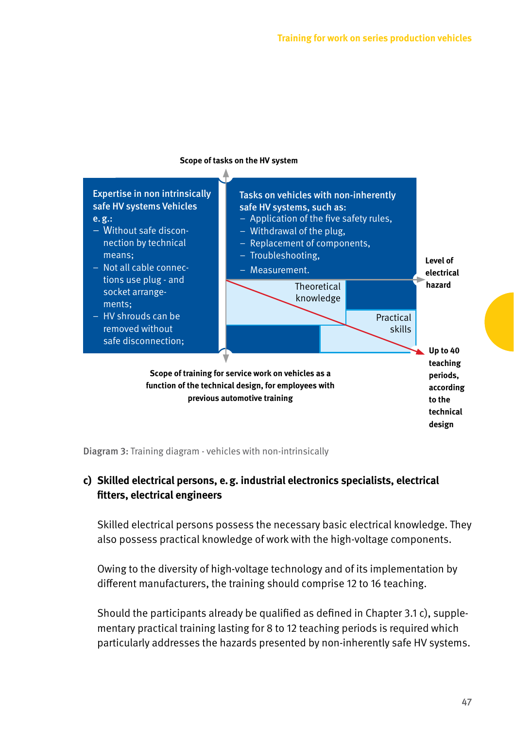Scope of tasks on the HV system

**Expertise in non intrinsically safe HV systems Vehicles e. g.:**
- Without safe disconnection by technical means;
- Not all cable connections use plug - and socket arrangements;
- HV shrouds can be removed without safe disconnection;

**Tasks on vehicles with non-inherently safe HV systems, such as:**
- Application of the five safety rules,
- Withdrawal of the plug,
- Replacement of components,
- Troubleshooting,
- Measurement.

Theoretical knowledge

Practical skills

Level of electrical hazard

Up to 40 teaching periods, according to the technical design

Scope of training for service work on vehicles as a function of the technical design, for employees with previous automotive training

**Diagram 3:** Training diagram - vehicles with non-intrinsically

### c) Skilled electrical persons, e. g. industrial electronics specialists, electrical fitters, electrical engineers

Skilled electrical persons possess the necessary basic electrical knowledge. They also possess practical knowledge of work with the high-voltage components.

Owing to the diversity of high-voltage technology and of its implementation by different manufacturers, the training should comprise 12 to 16 teaching.

Should the participants already be qualified as defined in Chapter 3.1 c), supplementary practical training lasting for 8 to 12 teaching periods is required which particularly addresses the hazards presented by non-inherently safe HV systems.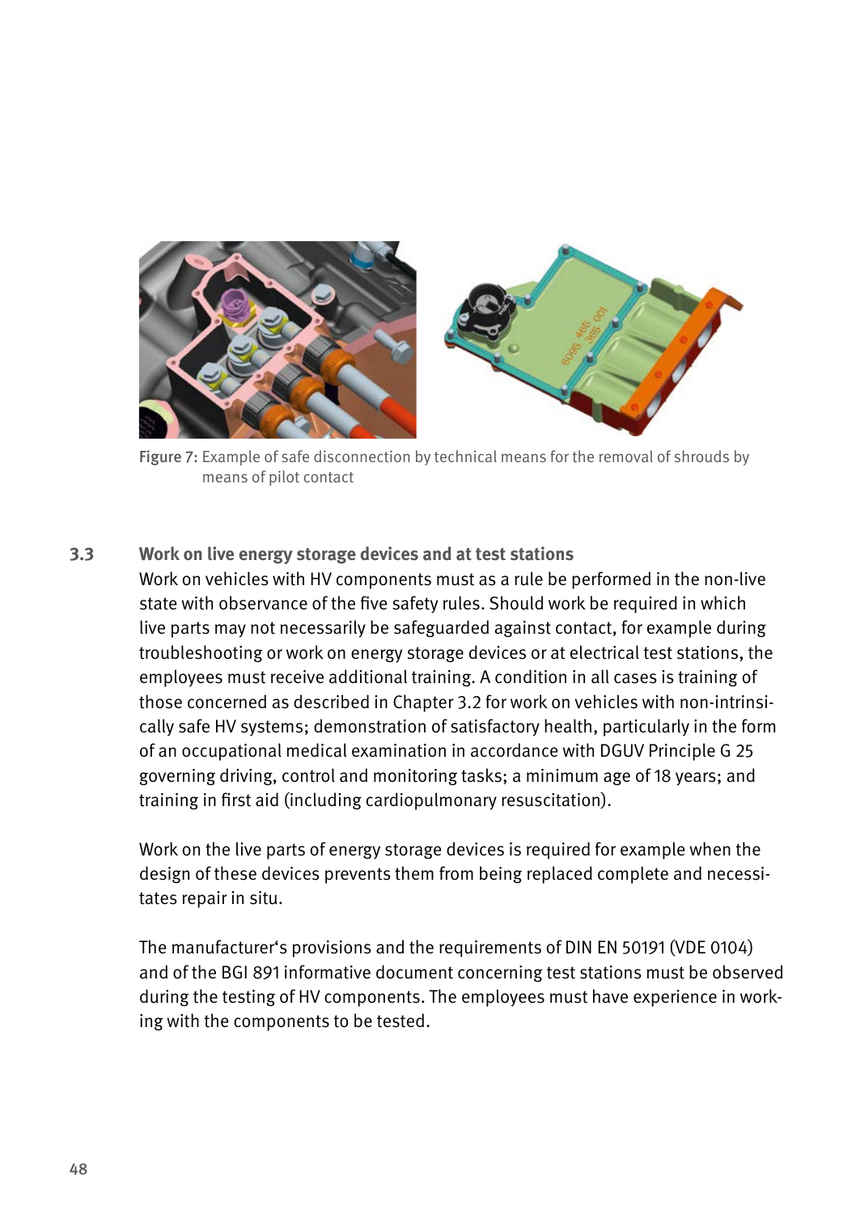Figure 7: Example of safe disconnection by technical means for the removal of shrouds by means of pilot contact

## 3.3 Work on live energy storage devices and at test stations

Work on vehicles with HV components must as a rule be performed in the non-live state with observance of the five safety rules. Should work be required in which live parts may not necessarily be safeguarded against contact, for example during troubleshooting or work on energy storage devices or at electrical test stations, the employees must receive additional training. A condition in all cases is training of those concerned as described in Chapter 3.2 for work on vehicles with non-intrinsically safe HV systems; demonstration of satisfactory health, particularly in the form of an occupational medical examination in accordance with DGUV Principle G 25 governing driving, control and monitoring tasks; a minimum age of 18 years; and training in first aid (including cardiopulmonary resuscitation).

Work on the live parts of energy storage devices is required for example when the design of these devices prevents them from being replaced complete and necessitates repair in situ.

The manufacturer's provisions and the requirements of DIN EN 50191 (VDE 0104) and of the BGI 891 informative document concerning test stations must be observed during the testing of HV components. The employees must have experience in working with the components to be tested.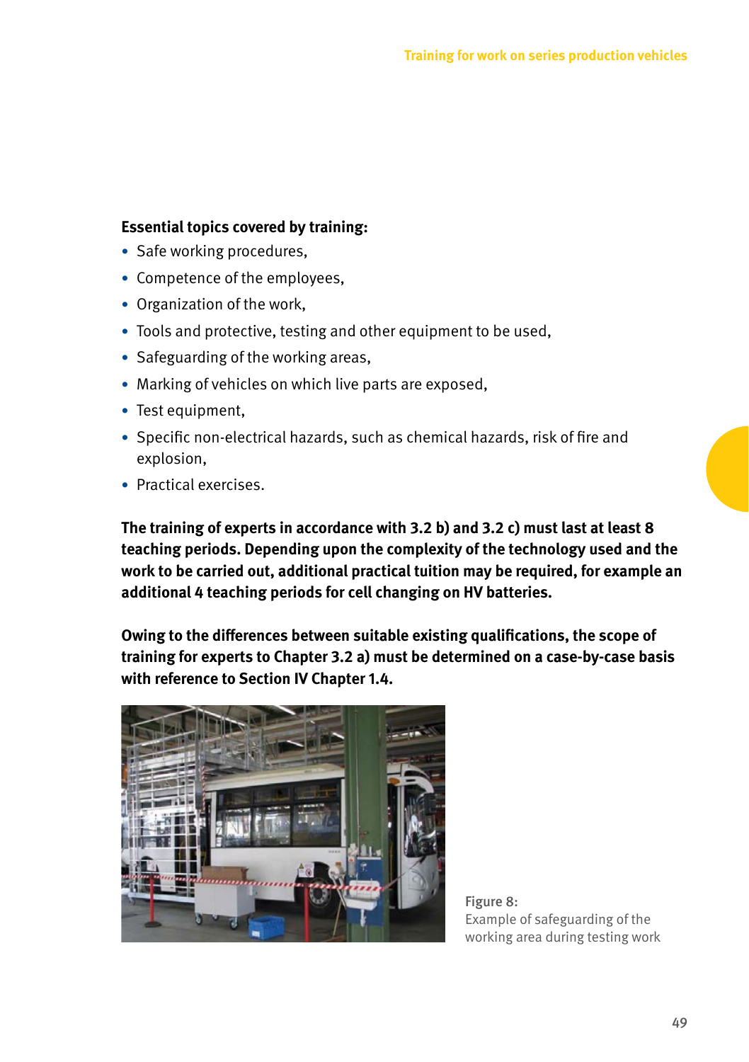**Essential topics covered by training:**

- Safe working procedures,
- Competence of the employees,
- Organization of the work,
- Tools and protective, testing and other equipment to be used,
- Safeguarding of the working areas,
- Marking of vehicles on which live parts are exposed,
- Test equipment,
- Specific non-electrical hazards, such as chemical hazards, risk of fire and explosion,
- Practical exercises.

**The training of experts in accordance with 3.2 b) and 3.2 c) must last at least 8 teaching periods. Depending upon the complexity of the technology used and the work to be carried out, additional practical tuition may be required, for example an additional 4 teaching periods for cell changing on HV batteries.**

**Owing to the differences between suitable existing qualifications, the scope of training for experts to Chapter 3.2 a) must be determined on a case-by-case basis with reference to Section IV Chapter 1.4.**

Figure 8:
Example of safeguarding of the working area during testing work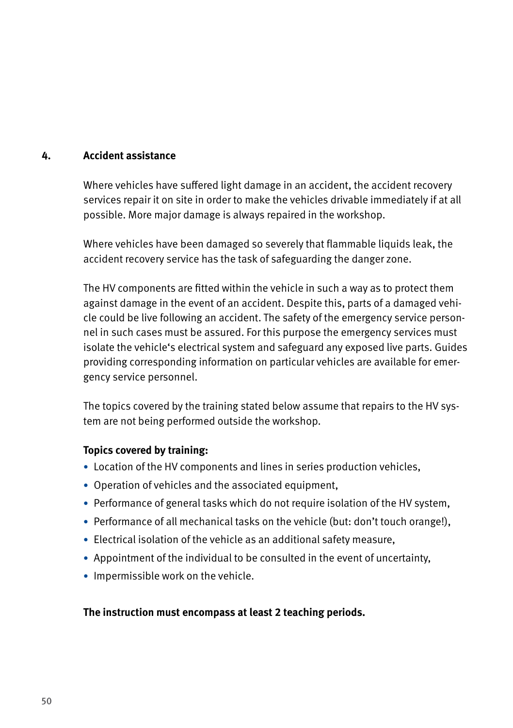## 4. Accident assistance

Where vehicles have suffered light damage in an accident, the accident recovery services repair it on site in order to make the vehicles drivable immediately if at all possible. More major damage is always repaired in the workshop.

Where vehicles have been damaged so severely that flammable liquids leak, the accident recovery service has the task of safeguarding the danger zone.

The HV components are fitted within the vehicle in such a way as to protect them against damage in the event of an accident. Despite this, parts of a damaged vehicle could be live following an accident. The safety of the emergency service personnel in such cases must be assured. For this purpose the emergency services must isolate the vehicle's electrical system and safeguard any exposed live parts. Guides providing corresponding information on particular vehicles are available for emergency service personnel.

The topics covered by the training stated below assume that repairs to the HV system are not being performed outside the workshop.

**Topics covered by training:**

- Location of the HV components and lines in series production vehicles,
- Operation of vehicles and the associated equipment,
- Performance of general tasks which do not require isolation of the HV system,
- Performance of all mechanical tasks on the vehicle (but: don't touch orange!),
- Electrical isolation of the vehicle as an additional safety measure,
- Appointment of the individual to be consulted in the event of uncertainty,
- Impermissible work on the vehicle.

**The instruction must encompass at least 2 teaching periods.**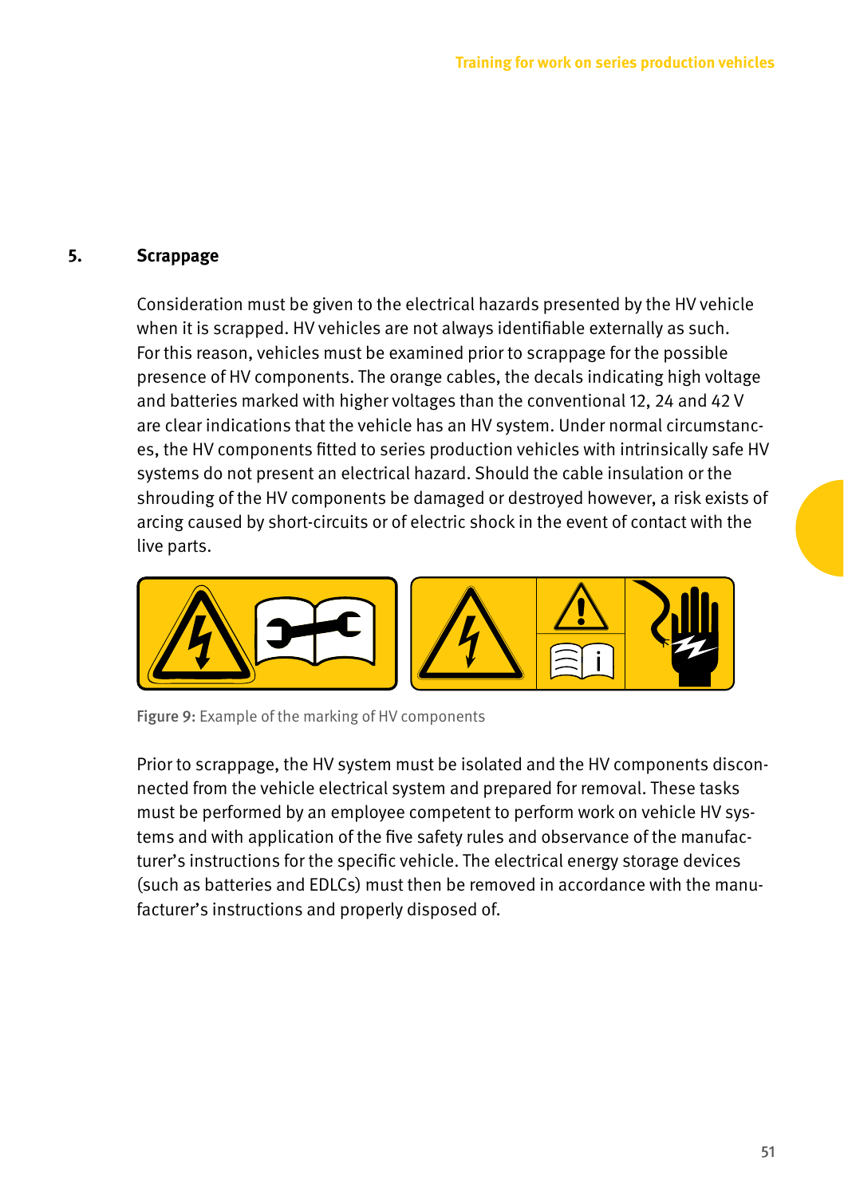## 5. Scrappage

Consideration must be given to the electrical hazards presented by the HV vehicle when it is scrapped. HV vehicles are not always identifiable externally as such. For this reason, vehicles must be examined prior to scrappage for the possible presence of HV components. The orange cables, the decals indicating high voltage and batteries marked with higher voltages than the conventional 12, 24 and 42 V are clear indications that the vehicle has an HV system. Under normal circumstances, the HV components fitted to series production vehicles with intrinsically safe HV systems do not present an electrical hazard. Should the cable insulation or the shrouding of the HV components be damaged or destroyed however, a risk exists of arcing caused by short-circuits or of electric shock in the event of contact with the live parts.

Figure 9: Example of the marking of HV components

Prior to scrappage, the HV system must be isolated and the HV components disconnected from the vehicle electrical system and prepared for removal. These tasks must be performed by an employee competent to perform work on vehicle HV systems and with application of the five safety rules and observance of the manufacturer's instructions for the specific vehicle. The electrical energy storage devices (such as batteries and EDLCs) must then be removed in accordance with the manufacturer's instructions and properly disposed of.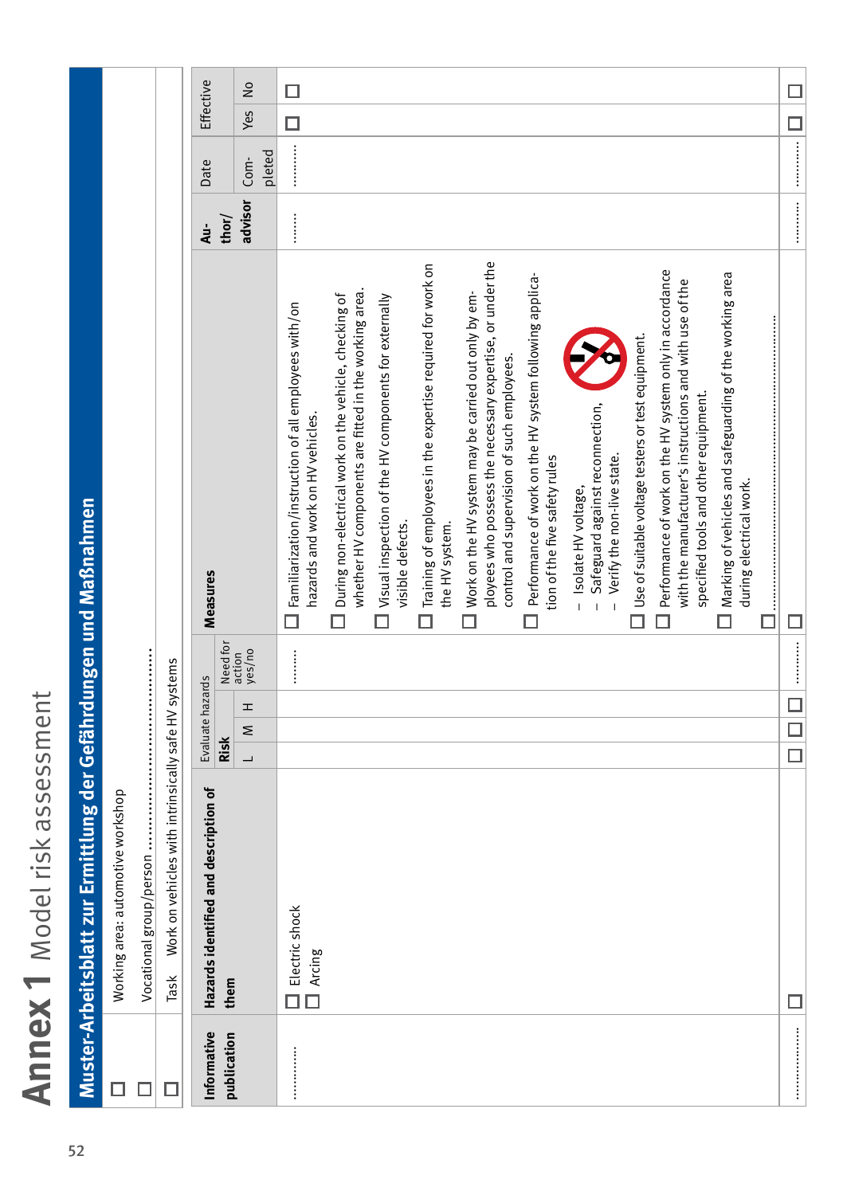# Annex 1 Model risk assessment

## Muster-Arbeitsblatt zur Ermittlung der Gefährdungen und Maßnahmen

☐ Working area: automotive workshop

☐ Vocational group/person ......................................................

☐ Task Work on vehicles with intrinsically safe HV systems

| Informative publication | Hazards identified and description of them | Evaluate hazards – Risk L | M | H | Need for action yes/no | Measures | Au-thor/advisor | Date Com-pleted | Effective Yes | No |
|---|---|---|---|---|---|---|---|---|---|---|
| .............. | ☐ Electric shock<br>☐ Arcing | | | | .......... | ☐ Familiarization/instruction of all employees with/on hazards and work on HV vehicles.<br>☐ During non-electrical work on the vehicle, checking of whether HV components are fitted in the working area.<br>☐ Visual inspection of the HV components for externally visible defects.<br>☐ Training of employees in the expertise required for work on the HV system.<br>☐ Work on the HV system may be carried out only by employees who possess the necessary expertise, or under the control and supervision of such employees.<br>☐ Performance of work on the HV system following application of the five safety rules<br>– Isolate HV voltage,<br>– Safeguard against reconnection,<br>– Verify the non-live state.<br>☐ Use of suitable voltage testers or test equipment.<br>☐ Performance of work on the HV system only in accordance with the manufacturer's instructions and with use of the specified tools and other equipment.<br>☐ Marking of vehicles and safeguarding of the working area during electrical work.<br>☐ .................................................................................. | ......... | ............ | ☐ | ☐ |
| .................. | ☐ | ☐ | ☐ | ☐ | .......... | ☐ | .......... | ............ | ☐ | ☐ |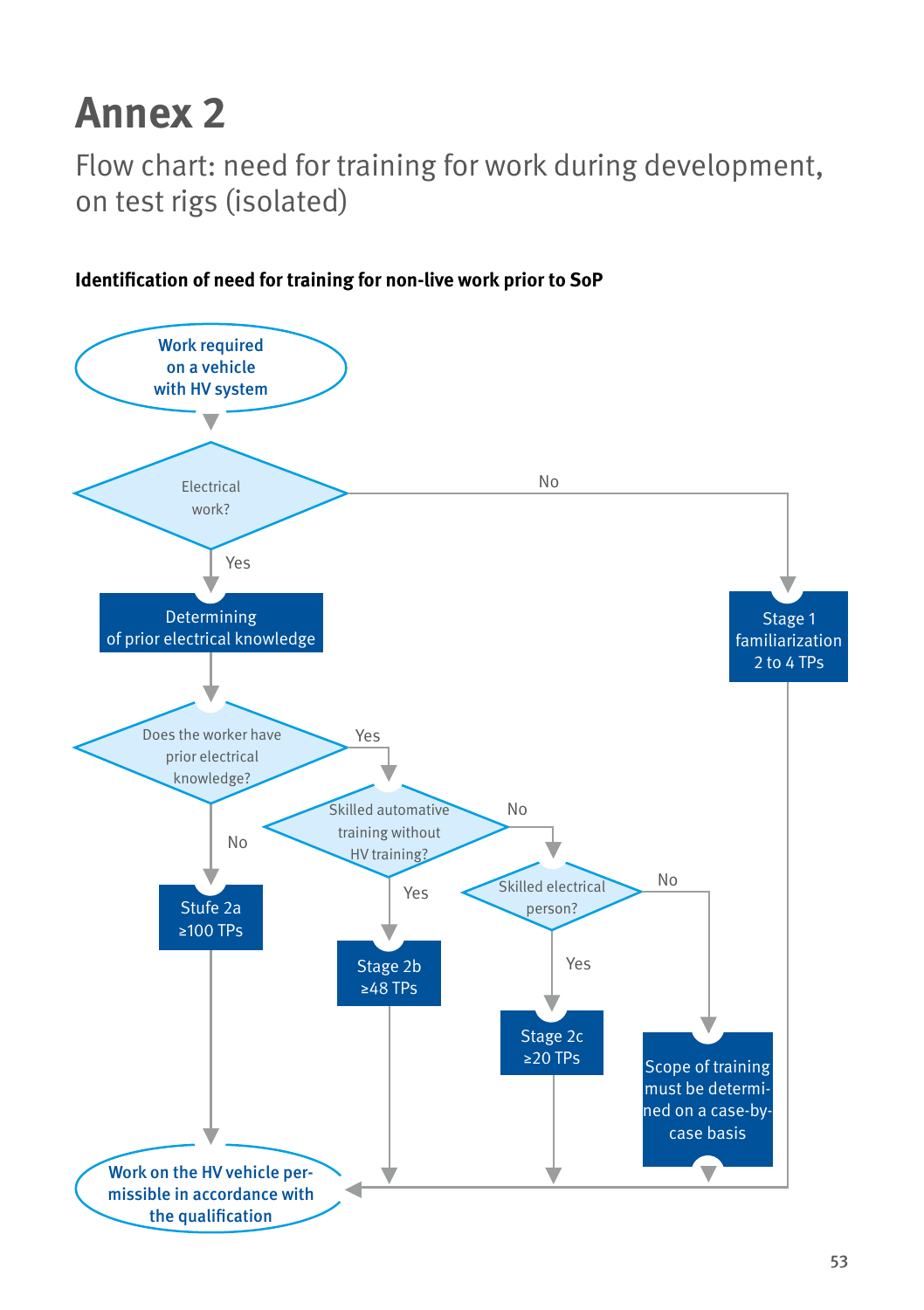# Annex 2

## Flow chart: need for training for work during development, on test rigs (isolated)

**Identification of need for training for non-live work prior to SoP**

Work required on a vehicle with HV system

Electrical work?

No

Yes

Determining of prior electrical knowledge

Stage 1 familiarization 2 to 4 TPs

Does the worker have prior electrical knowledge?

Yes

No

Skilled automative training without HV training?

No

Yes

Stufe 2a ≥100 TPs

Skilled electrical person?

No

Yes

Stage 2b ≥48 TPs

Stage 2c ≥20 TPs

Scope of training must be determined on a case-by-case basis

Work on the HV vehicle permissible in accordance with the qualification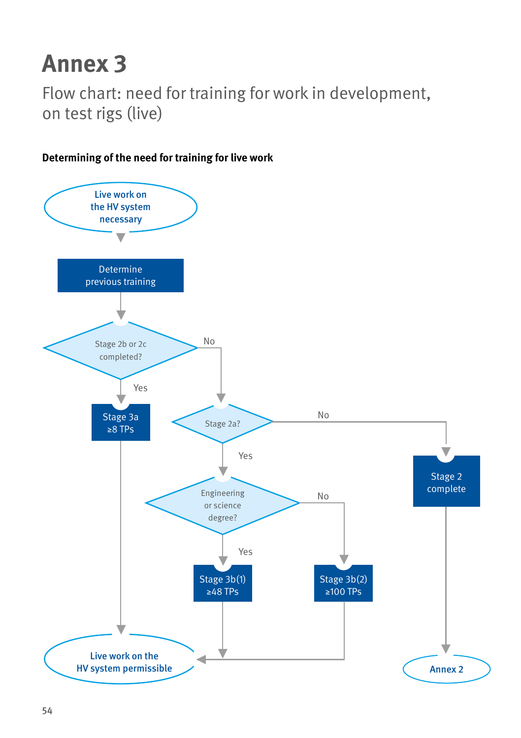# Annex 3

Flow chart: need for training for work in development, on test rigs (live)

**Determining of the need for training for live work**

Live work on the HV system necessary

Determine previous training

Stage 2b or 2c completed?

Yes

Stage 3a ≥8 TPs

No

Stage 2a?

Yes

Engineering or science degree?

Yes

Stage 3b(1) ≥48 TPs

No

Stage 3b(2) ≥100 TPs

No

Stage 2 complete

Live work on the HV system permissible

Annex 2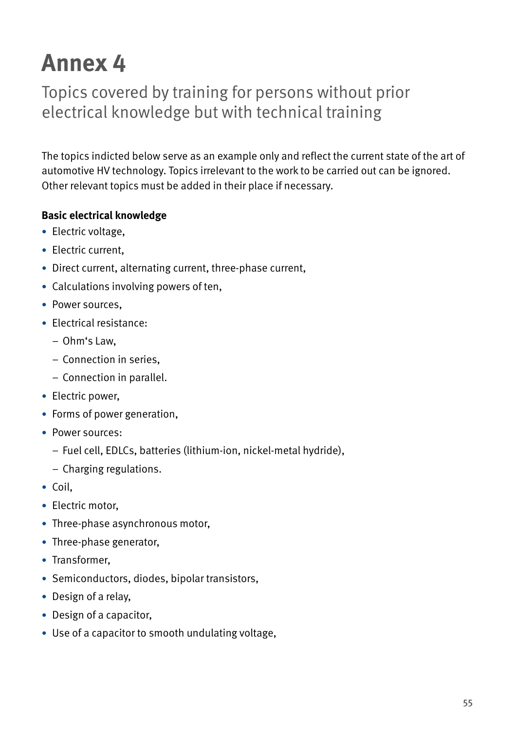# Annex 4

## Topics covered by training for persons without prior electrical knowledge but with technical training

The topics indicted below serve as an example only and reflect the current state of the art of automotive HV technology. Topics irrelevant to the work to be carried out can be ignored. Other relevant topics must be added in their place if necessary.

**Basic electrical knowledge**

- Electric voltage,
- Electric current,
- Direct current, alternating current, three-phase current,
- Calculations involving powers of ten,
- Power sources,
- Electrical resistance:
  - Ohm's Law,
  - Connection in series,
  - Connection in parallel.
- Electric power,
- Forms of power generation,
- Power sources:
  - Fuel cell, EDLCs, batteries (lithium-ion, nickel-metal hydride),
  - Charging regulations.
- Coil,
- Electric motor,
- Three-phase asynchronous motor,
- Three-phase generator,
- Transformer,
- Semiconductors, diodes, bipolar transistors,
- Design of a relay,
- Design of a capacitor,
- Use of a capacitor to smooth undulating voltage,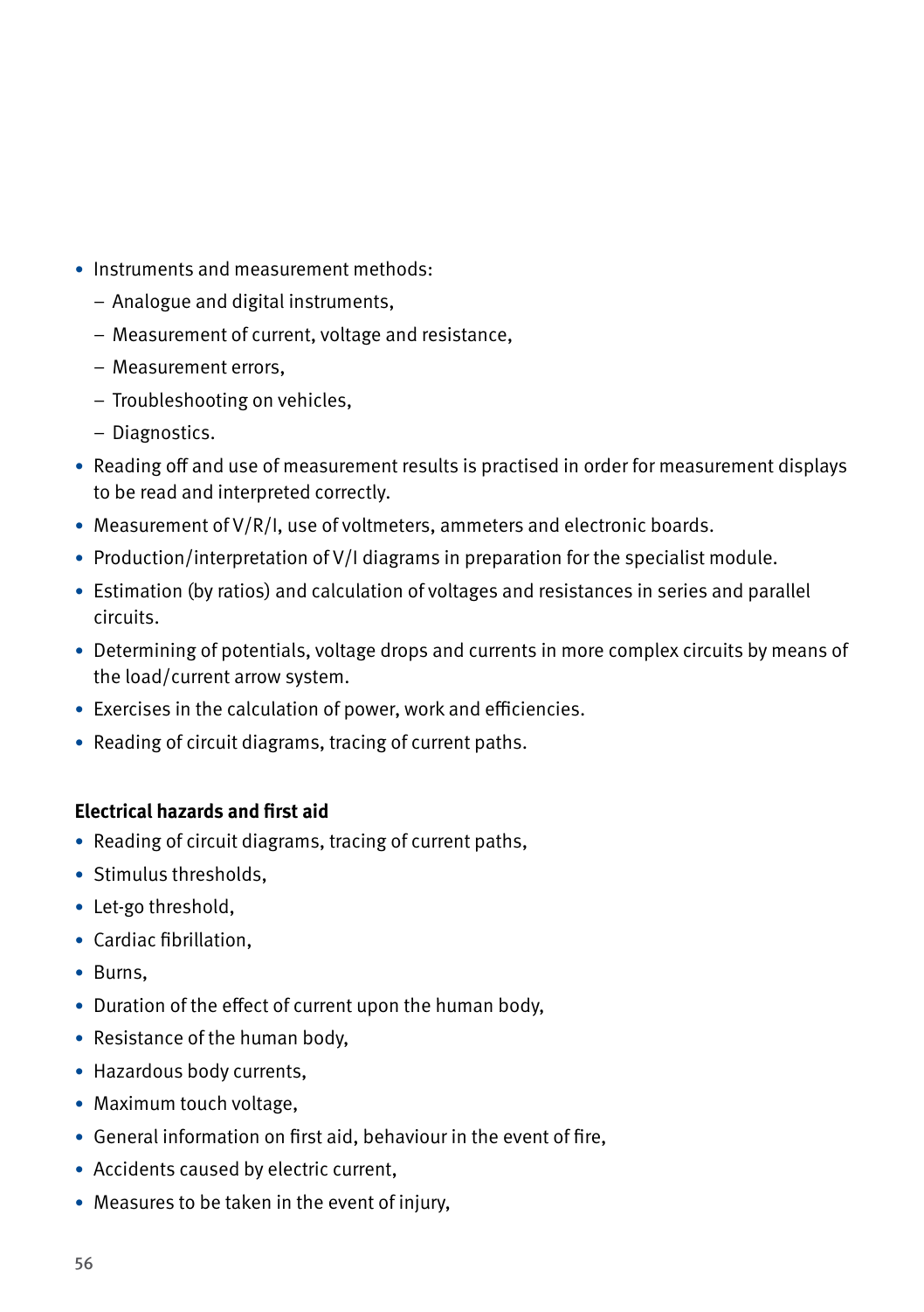- Instruments and measurement methods:
  - Analogue and digital instruments,
  - Measurement of current, voltage and resistance,
  - Measurement errors,
  - Troubleshooting on vehicles,
  - Diagnostics.
- Reading off and use of measurement results is practised in order for measurement displays to be read and interpreted correctly.
- Measurement of V/R/I, use of voltmeters, ammeters and electronic boards.
- Production/interpretation of V/I diagrams in preparation for the specialist module.
- Estimation (by ratios) and calculation of voltages and resistances in series and parallel circuits.
- Determining of potentials, voltage drops and currents in more complex circuits by means of the load/current arrow system.
- Exercises in the calculation of power, work and efficiencies.
- Reading of circuit diagrams, tracing of current paths.

**Electrical hazards and first aid**

- Reading of circuit diagrams, tracing of current paths,
- Stimulus thresholds,
- Let-go threshold,
- Cardiac fibrillation,
- Burns,
- Duration of the effect of current upon the human body,
- Resistance of the human body,
- Hazardous body currents,
- Maximum touch voltage,
- General information on first aid, behaviour in the event of fire,
- Accidents caused by electric current,
- Measures to be taken in the event of injury,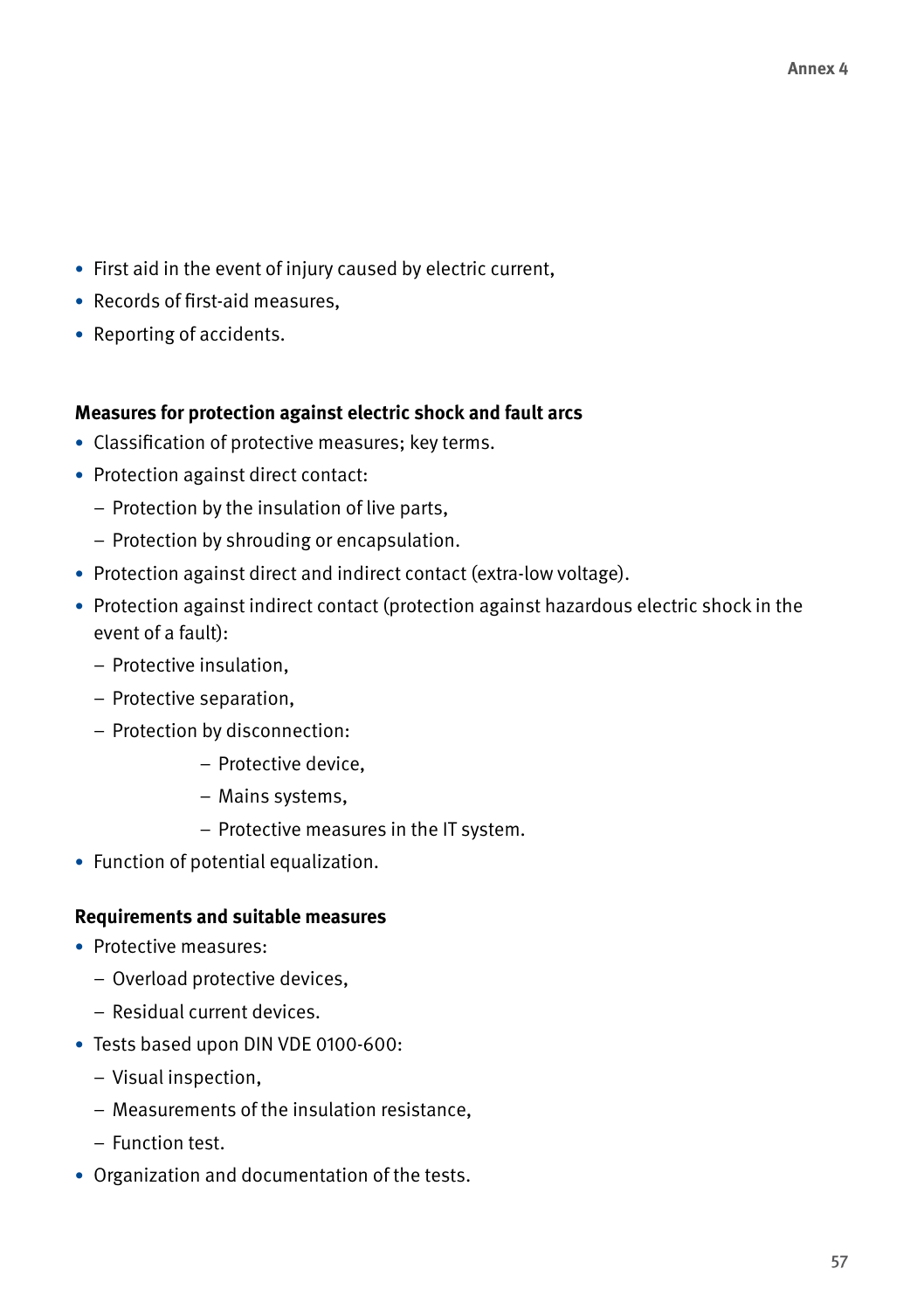- First aid in the event of injury caused by electric current,
- Records of first-aid measures,
- Reporting of accidents.

**Measures for protection against electric shock and fault arcs**

- Classification of protective measures; key terms.
- Protection against direct contact:
  - Protection by the insulation of live parts,
  - Protection by shrouding or encapsulation.
- Protection against direct and indirect contact (extra-low voltage).
- Protection against indirect contact (protection against hazardous electric shock in the event of a fault):
  - Protective insulation,
  - Protective separation,
  - Protection by disconnection:
    - Protective device,
    - Mains systems,
    - Protective measures in the IT system.
- Function of potential equalization.

**Requirements and suitable measures**

- Protective measures:
  - Overload protective devices,
  - Residual current devices.
- Tests based upon DIN VDE 0100-600:
  - Visual inspection,
  - Measurements of the insulation resistance,
  - Function test.
- Organization and documentation of the tests.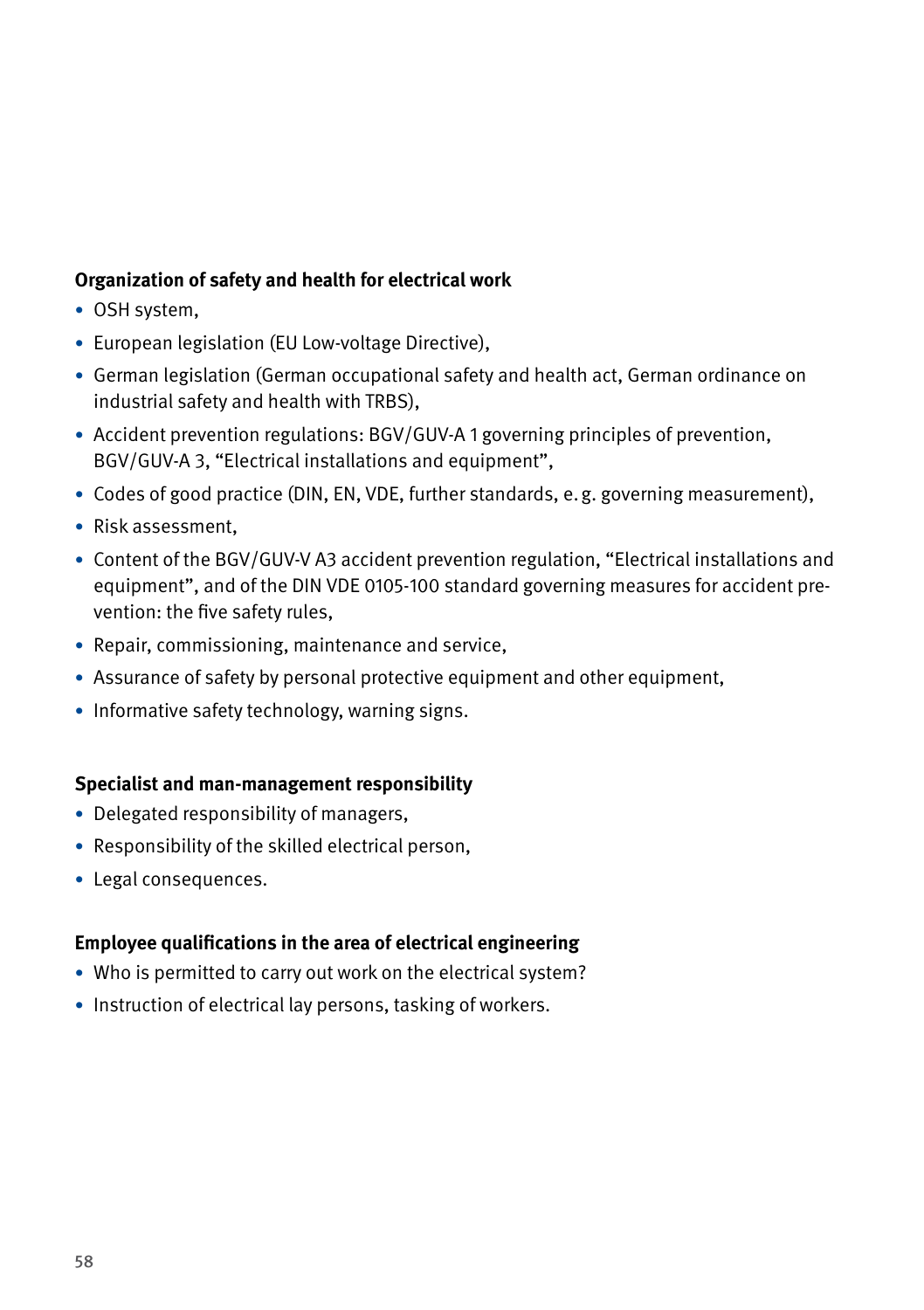**Organization of safety and health for electrical work**

- OSH system,
- European legislation (EU Low-voltage Directive),
- German legislation (German occupational safety and health act, German ordinance on industrial safety and health with TRBS),
- Accident prevention regulations: BGV/GUV-A 1 governing principles of prevention, BGV/GUV-A 3, “Electrical installations and equipment”,
- Codes of good practice (DIN, EN, VDE, further standards, e. g. governing measurement),
- Risk assessment,
- Content of the BGV/GUV-V A3 accident prevention regulation, “Electrical installations and equipment”, and of the DIN VDE 0105-100 standard governing measures for accident prevention: the five safety rules,
- Repair, commissioning, maintenance and service,
- Assurance of safety by personal protective equipment and other equipment,
- Informative safety technology, warning signs.

**Specialist and man-management responsibility**

- Delegated responsibility of managers,
- Responsibility of the skilled electrical person,
- Legal consequences.

**Employee qualifications in the area of electrical engineering**

- Who is permitted to carry out work on the electrical system?
- Instruction of electrical lay persons, tasking of workers.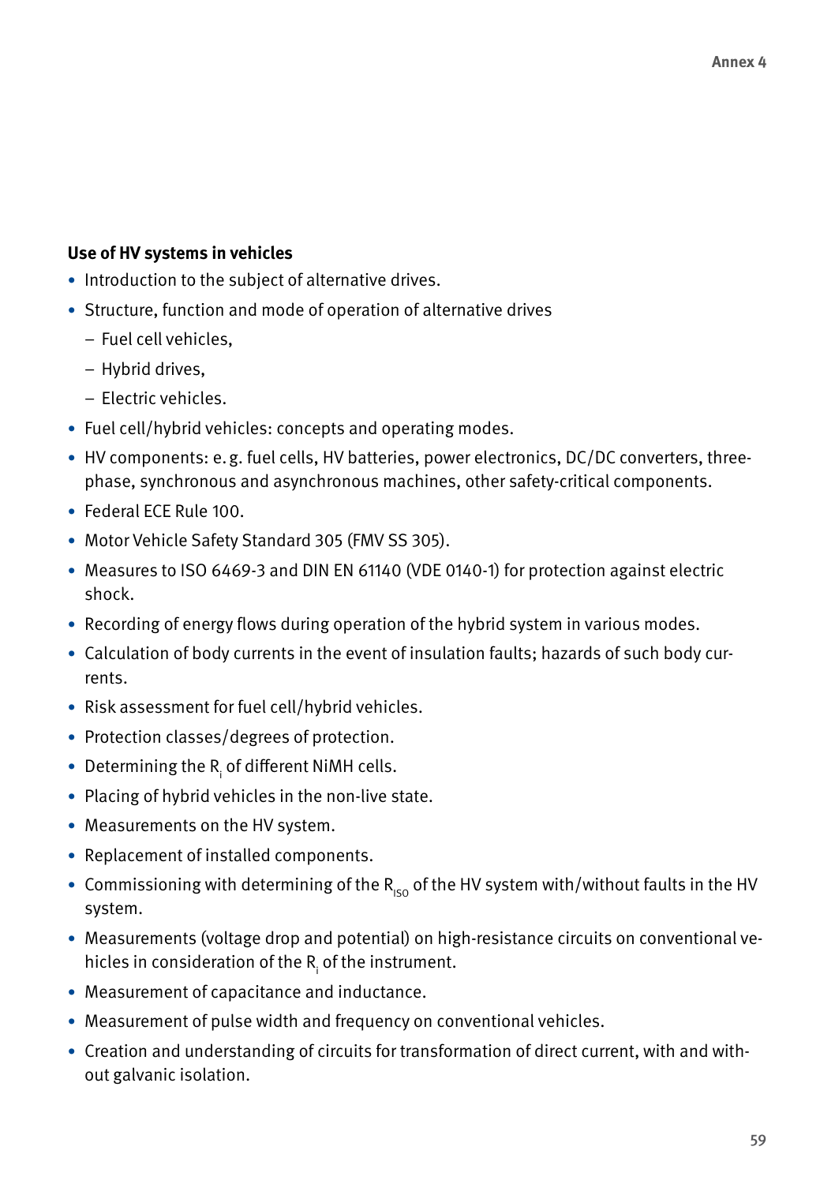**Use of HV systems in vehicles**

- Introduction to the subject of alternative drives.
- Structure, function and mode of operation of alternative drives
  - Fuel cell vehicles,
  - Hybrid drives,
  - Electric vehicles.
- Fuel cell/hybrid vehicles: concepts and operating modes.
- HV components: e. g. fuel cells, HV batteries, power electronics, DC/DC converters, three-phase, synchronous and asynchronous machines, other safety-critical components.
- Federal ECE Rule 100.
- Motor Vehicle Safety Standard 305 (FMV SS 305).
- Measures to ISO 6469-3 and DIN EN 61140 (VDE 0140-1) for protection against electric shock.
- Recording of energy flows during operation of the hybrid system in various modes.
- Calculation of body currents in the event of insulation faults; hazards of such body currents.
- Risk assessment for fuel cell/hybrid vehicles.
- Protection classes/degrees of protection.
- Determining the $R_i$ of different NiMH cells.
- Placing of hybrid vehicles in the non-live state.
- Measurements on the HV system.
- Replacement of installed components.
- Commissioning with determining of the $R_{ISO}$ of the HV system with/without faults in the HV system.
- Measurements (voltage drop and potential) on high-resistance circuits on conventional vehicles in consideration of the $R_i$ of the instrument.
- Measurement of capacitance and inductance.
- Measurement of pulse width and frequency on conventional vehicles.
- Creation and understanding of circuits for transformation of direct current, with and without galvanic isolation.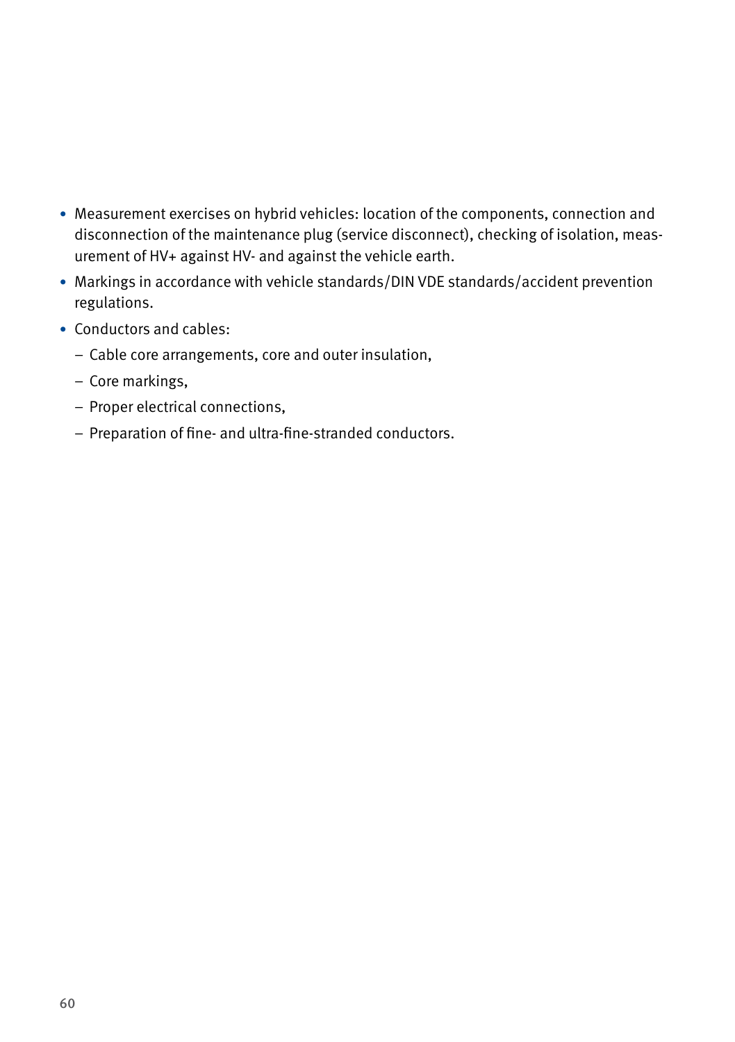- Measurement exercises on hybrid vehicles: location of the components, connection and disconnection of the maintenance plug (service disconnect), checking of isolation, measurement of HV+ against HV- and against the vehicle earth.
- Markings in accordance with vehicle standards/DIN VDE standards/accident prevention regulations.
- Conductors and cables:
  - Cable core arrangements, core and outer insulation,
  - Core markings,
  - Proper electrical connections,
  - Preparation of fine- and ultra-fine-stranded conductors.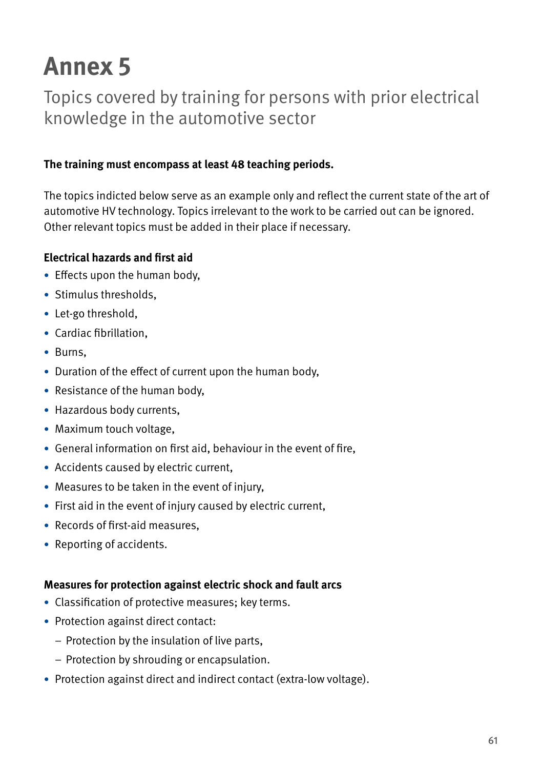# Annex 5

## Topics covered by training for persons with prior electrical knowledge in the automotive sector

**The training must encompass at least 48 teaching periods.**

The topics indicted below serve as an example only and reflect the current state of the art of automotive HV technology. Topics irrelevant to the work to be carried out can be ignored. Other relevant topics must be added in their place if necessary.

**Electrical hazards and first aid**

- Effects upon the human body,
- Stimulus thresholds,
- Let-go threshold,
- Cardiac fibrillation,
- Burns,
- Duration of the effect of current upon the human body,
- Resistance of the human body,
- Hazardous body currents,
- Maximum touch voltage,
- General information on first aid, behaviour in the event of fire,
- Accidents caused by electric current,
- Measures to be taken in the event of injury,
- First aid in the event of injury caused by electric current,
- Records of first-aid measures,
- Reporting of accidents.

**Measures for protection against electric shock and fault arcs**

- Classification of protective measures; key terms.
- Protection against direct contact:
  - Protection by the insulation of live parts,
  - Protection by shrouding or encapsulation.
- Protection against direct and indirect contact (extra-low voltage).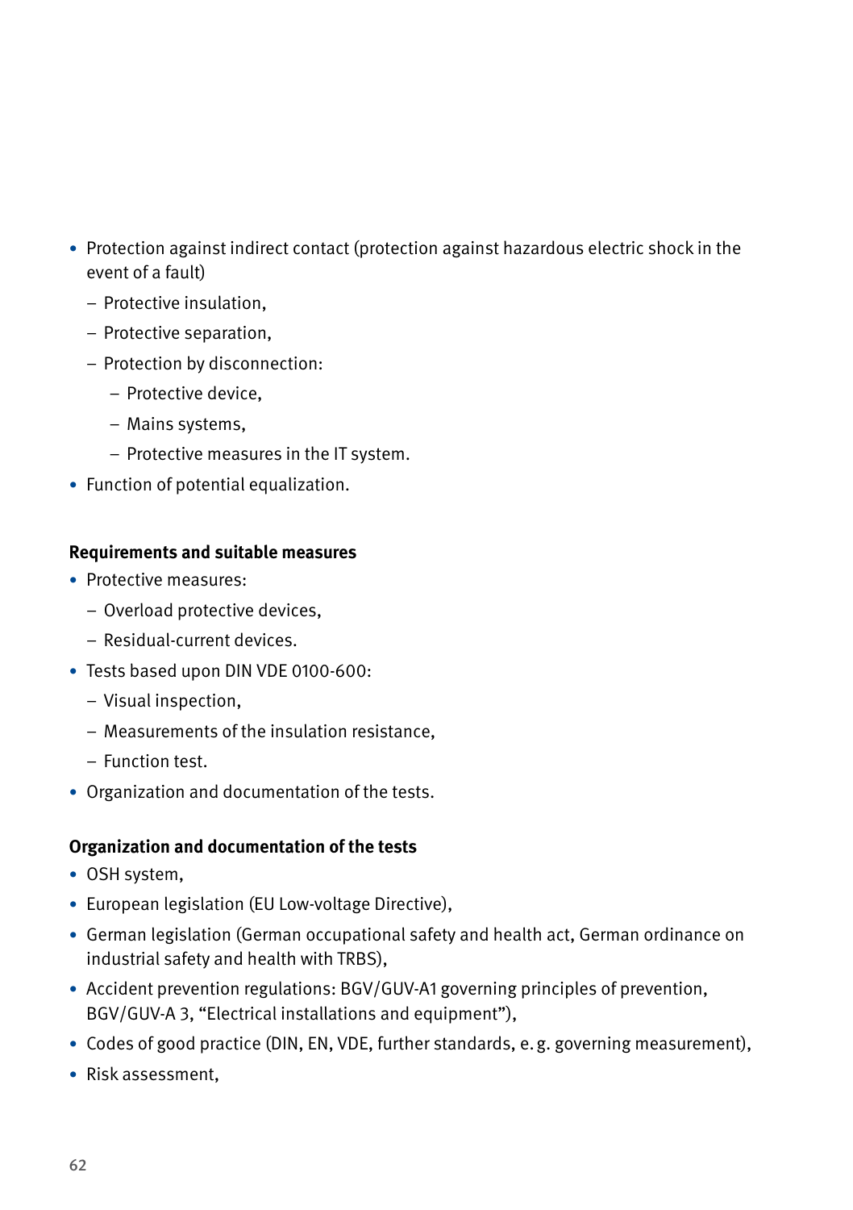- Protection against indirect contact (protection against hazardous electric shock in the event of a fault)
  - Protective insulation,
  - Protective separation,
  - Protection by disconnection:
    - Protective device,
    - Mains systems,
    - Protective measures in the IT system.
- Function of potential equalization.

**Requirements and suitable measures**

- Protective measures:
  - Overload protective devices,
  - Residual-current devices.
- Tests based upon DIN VDE 0100-600:
  - Visual inspection,
  - Measurements of the insulation resistance,
  - Function test.
- Organization and documentation of the tests.

**Organization and documentation of the tests**

- OSH system,
- European legislation (EU Low-voltage Directive),
- German legislation (German occupational safety and health act, German ordinance on industrial safety and health with TRBS),
- Accident prevention regulations: BGV/GUV-A1 governing principles of prevention, BGV/GUV-A 3, “Electrical installations and equipment”),
- Codes of good practice (DIN, EN, VDE, further standards, e.g. governing measurement),
- Risk assessment,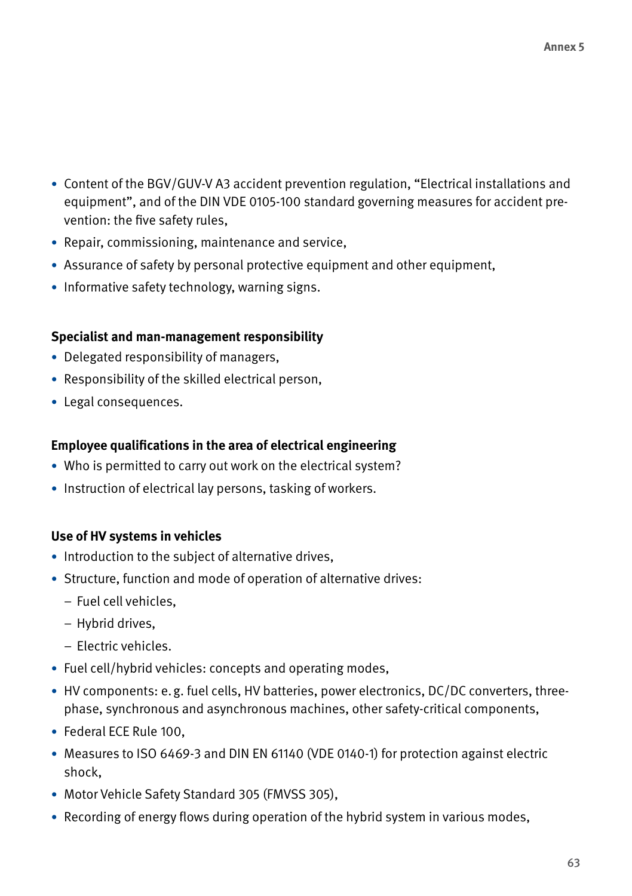- Content of the BGV/GUV-V A3 accident prevention regulation, “Electrical installations and equipment”, and of the DIN VDE 0105-100 standard governing measures for accident prevention: the five safety rules,
- Repair, commissioning, maintenance and service,
- Assurance of safety by personal protective equipment and other equipment,
- Informative safety technology, warning signs.

**Specialist and man-management responsibility**

- Delegated responsibility of managers,
- Responsibility of the skilled electrical person,
- Legal consequences.

**Employee qualifications in the area of electrical engineering**

- Who is permitted to carry out work on the electrical system?
- Instruction of electrical lay persons, tasking of workers.

**Use of HV systems in vehicles**

- Introduction to the subject of alternative drives,
- Structure, function and mode of operation of alternative drives:
  - Fuel cell vehicles,
  - Hybrid drives,
  - Electric vehicles.
- Fuel cell/hybrid vehicles: concepts and operating modes,
- HV components: e. g. fuel cells, HV batteries, power electronics, DC/DC converters, three-phase, synchronous and asynchronous machines, other safety-critical components,
- Federal ECE Rule 100,
- Measures to ISO 6469-3 and DIN EN 61140 (VDE 0140-1) for protection against electric shock,
- Motor Vehicle Safety Standard 305 (FMVSS 305),
- Recording of energy flows during operation of the hybrid system in various modes,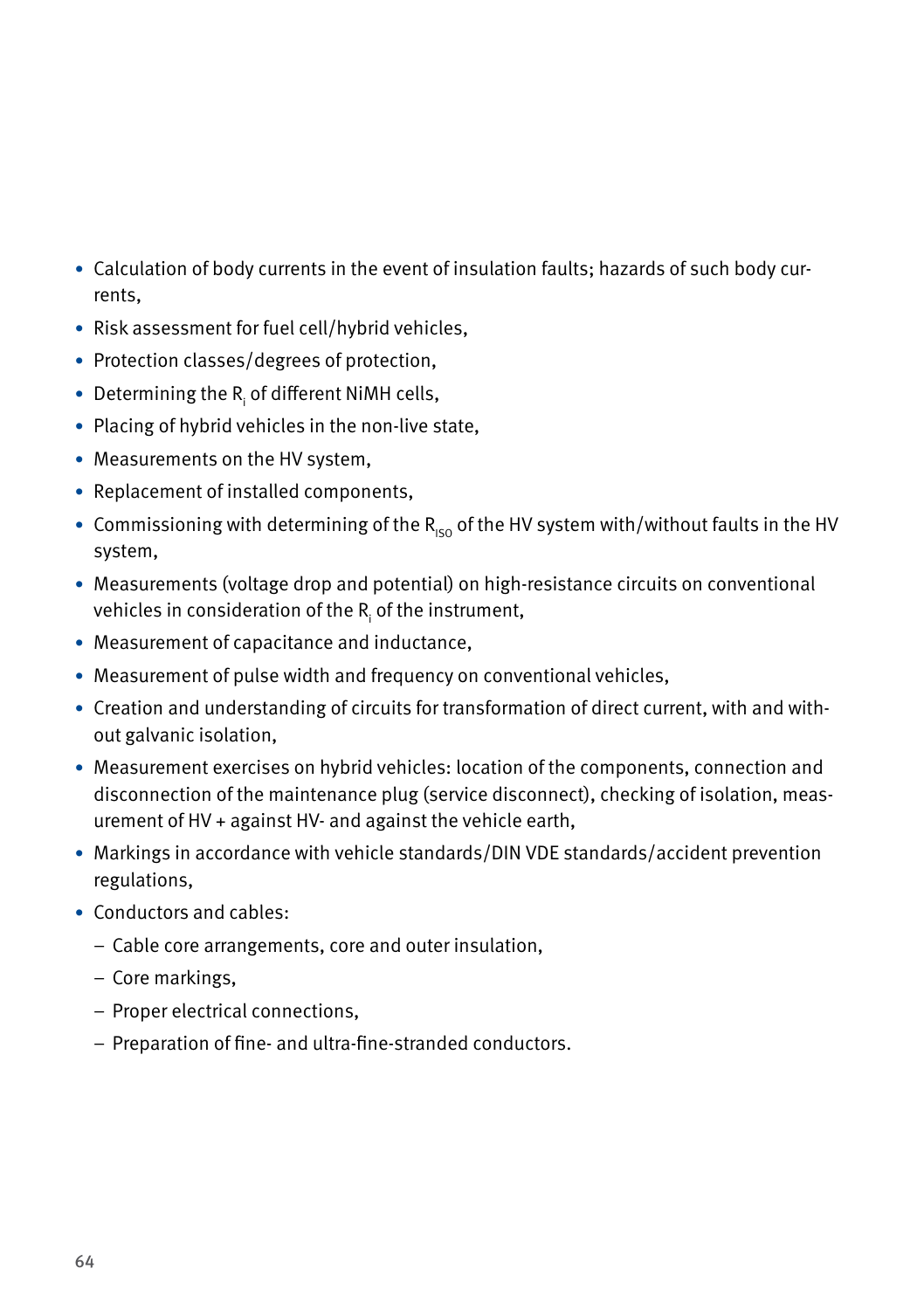- Calculation of body currents in the event of insulation faults; hazards of such body currents,
- Risk assessment for fuel cell/hybrid vehicles,
- Protection classes/degrees of protection,
- Determining the $R_i$ of different NiMH cells,
- Placing of hybrid vehicles in the non-live state,
- Measurements on the HV system,
- Replacement of installed components,
- Commissioning with determining of the $R_{ISO}$ of the HV system with/without faults in the HV system,
- Measurements (voltage drop and potential) on high-resistance circuits on conventional vehicles in consideration of the $R_i$ of the instrument,
- Measurement of capacitance and inductance,
- Measurement of pulse width and frequency on conventional vehicles,
- Creation and understanding of circuits for transformation of direct current, with and without galvanic isolation,
- Measurement exercises on hybrid vehicles: location of the components, connection and disconnection of the maintenance plug (service disconnect), checking of isolation, measurement of HV + against HV- and against the vehicle earth,
- Markings in accordance with vehicle standards/DIN VDE standards/accident prevention regulations,
- Conductors and cables:
  - Cable core arrangements, core and outer insulation,
  - Core markings,
  - Proper electrical connections,
  - Preparation of fine- and ultra-fine-stranded conductors.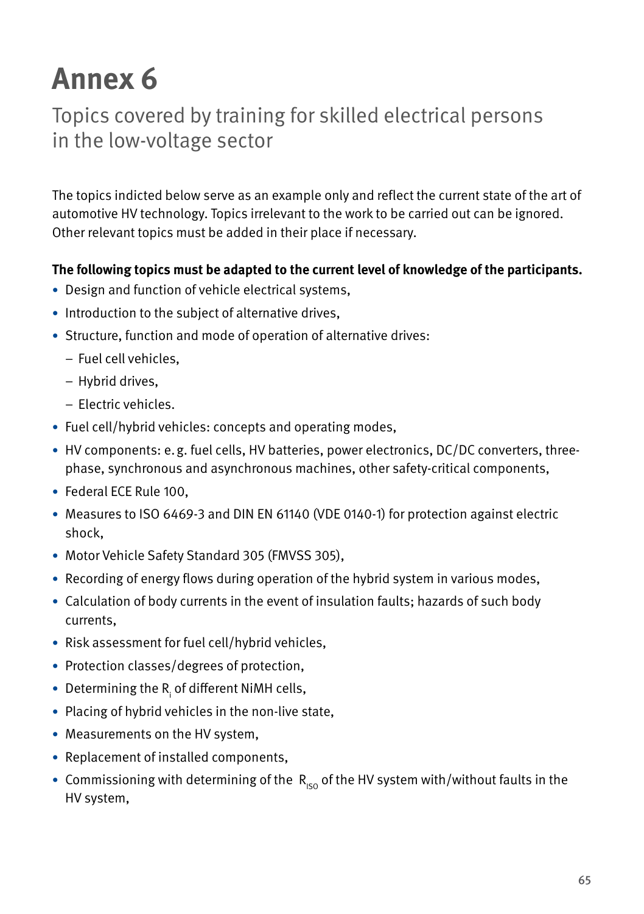# Annex 6

## Topics covered by training for skilled electrical persons in the low-voltage sector

The topics indicted below serve as an example only and reflect the current state of the art of automotive HV technology. Topics irrelevant to the work to be carried out can be ignored. Other relevant topics must be added in their place if necessary.

**The following topics must be adapted to the current level of knowledge of the participants.**

- Design and function of vehicle electrical systems,
- Introduction to the subject of alternative drives,
- Structure, function and mode of operation of alternative drives:
  - Fuel cell vehicles,
  - Hybrid drives,
  - Electric vehicles.
- Fuel cell/hybrid vehicles: concepts and operating modes,
- HV components: e. g. fuel cells, HV batteries, power electronics, DC/DC converters, three-phase, synchronous and asynchronous machines, other safety-critical components,
- Federal ECE Rule 100,
- Measures to ISO 6469-3 and DIN EN 61140 (VDE 0140-1) for protection against electric shock,
- Motor Vehicle Safety Standard 305 (FMVSS 305),
- Recording of energy flows during operation of the hybrid system in various modes,
- Calculation of body currents in the event of insulation faults; hazards of such body currents,
- Risk assessment for fuel cell/hybrid vehicles,
- Protection classes/degrees of protection,
- Determining the $R_i$ of different NiMH cells,
- Placing of hybrid vehicles in the non-live state,
- Measurements on the HV system,
- Replacement of installed components,
- Commissioning with determining of the $R_{ISO}$ of the HV system with/without faults in the HV system,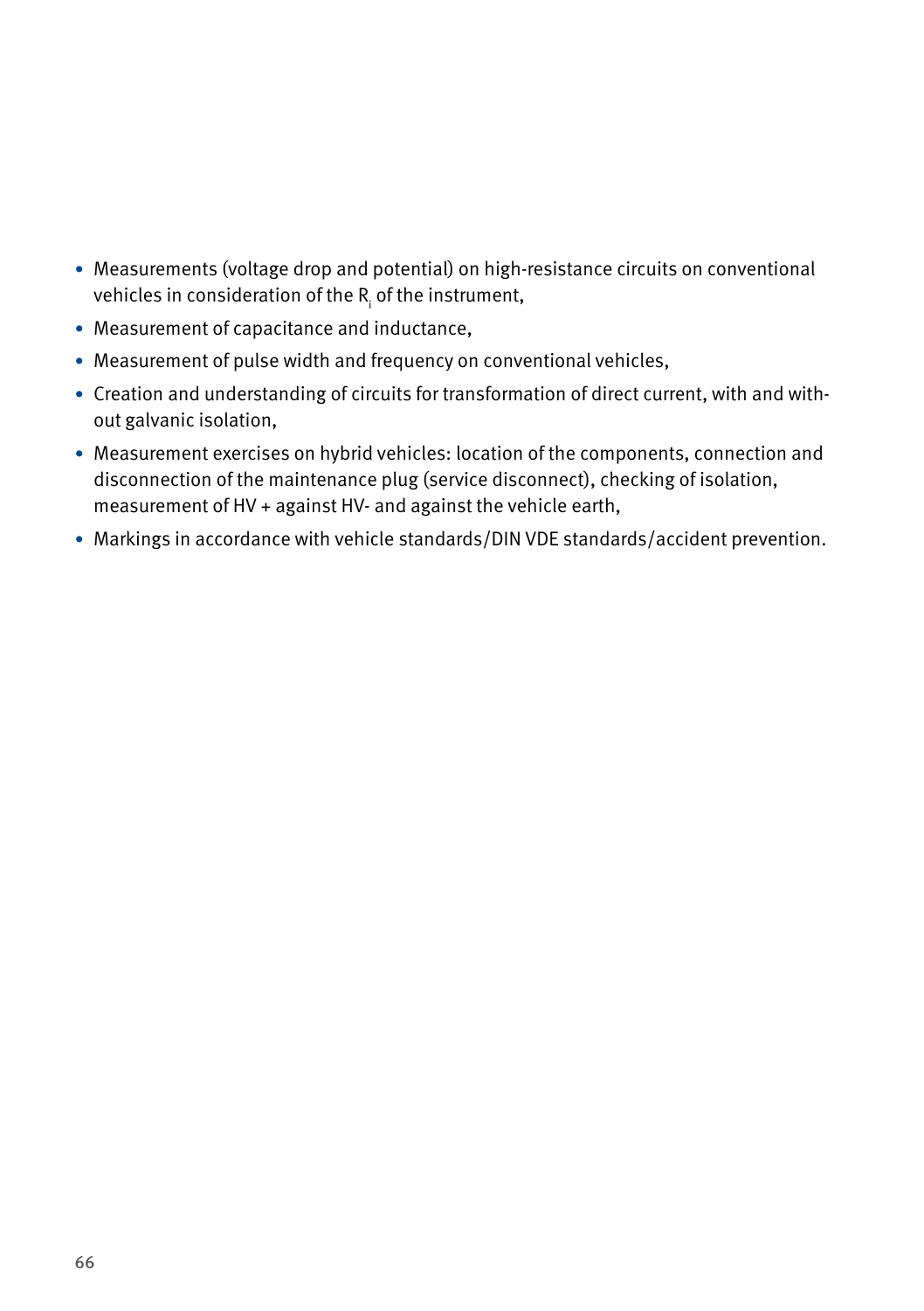- Measurements (voltage drop and potential) on high-resistance circuits on conventional vehicles in consideration of the $R_i$ of the instrument,
- Measurement of capacitance and inductance,
- Measurement of pulse width and frequency on conventional vehicles,
- Creation and understanding of circuits for transformation of direct current, with and without galvanic isolation,
- Measurement exercises on hybrid vehicles: location of the components, connection and disconnection of the maintenance plug (service disconnect), checking of isolation, measurement of HV + against HV- and against the vehicle earth,
- Markings in accordance with vehicle standards/DIN VDE standards/accident prevention.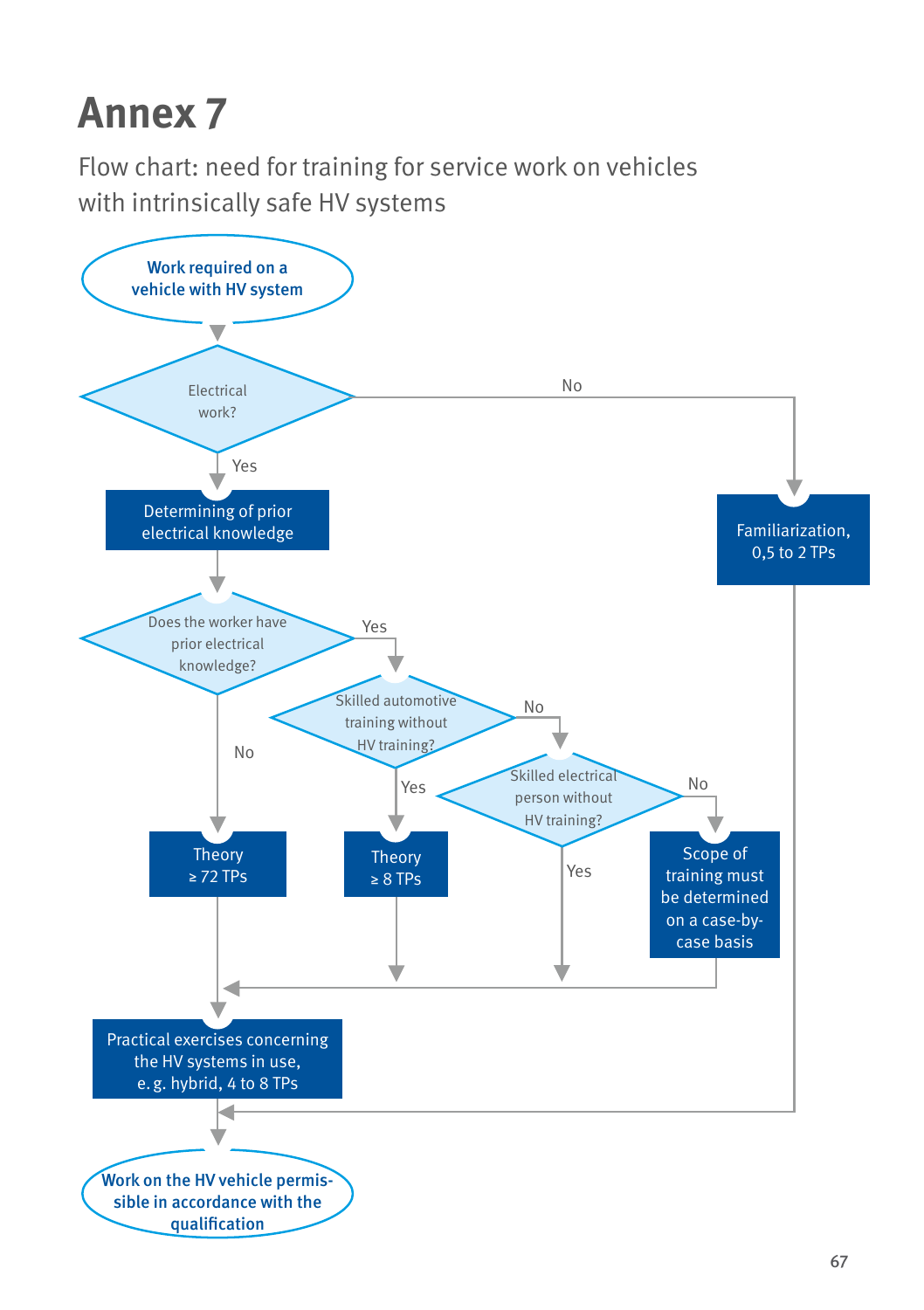# Annex 7

Flow chart: need for training for service work on vehicles with intrinsically safe HV systems

Work required on a vehicle with HV system

Electrical work?

No

Yes

Determining of prior electrical knowledge

Familiarization, 0,5 to 2 TPs

Does the worker have prior electrical knowledge?

Yes

Skilled automotive training without HV training?

No

No

Skilled electrical person without HV training?

Yes

No

Theory ≥ 72 TPs

Theory ≥ 8 TPs

Yes

Scope of training must be determined on a case-by-case basis

Practical exercises concerning the HV systems in use, e. g. hybrid, 4 to 8 TPs

Work on the HV vehicle permissible in accordance with the qualification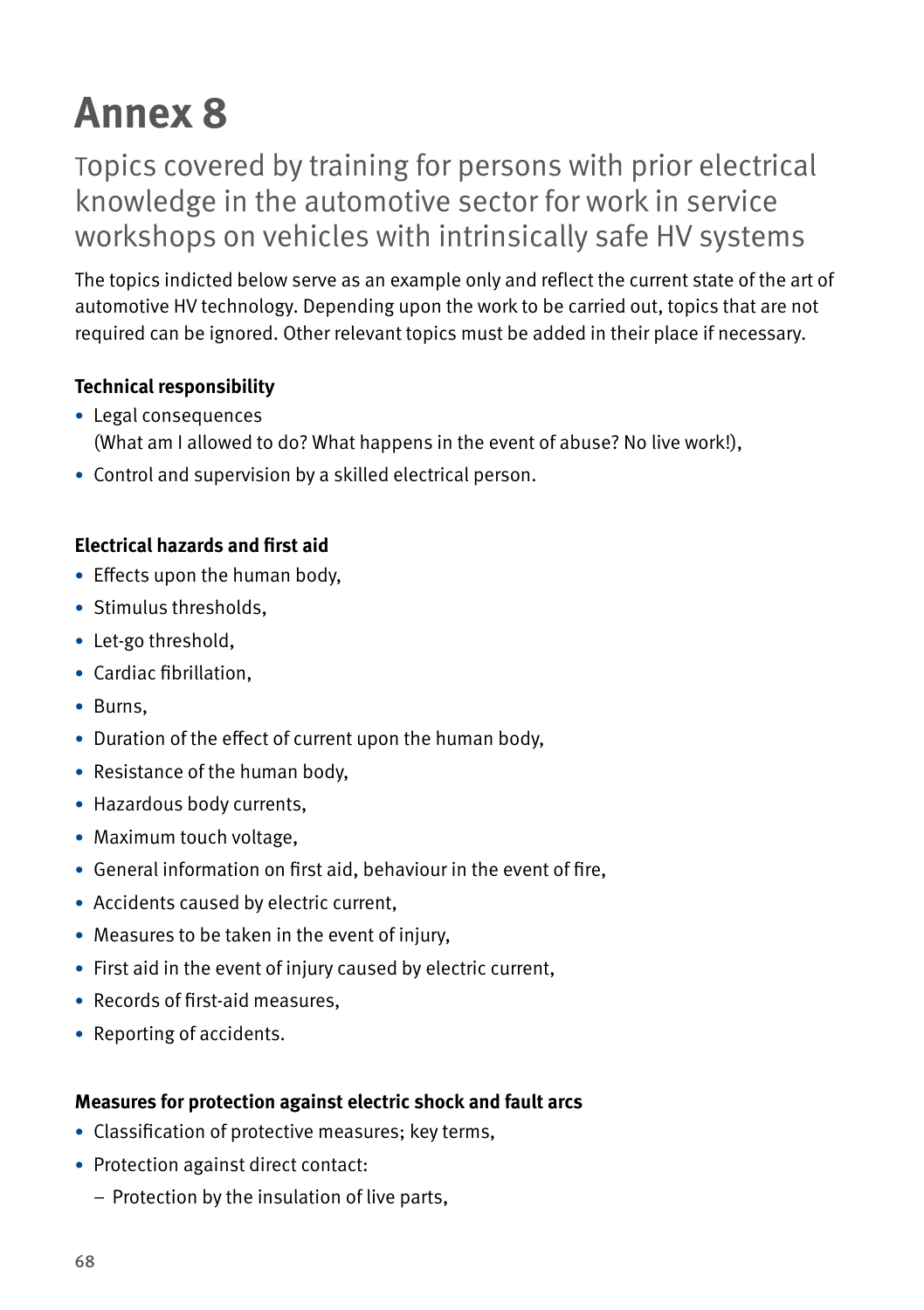# Annex 8

## Topics covered by training for persons with prior electrical knowledge in the automotive sector for work in service workshops on vehicles with intrinsically safe HV systems

The topics indicted below serve as an example only and reflect the current state of the art of automotive HV technology. Depending upon the work to be carried out, topics that are not required can be ignored. Other relevant topics must be added in their place if necessary.

**Technical responsibility**

- Legal consequences
  (What am I allowed to do? What happens in the event of abuse? No live work!),
- Control and supervision by a skilled electrical person.

**Electrical hazards and first aid**

- Effects upon the human body,
- Stimulus thresholds,
- Let-go threshold,
- Cardiac fibrillation,
- Burns,
- Duration of the effect of current upon the human body,
- Resistance of the human body,
- Hazardous body currents,
- Maximum touch voltage,
- General information on first aid, behaviour in the event of fire,
- Accidents caused by electric current,
- Measures to be taken in the event of injury,
- First aid in the event of injury caused by electric current,
- Records of first-aid measures,
- Reporting of accidents.

**Measures for protection against electric shock and fault arcs**

- Classification of protective measures; key terms,
- Protection against direct contact:
  - Protection by the insulation of live parts,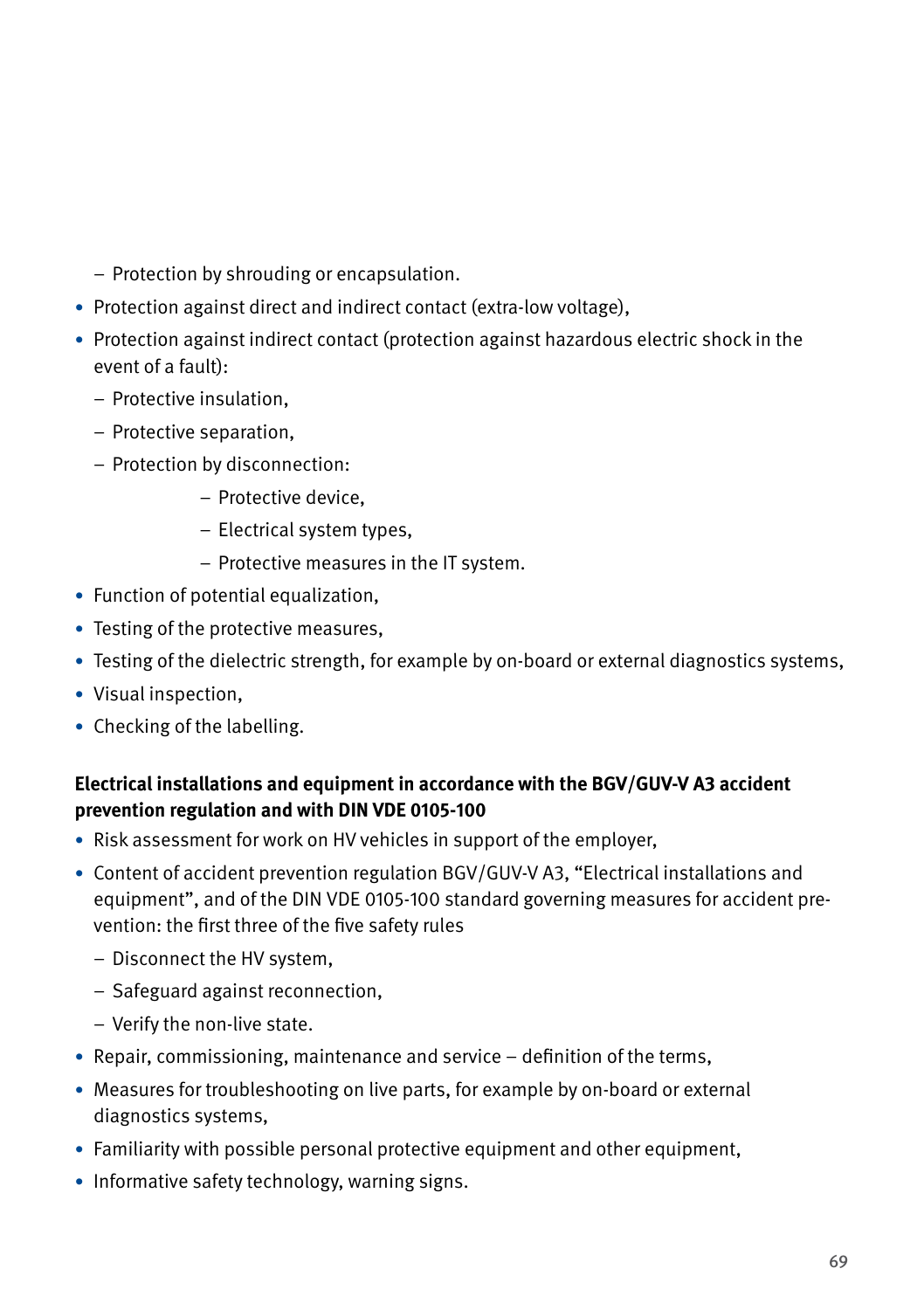- Protection by shrouding or encapsulation.
- Protection against direct and indirect contact (extra-low voltage),
- Protection against indirect contact (protection against hazardous electric shock in the event of a fault):
  - Protective insulation,
  - Protective separation,
  - Protection by disconnection:
    - Protective device,
    - Electrical system types,
    - Protective measures in the IT system.
- Function of potential equalization,
- Testing of the protective measures,
- Testing of the dielectric strength, for example by on-board or external diagnostics systems,
- Visual inspection,
- Checking of the labelling.

**Electrical installations and equipment in accordance with the BGV/GUV-V A3 accident prevention regulation and with DIN VDE 0105-100**

- Risk assessment for work on HV vehicles in support of the employer,
- Content of accident prevention regulation BGV/GUV-V A3, "Electrical installations and equipment", and of the DIN VDE 0105-100 standard governing measures for accident prevention: the first three of the five safety rules
  - Disconnect the HV system,
  - Safeguard against reconnection,
  - Verify the non-live state.
- Repair, commissioning, maintenance and service – definition of the terms,
- Measures for troubleshooting on live parts, for example by on-board or external diagnostics systems,
- Familiarity with possible personal protective equipment and other equipment,
- Informative safety technology, warning signs.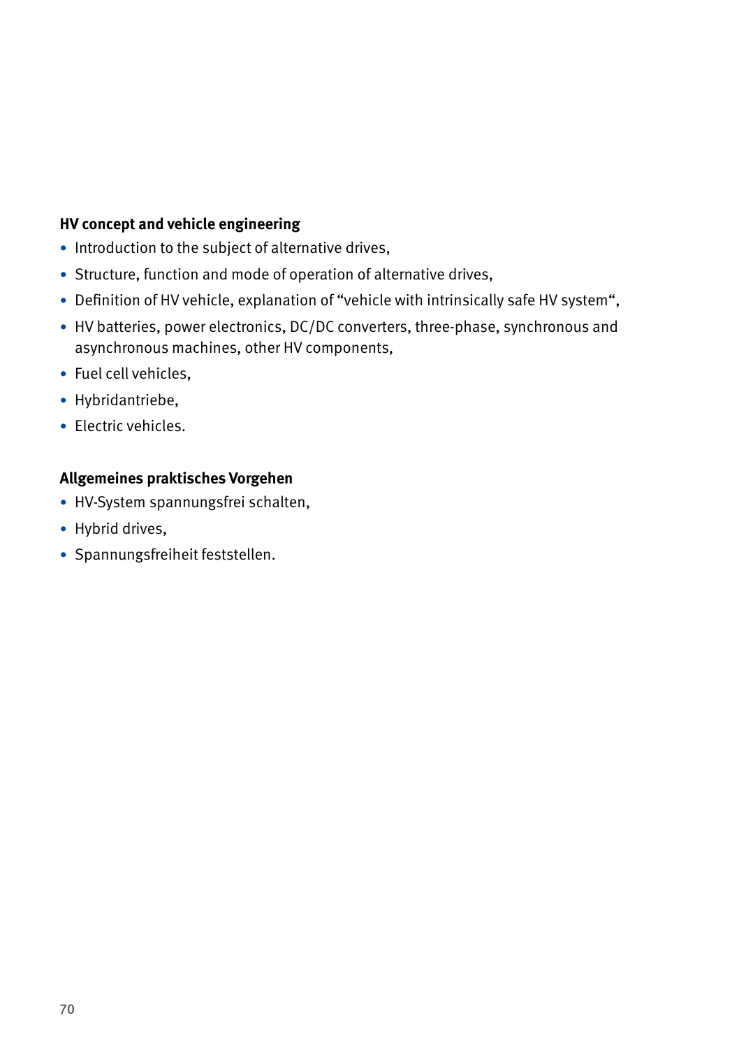**HV concept and vehicle engineering**

- Introduction to the subject of alternative drives,
- Structure, function and mode of operation of alternative drives,
- Definition of HV vehicle, explanation of “vehicle with intrinsically safe HV system“,
- HV batteries, power electronics, DC/DC converters, three-phase, synchronous and asynchronous machines, other HV components,
- Fuel cell vehicles,
- Hybridantriebe,
- Electric vehicles.

**Allgemeines praktisches Vorgehen**

- HV-System spannungsfrei schalten,
- Hybrid drives,
- Spannungsfreiheit feststellen.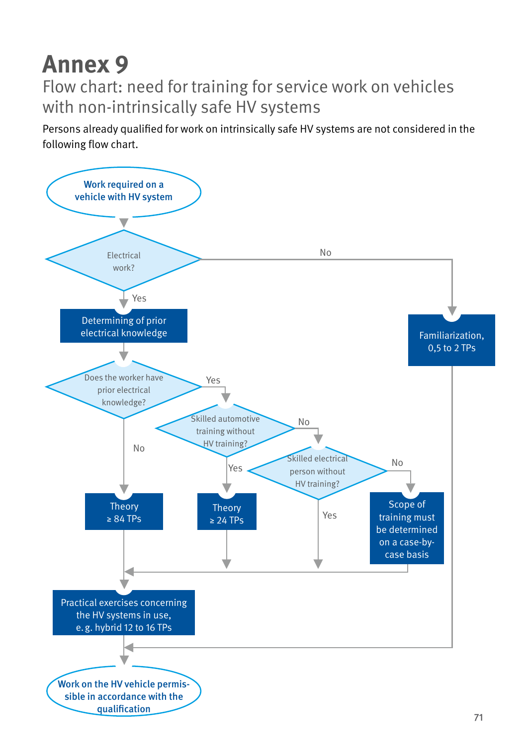# Annex 9

## Flow chart: need for training for service work on vehicles with non-intrinsically safe HV systems

Persons already qualified for work on intrinsically safe HV systems are not considered in the following flow chart.

Work required on a vehicle with HV system

Electrical work?

No

Yes

Determining of prior electrical knowledge

Familiarization, 0,5 to 2 TPs

Does the worker have prior electrical knowledge?

Yes

Skilled automotive training without HV training?

No

Skilled electrical person without HV training?

No

Yes

No

Yes

Theory ≥ 84 TPs

Theory ≥ 24 TPs

Scope of training must be determined on a case-by-case basis

Practical exercises concerning the HV systems in use, e. g. hybrid 12 to 16 TPs

Work on the HV vehicle permissible in accordance with the qualification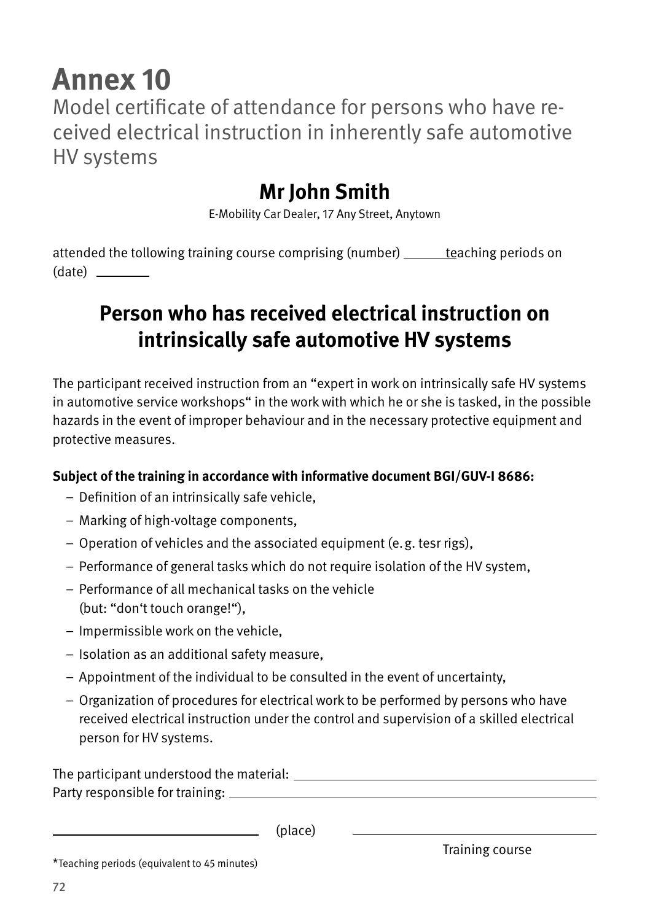# Annex 10

Model certificate of attendance for persons who have received electrical instruction in inherently safe automotive HV systems

## Mr John Smith

E-Mobility Car Dealer, 17 Any Street, Anytown

attended the tollowing training course comprising (number) ______ teaching periods on (date) ________

## Person who has received electrical instruction on intrinsically safe automotive HV systems

The participant received instruction from an "expert in work on intrinsically safe HV systems in automotive service workshops" in the work with which he or she is tasked, in the possible hazards in the event of improper behaviour and in the necessary protective equipment and protective measures.

**Subject of the training in accordance with informative document BGI/GUV-I 8686:**

- Definition of an intrinsically safe vehicle,
- Marking of high-voltage components,
- Operation of vehicles and the associated equipment (e.g. tesr rigs),
- Performance of general tasks which do not require isolation of the HV system,
- Performance of all mechanical tasks on the vehicle (but: "don't touch orange!"),
- Impermissible work on the vehicle,
- Isolation as an additional safety measure,
- Appointment of the individual to be consulted in the event of uncertainty,
- Organization of procedures for electrical work to be performed by persons who have received electrical instruction under the control and supervision of a skilled electrical person for HV systems.

The participant understood the material: ________________________________

Party responsible for training: ________________________________

________________________ (place) ________________________

Training course

*Teaching periods (equivalent to 45 minutes)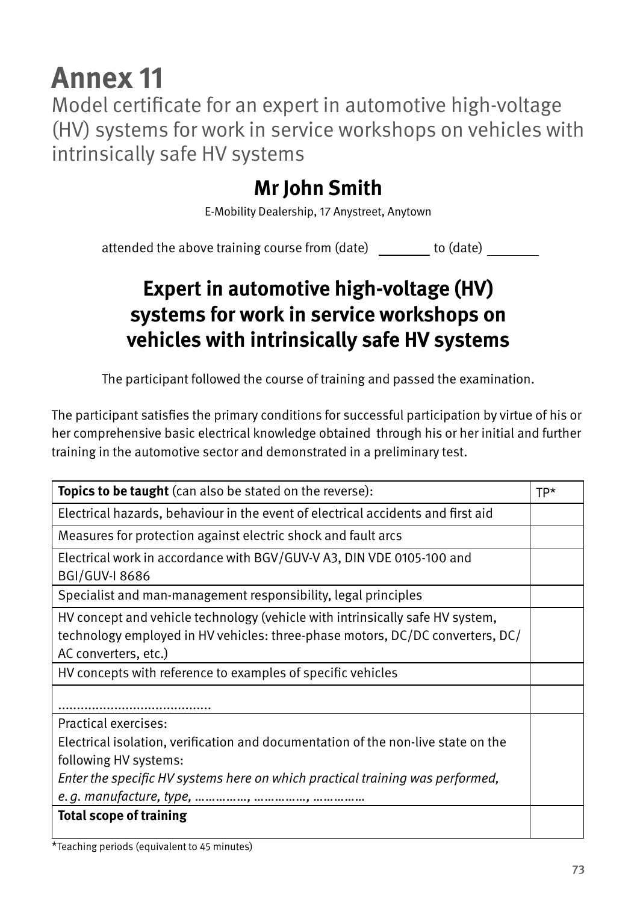# Annex 11

## Model certificate for an expert in automotive high-voltage (HV) systems for work in service workshops on vehicles with intrinsically safe HV systems

**Mr John Smith**

E-Mobility Dealership, 17 Anystreet, Anytown

attended the above training course from (date) ________ to (date) ________

**Expert in automotive high-voltage (HV) systems for work in service workshops on vehicles with intrinsically safe HV systems**

The participant followed the course of training and passed the examination.

The participant satisfies the primary conditions for successful participation by virtue of his or her comprehensive basic electrical knowledge obtained through his or her initial and further training in the automotive sector and demonstrated in a preliminary test.

| **Topics to be taught** (can also be stated on the reverse): | TP* |
|---|---|
| Electrical hazards, behaviour in the event of electrical accidents and first aid | |
| Measures for protection against electric shock and fault arcs | |
| Electrical work in accordance with BGV/GUV-V A3, DIN VDE 0105-100 and BGI/GUV-I 8686 | |
| Specialist and man-management responsibility, legal principles | |
| HV concept and vehicle technology (vehicle with intrinsically safe HV system, technology employed in HV vehicles: three-phase motors, DC/DC converters, DC/AC converters, etc.) | |
| HV concepts with reference to examples of specific vehicles | |
| ......................................... | |
| Practical exercises:<br>Electrical isolation, verification and documentation of the non-live state on the following HV systems:<br>*Enter the specific HV systems here on which practical training was performed, e.g. manufacture, type, ……………, ……………, ……………* | |
| **Total scope of training** | |

*Teaching periods (equivalent to 45 minutes)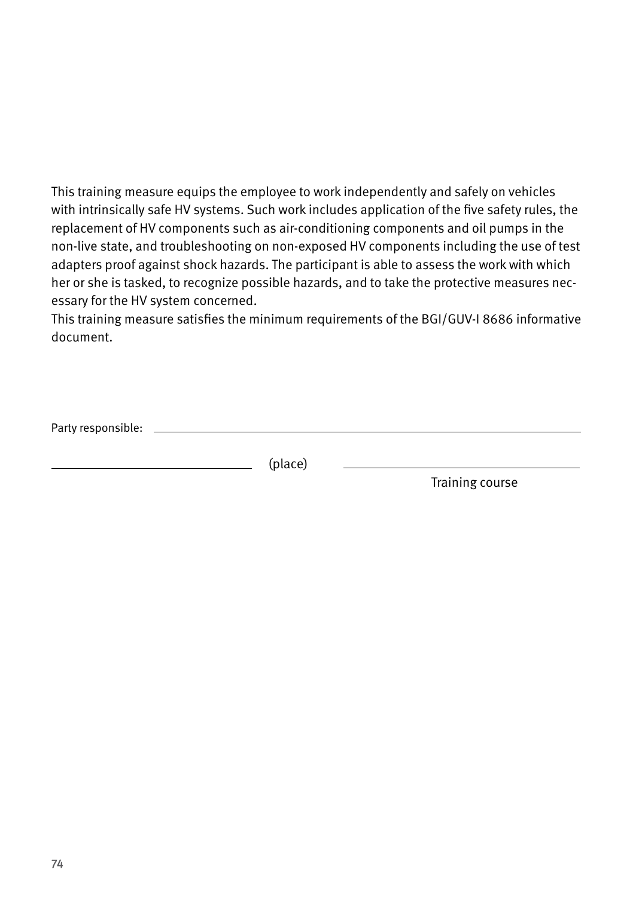This training measure equips the employee to work independently and safely on vehicles with intrinsically safe HV systems. Such work includes application of the five safety rules, the replacement of HV components such as air-conditioning components and oil pumps in the non-live state, and troubleshooting on non-exposed HV components including the use of test adapters proof against shock hazards. The participant is able to assess the work with which her or she is tasked, to recognize possible hazards, and to take the protective measures necessary for the HV system concerned.
This training measure satisfies the minimum requirements of the BGI/GUV-I 8686 informative document.

Party responsible: ______________________________________________

______________________ (place) ______________________

Training course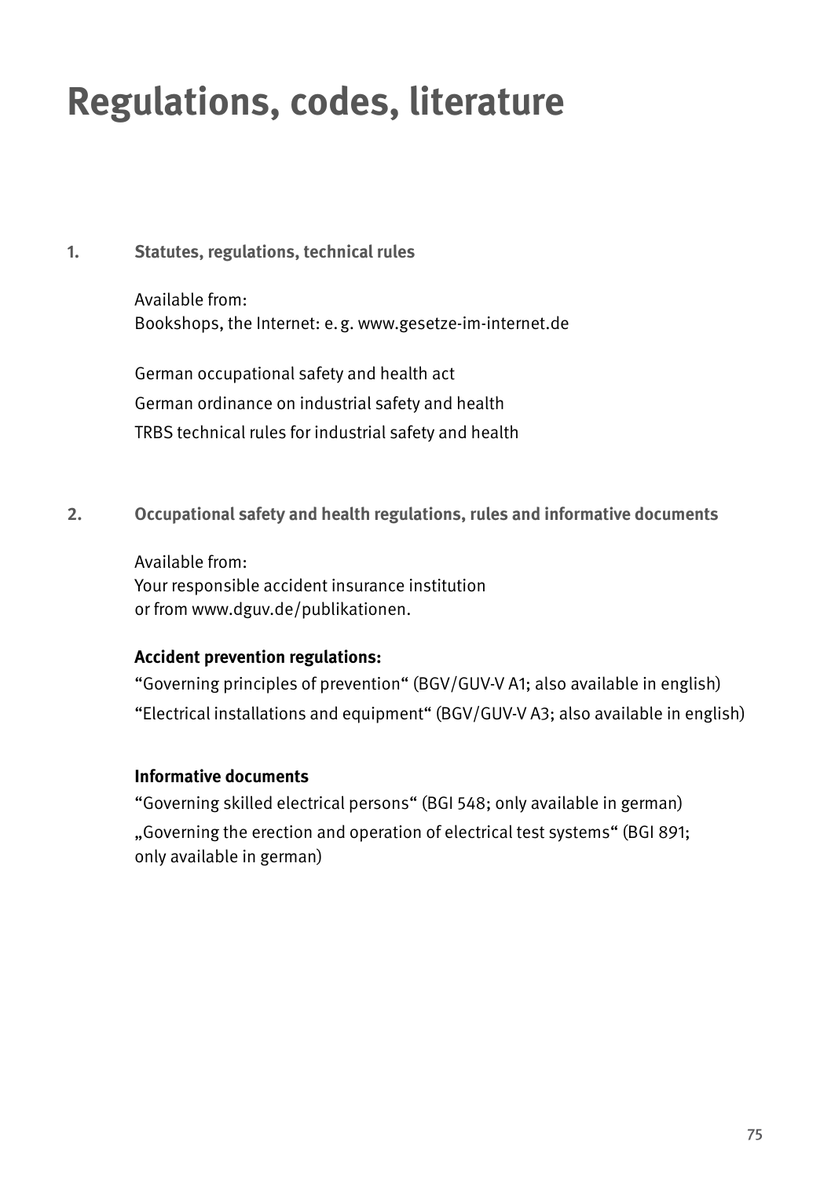# Regulations, codes, literature

## 1. Statutes, regulations, technical rules

Available from:
Bookshops, the Internet: e. g. www.gesetze-im-internet.de

German occupational safety and health act
German ordinance on industrial safety and health
TRBS technical rules for industrial safety and health

## 2. Occupational safety and health regulations, rules and informative documents

Available from:
Your responsible accident insurance institution
or from www.dguv.de/publikationen.

**Accident prevention regulations:**

"Governing principles of prevention" (BGV/GUV-V A1; also available in english)
"Electrical installations and equipment" (BGV/GUV-V A3; also available in english)

**Informative documents**

"Governing skilled electrical persons" (BGI 548; only available in german)
„Governing the erection and operation of electrical test systems" (BGI 891; only available in german)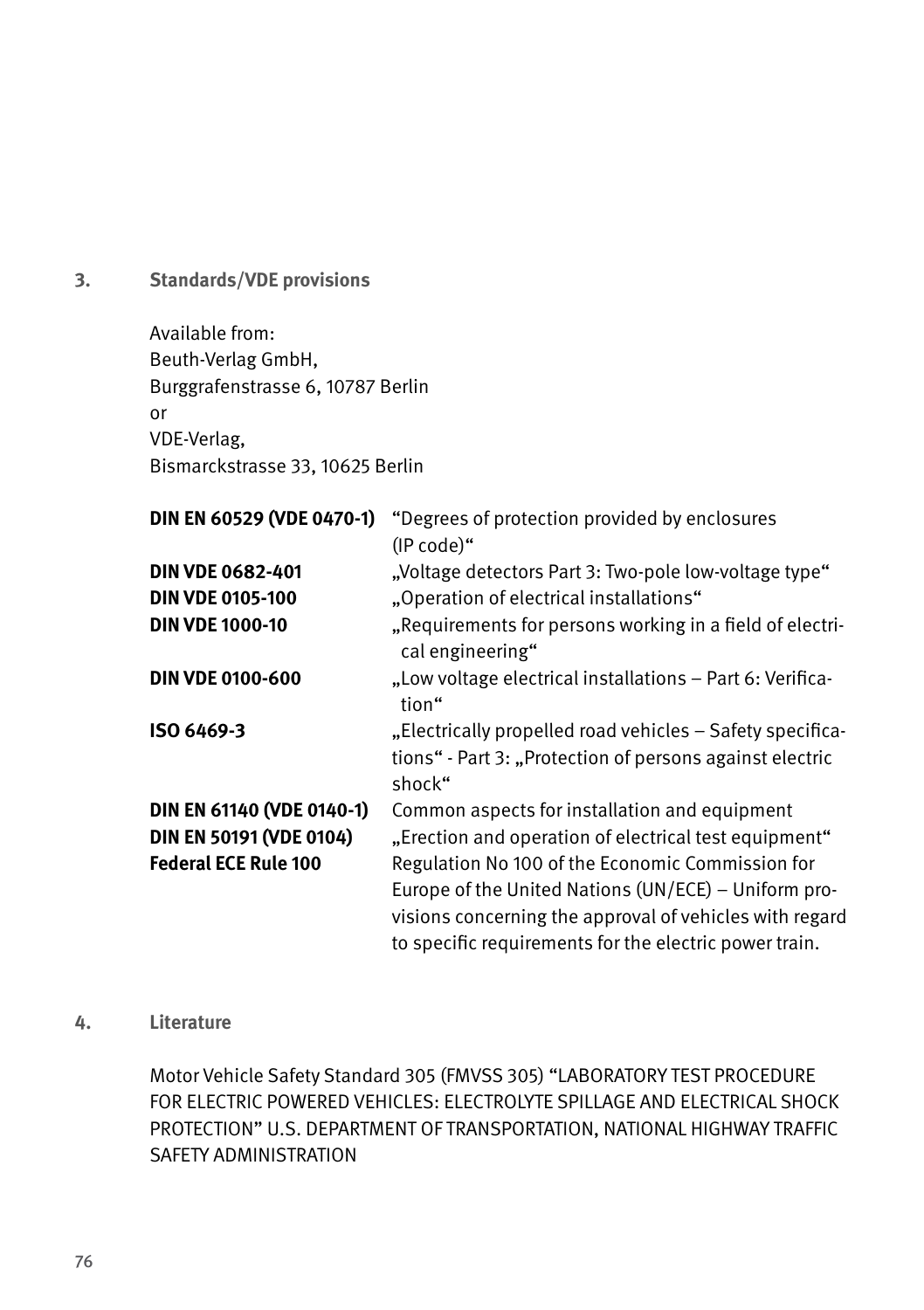## 3. Standards/VDE provisions

Available from:
Beuth-Verlag GmbH,
Burggrafenstrasse 6, 10787 Berlin
or
VDE-Verlag,
Bismarckstrasse 33, 10625 Berlin

| | |
|---|---|
| **DIN EN 60529 (VDE 0470-1)** | "Degrees of protection provided by enclosures (IP code)“ |
| **DIN VDE 0682-401** | „Voltage detectors Part 3: Two-pole low-voltage type“ |
| **DIN VDE 0105-100** | „Operation of electrical installations“ |
| **DIN VDE 1000-10** | „Requirements for persons working in a field of electrical engineering“ |
| **DIN VDE 0100-600** | „Low voltage electrical installations – Part 6: Verification“ |
| **ISO 6469-3** | „Electrically propelled road vehicles – Safety specifications“ - Part 3: „Protection of persons against electric shock“ |
| **DIN EN 61140 (VDE 0140-1)** | Common aspects for installation and equipment |
| **DIN EN 50191 (VDE 0104)** | „Erection and operation of electrical test equipment“ |
| **Federal ECE Rule 100** | Regulation No 100 of the Economic Commission for Europe of the United Nations (UN/ECE) – Uniform provisions concerning the approval of vehicles with regard to specific requirements for the electric power train. |

## 4. Literature

Motor Vehicle Safety Standard 305 (FMVSS 305) "LABORATORY TEST PROCEDURE FOR ELECTRIC POWERED VEHICLES: ELECTROLYTE SPILLAGE AND ELECTRICAL SHOCK PROTECTION" U.S. DEPARTMENT OF TRANSPORTATION, NATIONAL HIGHWAY TRAFFIC SAFETY ADMINISTRATION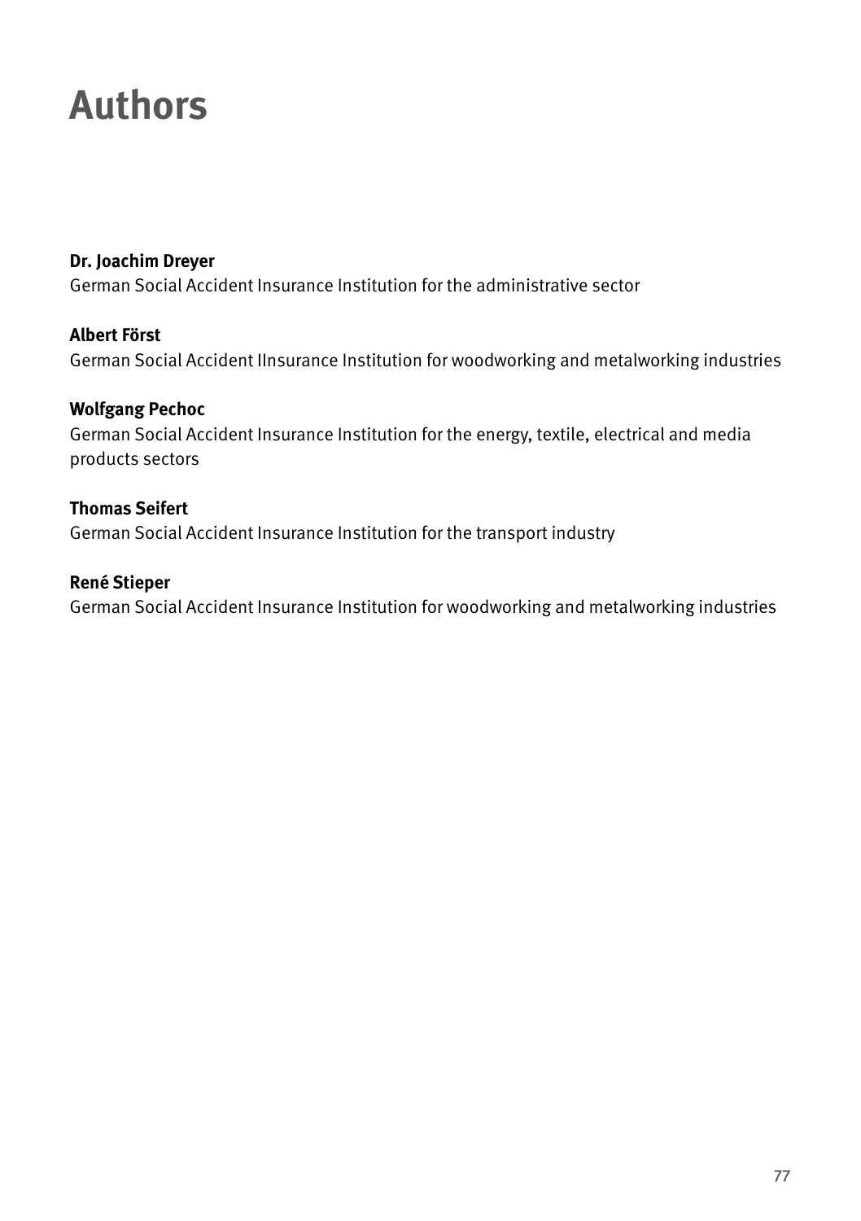# Authors

**Dr. Joachim Dreyer**
German Social Accident Insurance Institution for the administrative sector

**Albert Först**
German Social Accident IInsurance Institution for woodworking and metalworking industries

**Wolfgang Pechoc**
German Social Accident Insurance Institution for the energy, textile, electrical and media products sectors

**Thomas Seifert**
German Social Accident Insurance Institution for the transport industry

**René Stieper**
German Social Accident Insurance Institution for woodworking and metalworking industries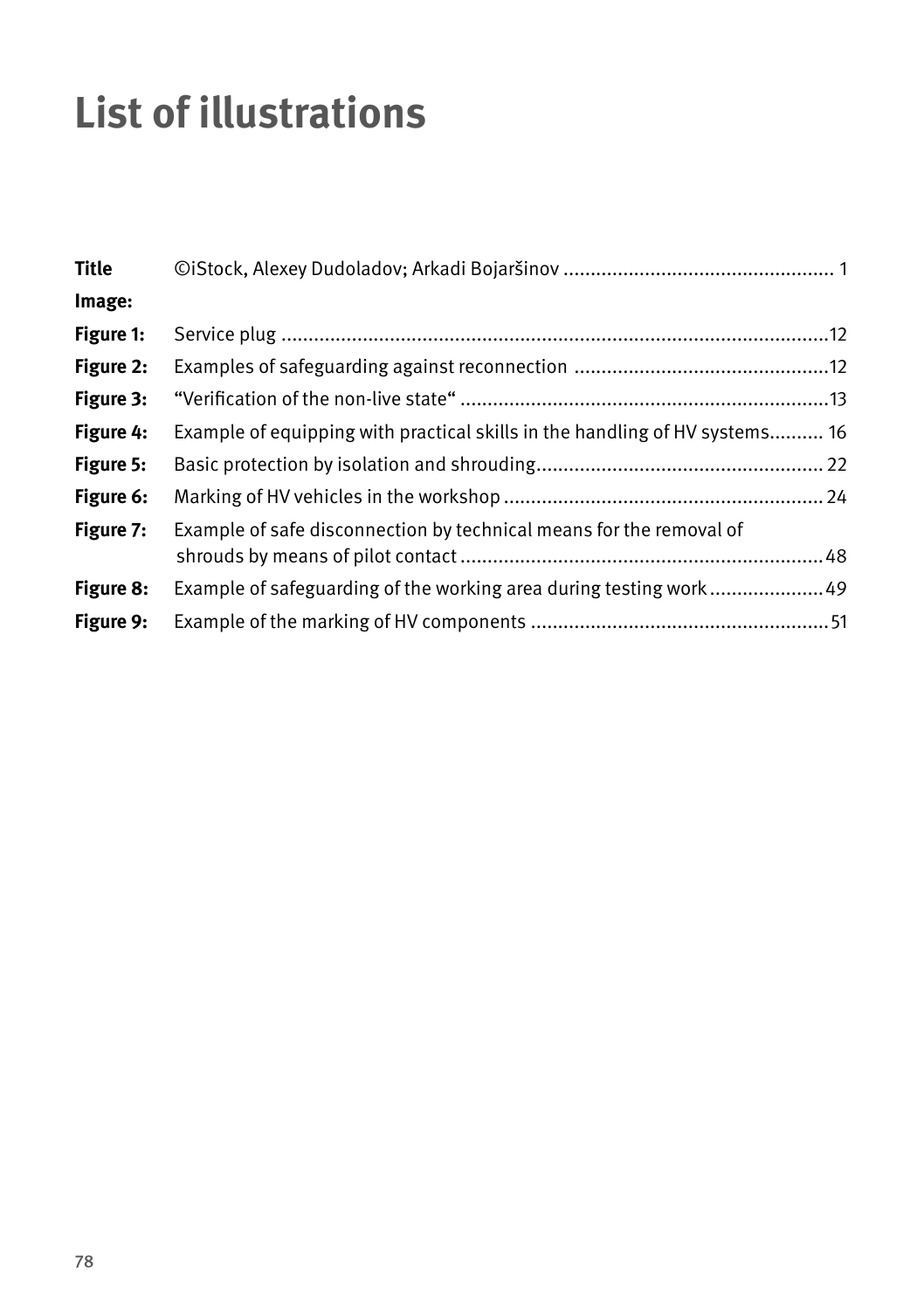# List of illustrations

| | | |
|---|---|---|
| **Title Image:** | ©iStock, Alexey Dudoladov; Arkadi Bojaršinov | 1 |
| **Figure 1:** | Service plug | 12 |
| **Figure 2:** | Examples of safeguarding against reconnection | 12 |
| **Figure 3:** | "Verification of the non-live state" | 13 |
| **Figure 4:** | Example of equipping with practical skills in the handling of HV systems | 16 |
| **Figure 5:** | Basic protection by isolation and shrouding | 22 |
| **Figure 6:** | Marking of HV vehicles in the workshop | 24 |
| **Figure 7:** | Example of safe disconnection by technical means for the removal of shrouds by means of pilot contact | 48 |
| **Figure 8:** | Example of safeguarding of the working area during testing work | 49 |
| **Figure 9:** | Example of the marking of HV components | 51 |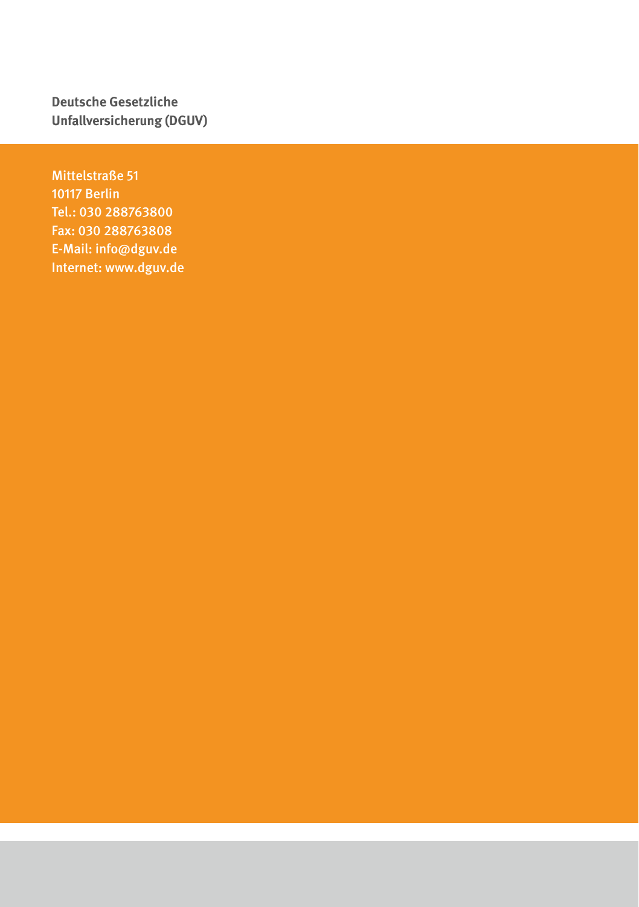**Deutsche Gesetzliche Unfallversicherung (DGUV)**

Mittelstraße 51
10117 Berlin
Tel.: 030 288763800
Fax: 030 288763808
E-Mail: info@dguv.de
Internet: www.dguv.de